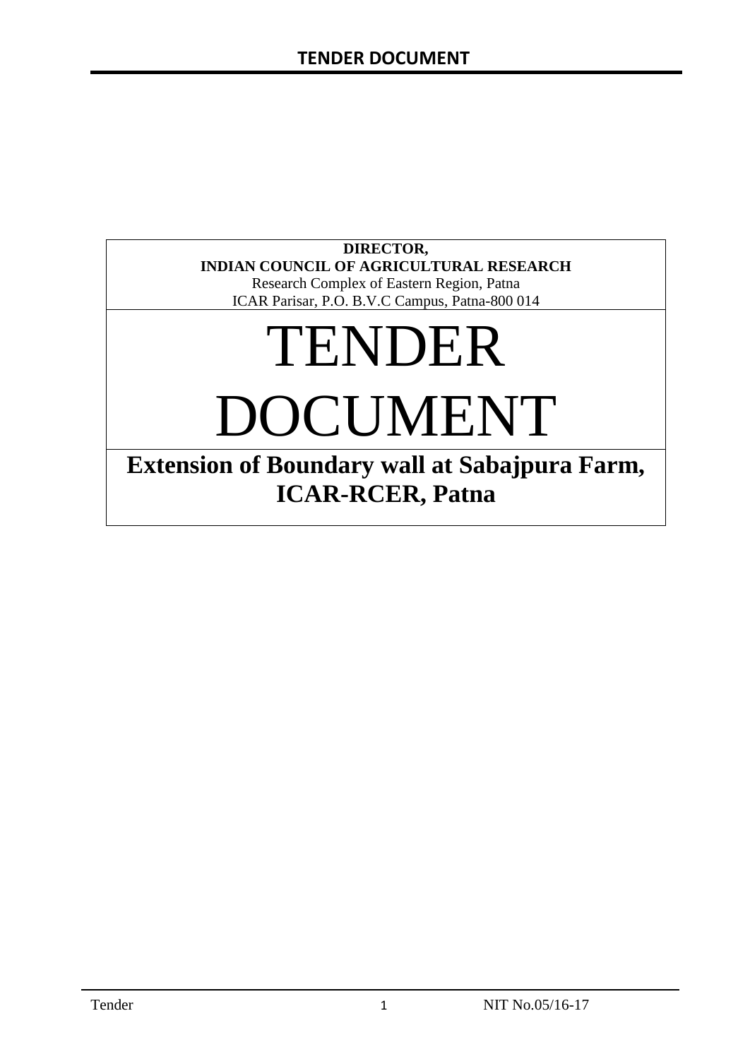**DIRECTOR,**
**INDIAN COUNCIL OF AGRICULTURAL RESEARCH**
Research Complex of Eastern Region, Patna
ICAR Parisar, P.O. B.V.C Campus, Patna-800 014

# TENDER DOCUMENT

## Extension of Boundary wall at Sabajpura Farm, ICAR-RCER, Patna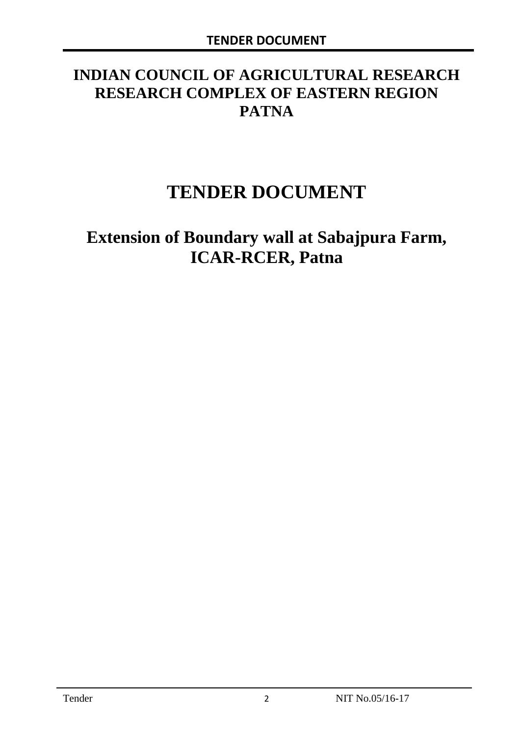# INDIAN COUNCIL OF AGRICULTURAL RESEARCH RESEARCH COMPLEX OF EASTERN REGION PATNA

# TENDER DOCUMENT

## Extension of Boundary wall at Sabajpura Farm, ICAR-RCER, Patna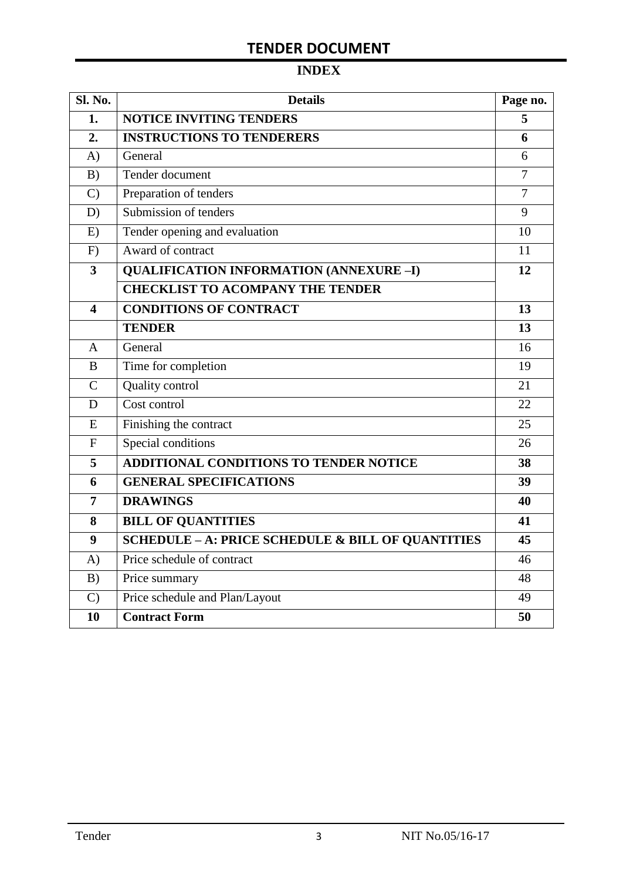# TENDER DOCUMENT

## INDEX

| Sl. No. | Details | Page no. |
|---|---|---|
| **1.** | **NOTICE INVITING TENDERS** | **5** |
| **2.** | **INSTRUCTIONS TO TENDERERS** | **6** |
| A) | General | 6 |
| B) | Tender document | 7 |
| C) | Preparation of tenders | 7 |
| D) | Submission of tenders | 9 |
| E) | Tender opening and evaluation | 10 |
| F) | Award of contract | 11 |
| **3** | **QUALIFICATION INFORMATION (ANNEXURE –I)** | **12** |
| | **CHECKLIST TO ACOMPANY THE TENDER** | |
| **4** | **CONDITIONS OF CONTRACT** | **13** |
| | **TENDER** | **13** |
| A | General | 16 |
| B | Time for completion | 19 |
| C | Quality control | 21 |
| D | Cost control | 22 |
| E | Finishing the contract | 25 |
| F | Special conditions | 26 |
| **5** | **ADDITIONAL CONDITIONS TO TENDER NOTICE** | **38** |
| **6** | **GENERAL SPECIFICATIONS** | **39** |
| **7** | **DRAWINGS** | **40** |
| **8** | **BILL OF QUANTITIES** | **41** |
| **9** | **SCHEDULE – A: PRICE SCHEDULE & BILL OF QUANTITIES** | **45** |
| A) | Price schedule of contract | 46 |
| B) | Price summary | 48 |
| C) | Price schedule and Plan/Layout | 49 |
| **10** | **Contract Form** | **50** |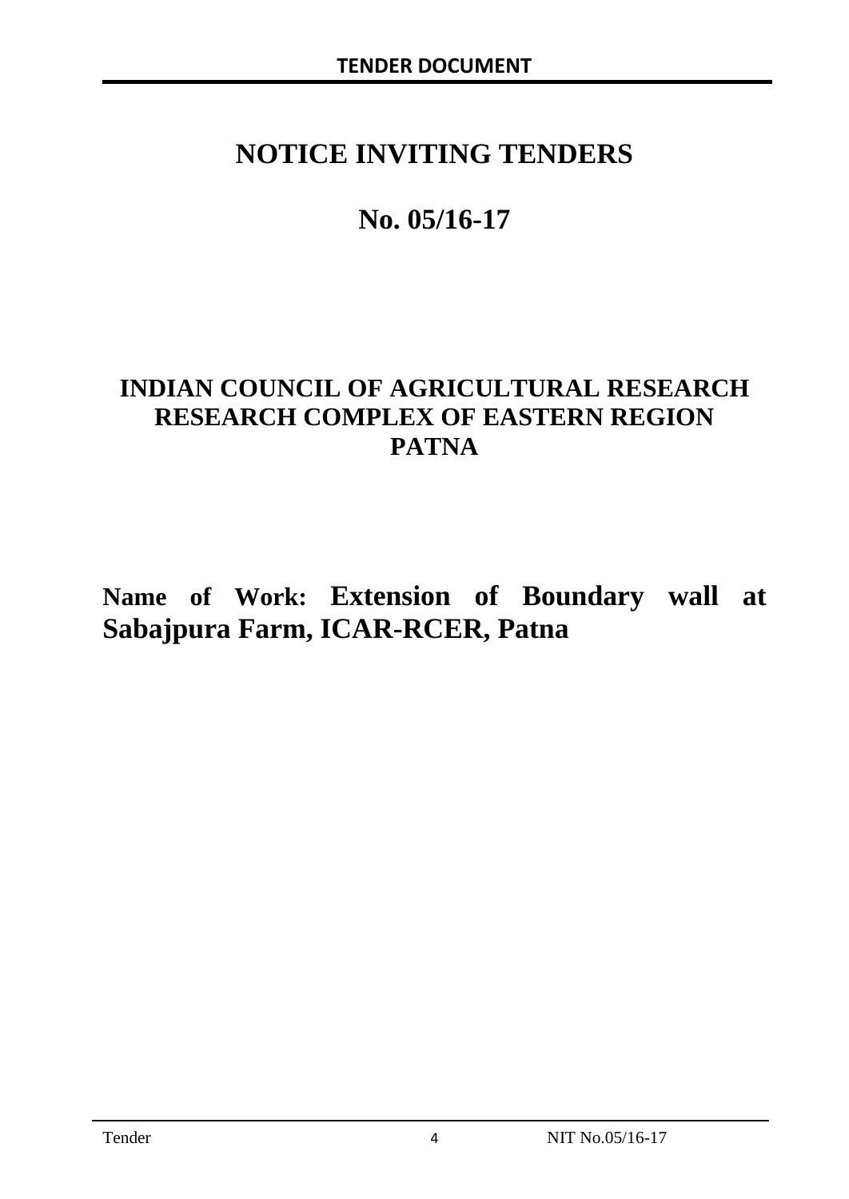# NOTICE INVITING TENDERS

# No. 05/16-17

## INDIAN COUNCIL OF AGRICULTURAL RESEARCH RESEARCH COMPLEX OF EASTERN REGION PATNA

**Name of Work: Extension of Boundary wall at Sabajpura Farm, ICAR-RCER, Patna**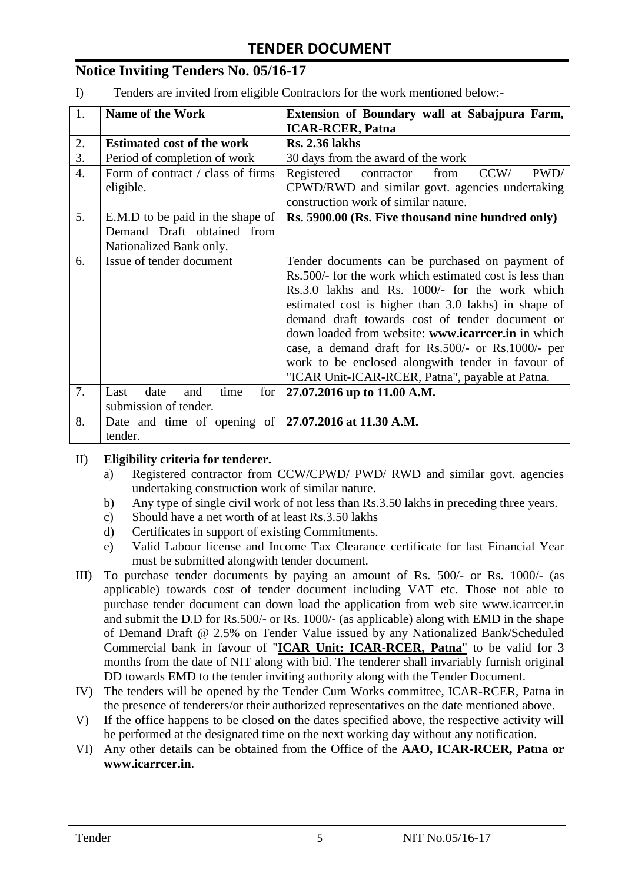# TENDER DOCUMENT

## Notice Inviting Tenders No. 05/16-17

I) Tenders are invited from eligible Contractors for the work mentioned below:-

| 1. | **Name of the Work** | **Extension of Boundary wall at Sabajpura Farm, ICAR-RCER, Patna** |
|---|---|---|
| 2. | **Estimated cost of the work** | **Rs. 2.36 lakhs** |
| 3. | Period of completion of work | 30 days from the award of the work |
| 4. | Form of contract / class of firms eligible. | Registered contractor from CCW/ PWD/ CPWD/RWD and similar govt. agencies undertaking construction work of similar nature. |
| 5. | E.M.D to be paid in the shape of Demand Draft obtained from Nationalized Bank only. | **Rs. 5900.00 (Rs. Five thousand nine hundred only)** |
| 6. | Issue of tender document | Tender documents can be purchased on payment of Rs.500/- for the work which estimated cost is less than Rs.3.0 lakhs and Rs. 1000/- for the work which estimated cost is higher than 3.0 lakhs) in shape of demand draft towards cost of tender document or down loaded from website: **www.icarrcer.in** in which case, a demand draft for Rs.500/- or Rs.1000/- per work to be enclosed alongwith tender in favour of "ICAR Unit-ICAR-RCER, Patna", payable at Patna. |
| 7. | Last date and time for submission of tender. | **27.07.2016 up to 11.00 A.M.** |
| 8. | Date and time of opening of tender. | **27.07.2016 at 11.30 A.M.** |

II) **Eligibility criteria for tenderer.**

a) Registered contractor from CCW/CPWD/ PWD/ RWD and similar govt. agencies undertaking construction work of similar nature.

b) Any type of single civil work of not less than Rs.3.50 lakhs in preceding three years.

c) Should have a net worth of at least Rs.3.50 lakhs

d) Certificates in support of existing Commitments.

e) Valid Labour license and Income Tax Clearance certificate for last Financial Year must be submitted alongwith tender document.

III) To purchase tender documents by paying an amount of Rs. 500/- or Rs. 1000/- (as applicable) towards cost of tender document including VAT etc. Those not able to purchase tender document can down load the application from web site www.icarrcer.in and submit the D.D for Rs.500/- or Rs. 1000/- (as applicable) along with EMD in the shape of Demand Draft @ 2.5% on Tender Value issued by any Nationalized Bank/Scheduled Commercial bank in favour of "**ICAR Unit: ICAR-RCER, Patna**" to be valid for 3 months from the date of NIT along with bid. The tenderer shall invariably furnish original DD towards EMD to the tender inviting authority along with the Tender Document.

IV) The tenders will be opened by the Tender Cum Works committee, ICAR-RCER, Patna in the presence of tenderers/or their authorized representatives on the date mentioned above.

V) If the office happens to be closed on the dates specified above, the respective activity will be performed at the designated time on the next working day without any notification.

VI) Any other details can be obtained from the Office of the **AAO, ICAR-RCER, Patna or www.icarrcer.in**.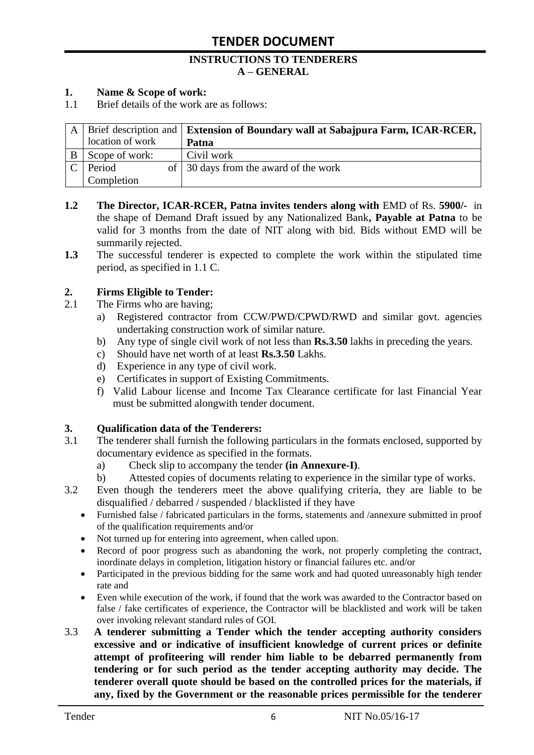# TENDER DOCUMENT

**INSTRUCTIONS TO TENDERERS**
**A – GENERAL**

**1. Name & Scope of work:**

1.1 Brief details of the work are as follows:

| | | |
|---|---|---|
| A | Brief description and location of work | **Extension of Boundary wall at Sabajpura Farm, ICAR-RCER, Patna** |
| B | Scope of work: | Civil work |
| C | Period of Completion | 30 days from the award of the work |

**1.2** **The Director, ICAR-RCER, Patna invites tenders along with** EMD of Rs. **5900/-** in the shape of Demand Draft issued by any Nationalized Bank**, Payable at Patna** to be valid for 3 months from the date of NIT along with bid. Bids without EMD will be summarily rejected.

**1.3** The successful tenderer is expected to complete the work within the stipulated time period, as specified in 1.1 C.

**2. Firms Eligible to Tender:**

2.1 The Firms who are having;

a) Registered contractor from CCW/PWD/CPWD/RWD and similar govt. agencies undertaking construction work of similar nature.
b) Any type of single civil work of not less than **Rs.3.50** lakhs in preceding the years.
c) Should have net worth of at least **Rs.3.50** Lakhs.
d) Experience in any type of civil work.
e) Certificates in support of Existing Commitments.
f) Valid Labour license and Income Tax Clearance certificate for last Financial Year must be submitted alongwith tender document.

**3. Qualification data of the Tenderers:**

3.1 The tenderer shall furnish the following particulars in the formats enclosed, supported by documentary evidence as specified in the formats.

a) Check slip to accompany the tender **(in Annexure-I)**.
b) Attested copies of documents relating to experience in the similar type of works.

3.2 Even though the tenderers meet the above qualifying criteria, they are liable to be disqualified / debarred / suspended / blacklisted if they have

- Furnished false / fabricated particulars in the forms, statements and /annexure submitted in proof of the qualification requirements and/or
- Not turned up for entering into agreement, when called upon.
- Record of poor progress such as abandoning the work, not properly completing the contract, inordinate delays in completion, litigation history or financial failures etc. and/or
- Participated in the previous bidding for the same work and had quoted unreasonably high tender rate and
- Even while execution of the work, if found that the work was awarded to the Contractor based on false / fake certificates of experience, the Contractor will be blacklisted and work will be taken over invoking relevant standard rules of GOI.

3.3 **A tenderer submitting a Tender which the tender accepting authority considers excessive and or indicative of insufficient knowledge of current prices or definite attempt of profiteering will render him liable to be debarred permanently from tendering or for such period as the tender accepting authority may decide. The tenderer overall quote should be based on the controlled prices for the materials, if any, fixed by the Government or the reasonable prices permissible for the tenderer**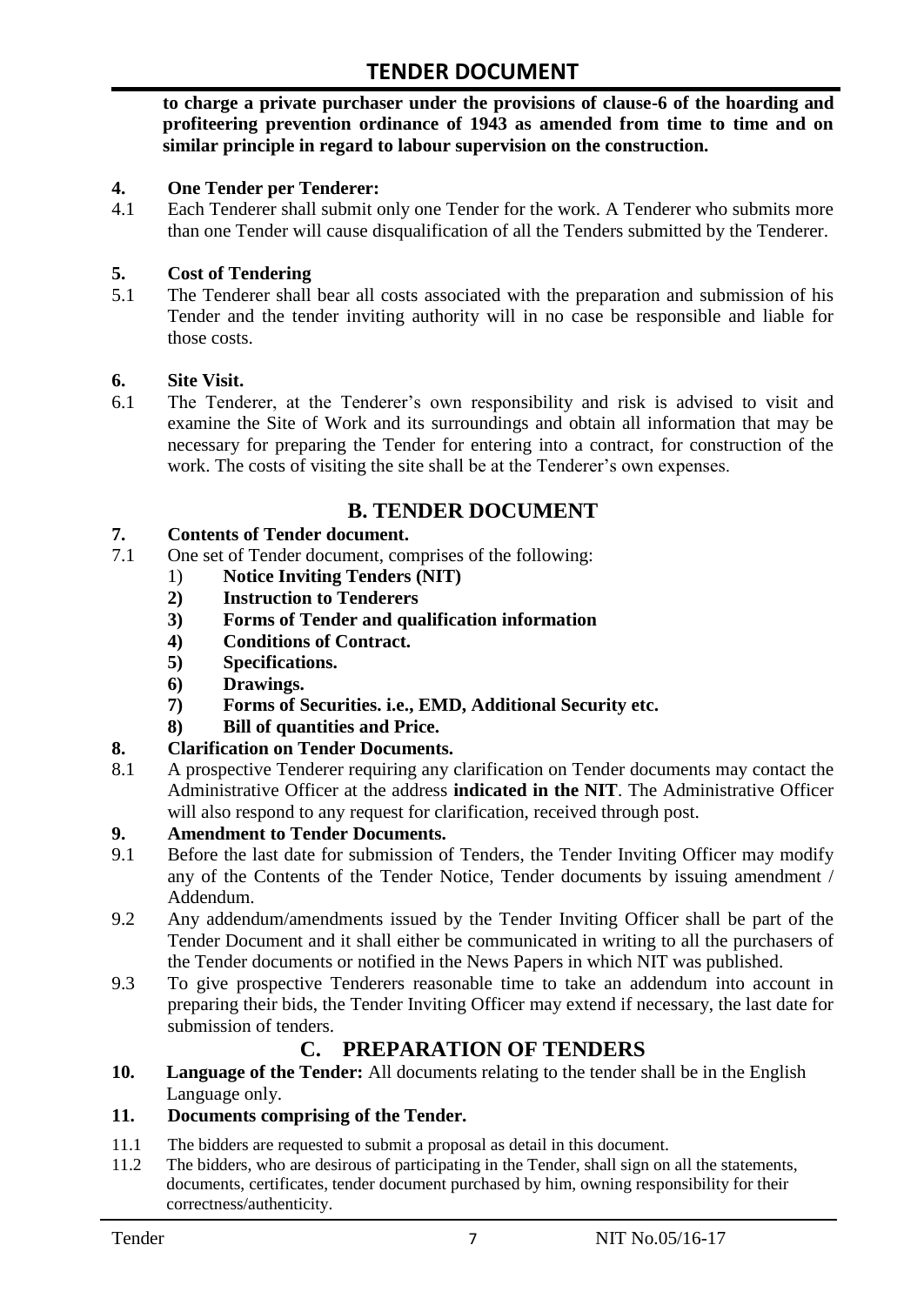**to charge a private purchaser under the provisions of clause-6 of the hoarding and profiteering prevention ordinance of 1943 as amended from time to time and on similar principle in regard to labour supervision on the construction.**

**4. One Tender per Tenderer:**

4.1 Each Tenderer shall submit only one Tender for the work. A Tenderer who submits more than one Tender will cause disqualification of all the Tenders submitted by the Tenderer.

**5. Cost of Tendering**

5.1 The Tenderer shall bear all costs associated with the preparation and submission of his Tender and the tender inviting authority will in no case be responsible and liable for those costs.

**6. Site Visit.**

6.1 The Tenderer, at the Tenderer's own responsibility and risk is advised to visit and examine the Site of Work and its surroundings and obtain all information that may be necessary for preparing the Tender for entering into a contract, for construction of the work. The costs of visiting the site shall be at the Tenderer's own expenses.

## B. TENDER DOCUMENT

**7. Contents of Tender document.**

7.1 One set of Tender document, comprises of the following:

1) **Notice Inviting Tenders (NIT)**
2) **Instruction to Tenderers**
3) **Forms of Tender and qualification information**
4) **Conditions of Contract.**
5) **Specifications.**
6) **Drawings.**
7) **Forms of Securities. i.e., EMD, Additional Security etc.**
8) **Bill of quantities and Price.**

**8. Clarification on Tender Documents.**

8.1 A prospective Tenderer requiring any clarification on Tender documents may contact the Administrative Officer at the address **indicated in the NIT**. The Administrative Officer will also respond to any request for clarification, received through post.

**9. Amendment to Tender Documents.**

9.1 Before the last date for submission of Tenders, the Tender Inviting Officer may modify any of the Contents of the Tender Notice, Tender documents by issuing amendment / Addendum.

9.2 Any addendum/amendments issued by the Tender Inviting Officer shall be part of the Tender Document and it shall either be communicated in writing to all the purchasers of the Tender documents or notified in the News Papers in which NIT was published.

9.3 To give prospective Tenderers reasonable time to take an addendum into account in preparing their bids, the Tender Inviting Officer may extend if necessary, the last date for submission of tenders.

## C. PREPARATION OF TENDERS

**10. Language of the Tender:** All documents relating to the tender shall be in the English Language only.

**11. Documents comprising of the Tender.**

11.1 The bidders are requested to submit a proposal as detail in this document.

11.2 The bidders, who are desirous of participating in the Tender, shall sign on all the statements, documents, certificates, tender document purchased by him, owning responsibility for their correctness/authenticity.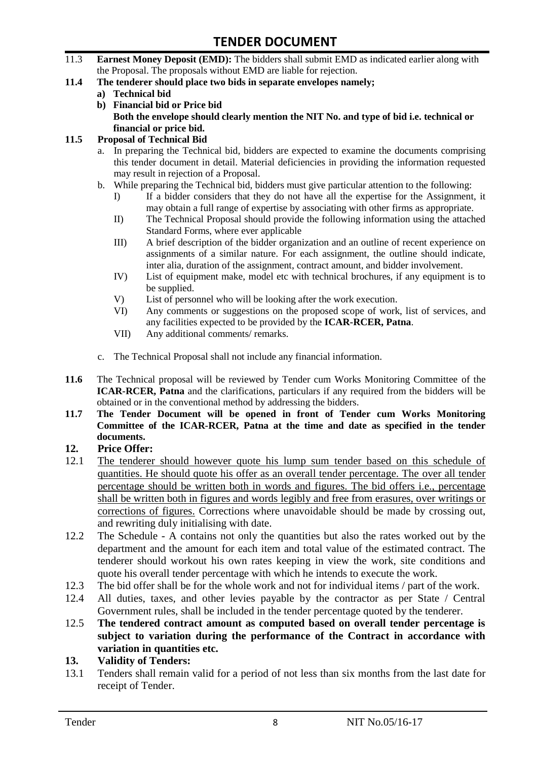11.3 **Earnest Money Deposit (EMD):** The bidders shall submit EMD as indicated earlier along with the Proposal. The proposals without EMD are liable for rejection.

**11.4 The tenderer should place two bids in separate envelopes namely;**

- **a) Technical bid**
- **b) Financial bid or Price bid**
  **Both the envelope should clearly mention the NIT No. and type of bid i.e. technical or financial or price bid.**

**11.5 Proposal of Technical Bid**

a. In preparing the Technical bid, bidders are expected to examine the documents comprising this tender document in detail. Material deficiencies in providing the information requested may result in rejection of a Proposal.

b. While preparing the Technical bid, bidders must give particular attention to the following:

- I) If a bidder considers that they do not have all the expertise for the Assignment, it may obtain a full range of expertise by associating with other firms as appropriate.
- II) The Technical Proposal should provide the following information using the attached Standard Forms, where ever applicable
- III) A brief description of the bidder organization and an outline of recent experience on assignments of a similar nature. For each assignment, the outline should indicate, inter alia, duration of the assignment, contract amount, and bidder involvement.
- IV) List of equipment make, model etc with technical brochures, if any equipment is to be supplied.
- V) List of personnel who will be looking after the work execution.
- VI) Any comments or suggestions on the proposed scope of work, list of services, and any facilities expected to be provided by the **ICAR-RCER, Patna**.
- VII) Any additional comments/ remarks.

c. The Technical Proposal shall not include any financial information.

**11.6** The Technical proposal will be reviewed by Tender cum Works Monitoring Committee of the **ICAR-RCER, Patna** and the clarifications, particulars if any required from the bidders will be obtained or in the conventional method by addressing the bidders.

**11.7 The Tender Document will be opened in front of Tender cum Works Monitoring Committee of the ICAR-RCER, Patna at the time and date as specified in the tender documents.**

## 12. Price Offer:

12.1 <u>The tenderer should however quote his lump sum tender based on this schedule of quantities. He should quote his offer as an overall tender percentage. The over all tender percentage should be written both in words and figures. The bid offers i.e., percentage shall be written both in figures and words legibly and free from erasures, over writings or corrections of figures.</u> Corrections where unavoidable should be made by crossing out, and rewriting duly initialising with date.

12.2 The Schedule - A contains not only the quantities but also the rates worked out by the department and the amount for each item and total value of the estimated contract. The tenderer should workout his own rates keeping in view the work, site conditions and quote his overall tender percentage with which he intends to execute the work.

12.3 The bid offer shall be for the whole work and not for individual items / part of the work.

12.4 All duties, taxes, and other levies payable by the contractor as per State / Central Government rules, shall be included in the tender percentage quoted by the tenderer.

12.5 **The tendered contract amount as computed based on overall tender percentage is subject to variation during the performance of the Contract in accordance with variation in quantities etc.**

## 13. Validity of Tenders:

13.1 Tenders shall remain valid for a period of not less than six months from the last date for receipt of Tender.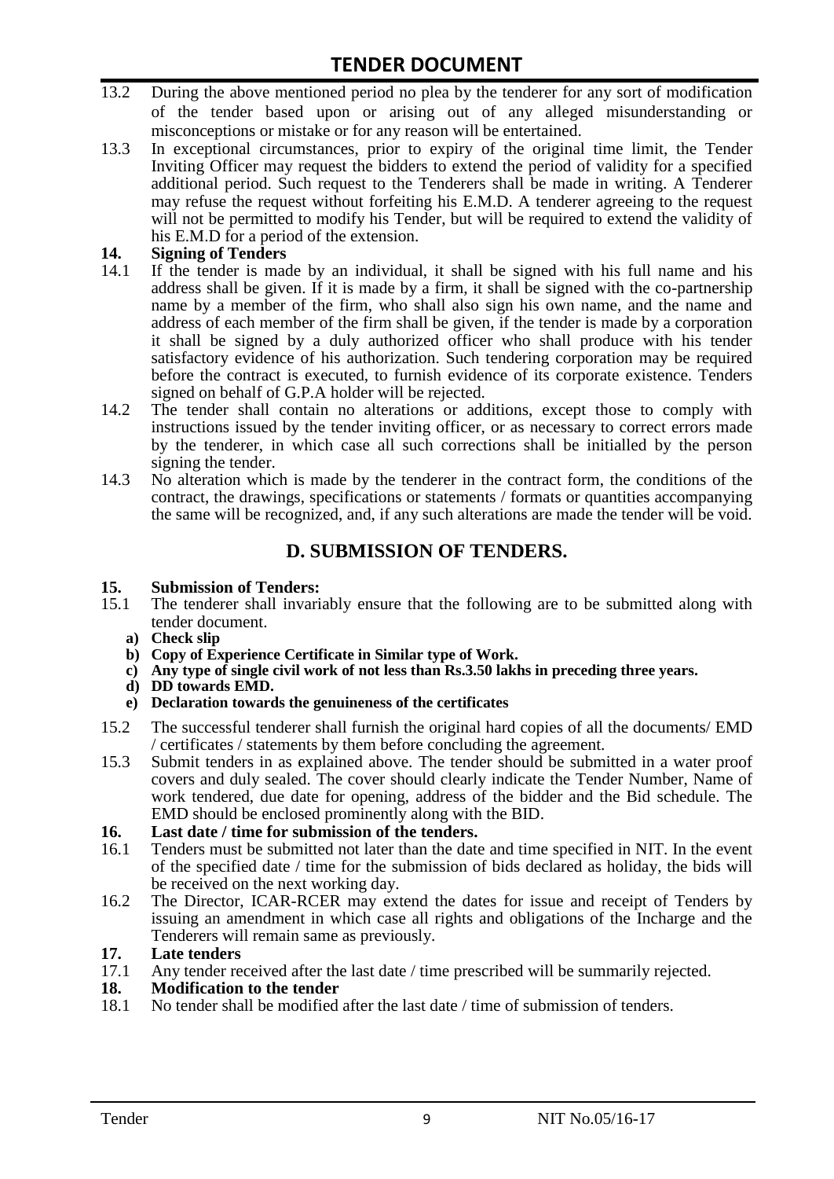13.2 During the above mentioned period no plea by the tenderer for any sort of modification of the tender based upon or arising out of any alleged misunderstanding or misconceptions or mistake or for any reason will be entertained.

13.3 In exceptional circumstances, prior to expiry of the original time limit, the Tender Inviting Officer may request the bidders to extend the period of validity for a specified additional period. Such request to the Tenderers shall be made in writing. A Tenderer may refuse the request without forfeiting his E.M.D. A tenderer agreeing to the request will not be permitted to modify his Tender, but will be required to extend the validity of his E.M.D for a period of the extension.

**14. Signing of Tenders**

14.1 If the tender is made by an individual, it shall be signed with his full name and his address shall be given. If it is made by a firm, it shall be signed with the co-partnership name by a member of the firm, who shall also sign his own name, and the name and address of each member of the firm shall be given, if the tender is made by a corporation it shall be signed by a duly authorized officer who shall produce with his tender satisfactory evidence of his authorization. Such tendering corporation may be required before the contract is executed, to furnish evidence of its corporate existence. Tenders signed on behalf of G.P.A holder will be rejected.

14.2 The tender shall contain no alterations or additions, except those to comply with instructions issued by the tender inviting officer, or as necessary to correct errors made by the tenderer, in which case all such corrections shall be initialled by the person signing the tender.

14.3 No alteration which is made by the tenderer in the contract form, the conditions of the contract, the drawings, specifications or statements / formats or quantities accompanying the same will be recognized, and, if any such alterations are made the tender will be void.

## D. SUBMISSION OF TENDERS.

**15. Submission of Tenders:**

15.1 The tenderer shall invariably ensure that the following are to be submitted along with tender document.

**a) Check slip**
**b) Copy of Experience Certificate in Similar type of Work.**
**c) Any type of single civil work of not less than Rs.3.50 lakhs in preceding three years.**
**d) DD towards EMD.**
**e) Declaration towards the genuineness of the certificates**

15.2 The successful tenderer shall furnish the original hard copies of all the documents/ EMD / certificates / statements by them before concluding the agreement.

15.3 Submit tenders in as explained above. The tender should be submitted in a water proof covers and duly sealed. The cover should clearly indicate the Tender Number, Name of work tendered, due date for opening, address of the bidder and the Bid schedule. The EMD should be enclosed prominently along with the BID.

**16. Last date / time for submission of the tenders.**

16.1 Tenders must be submitted not later than the date and time specified in NIT. In the event of the specified date / time for the submission of bids declared as holiday, the bids will be received on the next working day.

16.2 The Director, ICAR-RCER may extend the dates for issue and receipt of Tenders by issuing an amendment in which case all rights and obligations of the Incharge and the Tenderers will remain same as previously.

**17. Late tenders**

17.1 Any tender received after the last date / time prescribed will be summarily rejected.

**18. Modification to the tender**

18.1 No tender shall be modified after the last date / time of submission of tenders.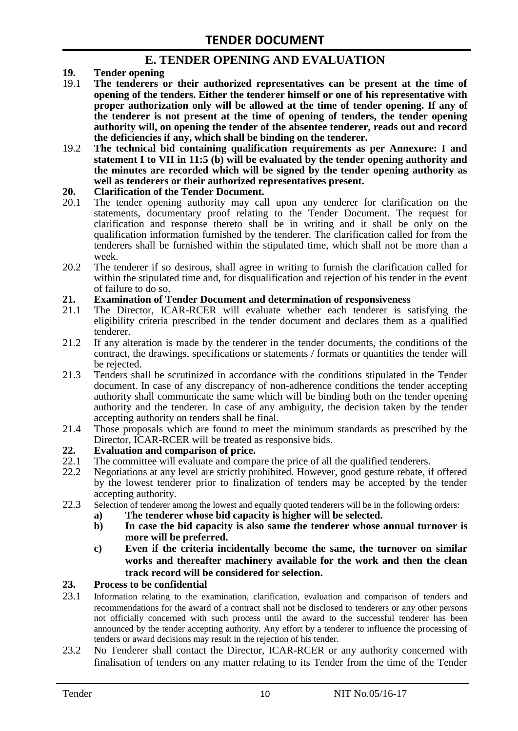## E. TENDER OPENING AND EVALUATION

**19. Tender opening**

19.1 **The tenderers or their authorized representatives can be present at the time of opening of the tenders. Either the tenderer himself or one of his representative with proper authorization only will be allowed at the time of tender opening. If any of the tenderer is not present at the time of opening of tenders, the tender opening authority will, on opening the tender of the absentee tenderer, reads out and record the deficiencies if any, which shall be binding on the tenderer.**

19.2 **The technical bid containing qualification requirements as per Annexure: I and statement I to VII in 11:5 (b) will be evaluated by the tender opening authority and the minutes are recorded which will be signed by the tender opening authority as well as tenderers or their authorized representatives present.**

**20. Clarification of the Tender Document.**

20.1 The tender opening authority may call upon any tenderer for clarification on the statements, documentary proof relating to the Tender Document. The request for clarification and response thereto shall be in writing and it shall be only on the qualification information furnished by the tenderer. The clarification called for from the tenderers shall be furnished within the stipulated time, which shall not be more than a week.

20.2 The tenderer if so desirous, shall agree in writing to furnish the clarification called for within the stipulated time and, for disqualification and rejection of his tender in the event of failure to do so.

**21. Examination of Tender Document and determination of responsiveness**

21.1 The Director, ICAR-RCER will evaluate whether each tenderer is satisfying the eligibility criteria prescribed in the tender document and declares them as a qualified tenderer.

21.2 If any alteration is made by the tenderer in the tender documents, the conditions of the contract, the drawings, specifications or statements / formats or quantities the tender will be rejected.

21.3 Tenders shall be scrutinized in accordance with the conditions stipulated in the Tender document. In case of any discrepancy of non-adherence conditions the tender accepting authority shall communicate the same which will be binding both on the tender opening authority and the tenderer. In case of any ambiguity, the decision taken by the tender accepting authority on tenders shall be final.

21.4 Those proposals which are found to meet the minimum standards as prescribed by the Director, ICAR-RCER will be treated as responsive bids.

**22. Evaluation and comparison of price.**

22.1 The committee will evaluate and compare the price of all the qualified tenderers.

22.2 Negotiations at any level are strictly prohibited. However, good gesture rebate, if offered by the lowest tenderer prior to finalization of tenders may be accepted by the tender accepting authority.

22.3 Selection of tenderer among the lowest and equally quoted tenderers will be in the following orders:

- **a) The tenderer whose bid capacity is higher will be selected.**
- **b) In case the bid capacity is also same the tenderer whose annual turnover is more will be preferred.**
- **c) Even if the criteria incidentally become the same, the turnover on similar works and thereafter machinery available for the work and then the clean track record will be considered for selection.**

**23. Process to be confidential**

23.1 Information relating to the examination, clarification, evaluation and comparison of tenders and recommendations for the award of a contract shall not be disclosed to tenderers or any other persons not officially concerned with such process until the award to the successful tenderer has been announced by the tender accepting authority. Any effort by a tenderer to influence the processing of tenders or award decisions may result in the rejection of his tender.

23.2 No Tenderer shall contact the Director, ICAR-RCER or any authority concerned with finalisation of tenders on any matter relating to its Tender from the time of the Tender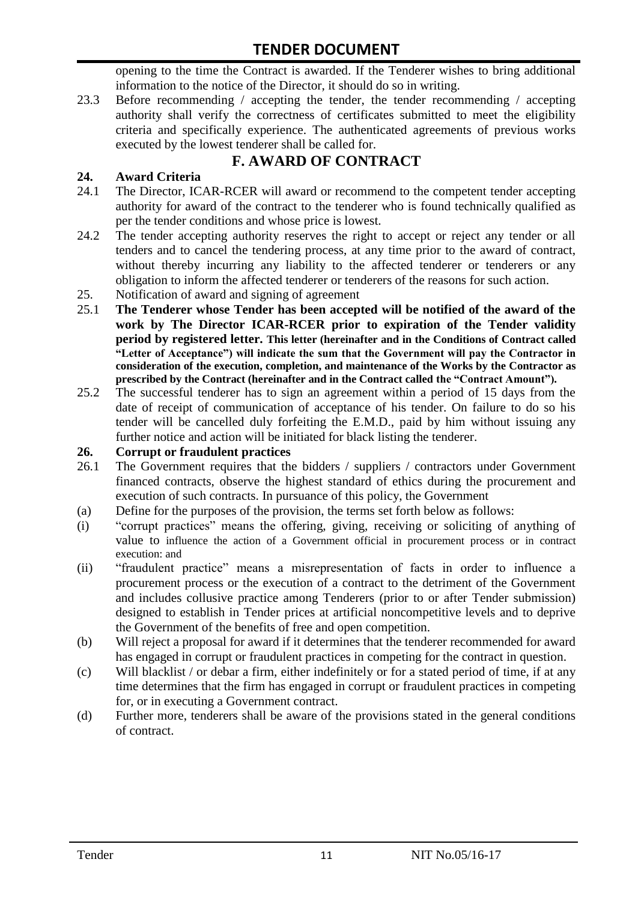opening to the time the Contract is awarded. If the Tenderer wishes to bring additional information to the notice of the Director, it should do so in writing.

23.3 Before recommending / accepting the tender, the tender recommending / accepting authority shall verify the correctness of certificates submitted to meet the eligibility criteria and specifically experience. The authenticated agreements of previous works executed by the lowest tenderer shall be called for.

## F. AWARD OF CONTRACT

### 24. Award Criteria

24.1 The Director, ICAR-RCER will award or recommend to the competent tender accepting authority for award of the contract to the tenderer who is found technically qualified as per the tender conditions and whose price is lowest.

24.2 The tender accepting authority reserves the right to accept or reject any tender or all tenders and to cancel the tendering process, at any time prior to the award of contract, without thereby incurring any liability to the affected tenderer or tenderers or any obligation to inform the affected tenderer or tenderers of the reasons for such action.

25. Notification of award and signing of agreement

25.1 **The Tenderer whose Tender has been accepted will be notified of the award of the work by The Director ICAR-RCER prior to expiration of the Tender validity period by registered letter. This letter (hereinafter and in the Conditions of Contract called "Letter of Acceptance") will indicate the sum that the Government will pay the Contractor in consideration of the execution, completion, and maintenance of the Works by the Contractor as prescribed by the Contract (hereinafter and in the Contract called the "Contract Amount").**

25.2 The successful tenderer has to sign an agreement within a period of 15 days from the date of receipt of communication of acceptance of his tender. On failure to do so his tender will be cancelled duly forfeiting the E.M.D., paid by him without issuing any further notice and action will be initiated for black listing the tenderer.

### 26. Corrupt or fraudulent practices

26.1 The Government requires that the bidders / suppliers / contractors under Government financed contracts, observe the highest standard of ethics during the procurement and execution of such contracts. In pursuance of this policy, the Government

(a) Define for the purposes of the provision, the terms set forth below as follows:

(i) "corrupt practices" means the offering, giving, receiving or soliciting of anything of value to influence the action of a Government official in procurement process or in contract execution: and

(ii) "fraudulent practice" means a misrepresentation of facts in order to influence a procurement process or the execution of a contract to the detriment of the Government and includes collusive practice among Tenderers (prior to or after Tender submission) designed to establish in Tender prices at artificial noncompetitive levels and to deprive the Government of the benefits of free and open competition.

(b) Will reject a proposal for award if it determines that the tenderer recommended for award has engaged in corrupt or fraudulent practices in competing for the contract in question.

(c) Will blacklist / or debar a firm, either indefinitely or for a stated period of time, if at any time determines that the firm has engaged in corrupt or fraudulent practices in competing for, or in executing a Government contract.

(d) Further more, tenderers shall be aware of the provisions stated in the general conditions of contract.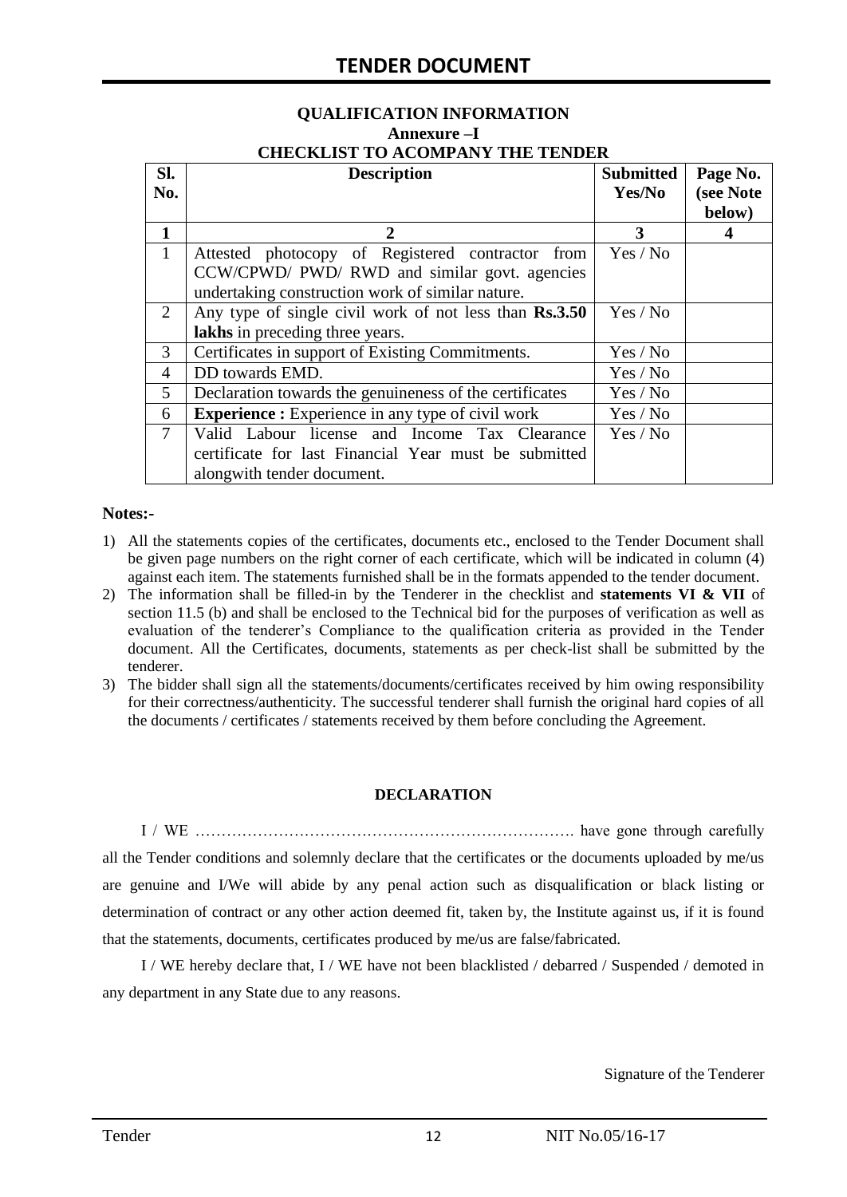### QUALIFICATION INFORMATION

### Annexure –I

### CHECKLIST TO ACOMPANY THE TENDER

| Sl. No. | Description | Submitted Yes/No | Page No. (see Note below) |
|---|---|---|---|
| **1** | **2** | **3** | **4** |
| 1 | Attested photocopy of Registered contractor from CCW/CPWD/ PWD/ RWD and similar govt. agencies undertaking construction work of similar nature. | Yes / No | |
| 2 | Any type of single civil work of not less than **Rs.3.50 lakhs** in preceding three years. | Yes / No | |
| 3 | Certificates in support of Existing Commitments. | Yes / No | |
| 4 | DD towards EMD. | Yes / No | |
| 5 | Declaration towards the genuineness of the certificates | Yes / No | |
| 6 | **Experience :** Experience in any type of civil work | Yes / No | |
| 7 | Valid Labour license and Income Tax Clearance certificate for last Financial Year must be submitted alongwith tender document. | Yes / No | |

**Notes:-**

1) All the statements copies of the certificates, documents etc., enclosed to the Tender Document shall be given page numbers on the right corner of each certificate, which will be indicated in column (4) against each item. The statements furnished shall be in the formats appended to the tender document.
2) The information shall be filled-in by the Tenderer in the checklist and **statements VI & VII** of section 11.5 (b) and shall be enclosed to the Technical bid for the purposes of verification as well as evaluation of the tenderer's Compliance to the qualification criteria as provided in the Tender document. All the Certificates, documents, statements as per check-list shall be submitted by the tenderer.
3) The bidder shall sign all the statements/documents/certificates received by him owing responsibility for their correctness/authenticity. The successful tenderer shall furnish the original hard copies of all the documents / certificates / statements received by them before concluding the Agreement.

**DECLARATION**

I / WE ………………………………………………………………. have gone through carefully all the Tender conditions and solemnly declare that the certificates or the documents uploaded by me/us are genuine and I/We will abide by any penal action such as disqualification or black listing or determination of contract or any other action deemed fit, taken by, the Institute against us, if it is found that the statements, documents, certificates produced by me/us are false/fabricated.

I / WE hereby declare that, I / WE have not been blacklisted / debarred / Suspended / demoted in any department in any State due to any reasons.

Signature of the Tenderer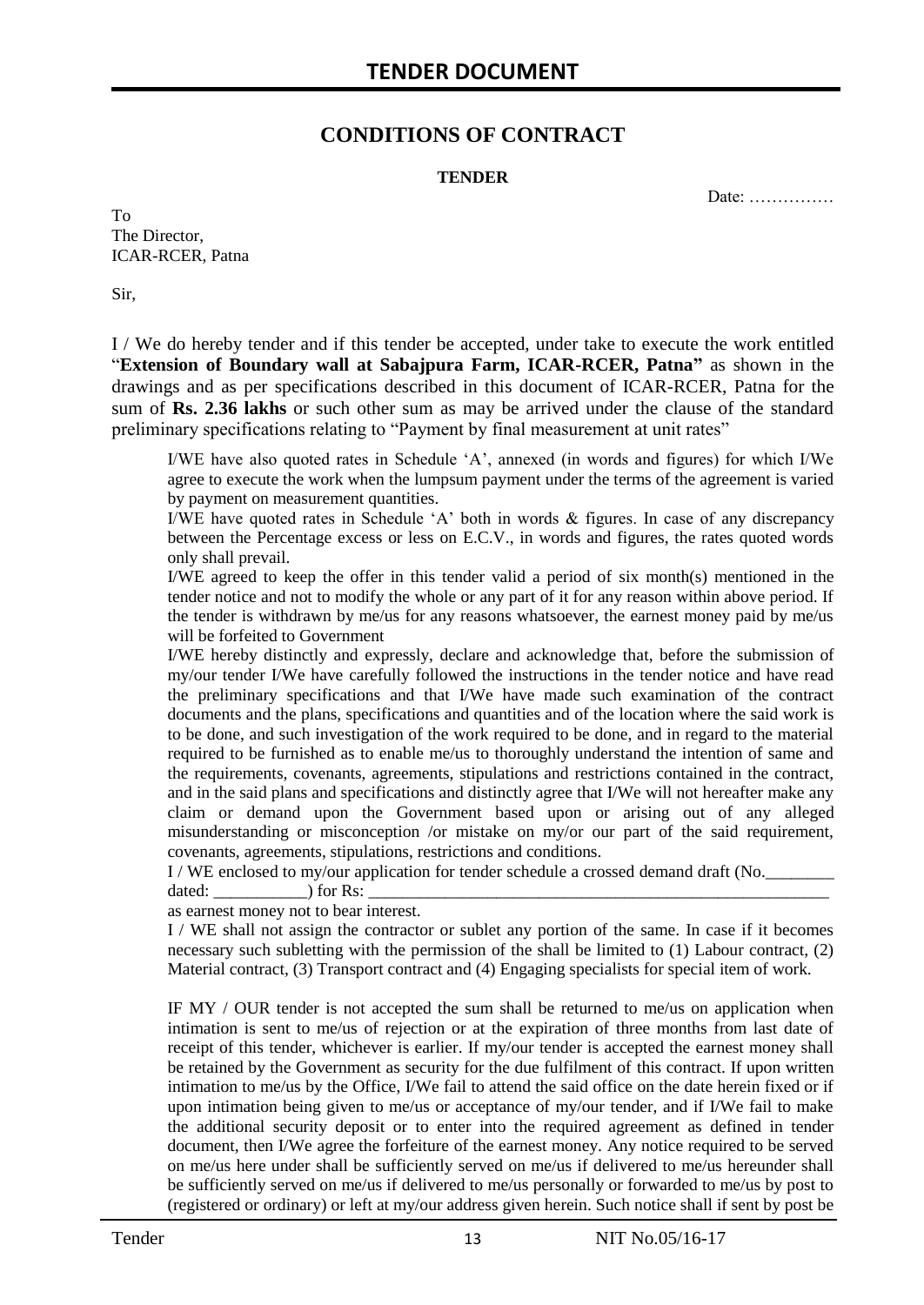# TENDER DOCUMENT

## CONDITIONS OF CONTRACT

**TENDER**

Date: ……………

To
The Director,
ICAR-RCER, Patna

Sir,

I / We do hereby tender and if this tender be accepted, under take to execute the work entitled "**Extension of Boundary wall at Sabajpura Farm, ICAR-RCER, Patna"** as shown in the drawings and as per specifications described in this document of ICAR-RCER, Patna for the sum of **Rs. 2.36 lakhs** or such other sum as may be arrived under the clause of the standard preliminary specifications relating to "Payment by final measurement at unit rates"

I/WE have also quoted rates in Schedule 'A', annexed (in words and figures) for which I/We agree to execute the work when the lumpsum payment under the terms of the agreement is varied by payment on measurement quantities.

I/WE have quoted rates in Schedule 'A' both in words & figures. In case of any discrepancy between the Percentage excess or less on E.C.V., in words and figures, the rates quoted words only shall prevail.

I/WE agreed to keep the offer in this tender valid a period of six month(s) mentioned in the tender notice and not to modify the whole or any part of it for any reason within above period. If the tender is withdrawn by me/us for any reasons whatsoever, the earnest money paid by me/us will be forfeited to Government

I/WE hereby distinctly and expressly, declare and acknowledge that, before the submission of my/our tender I/We have carefully followed the instructions in the tender notice and have read the preliminary specifications and that I/We have made such examination of the contract documents and the plans, specifications and quantities and of the location where the said work is to be done, and such investigation of the work required to be done, and in regard to the material required to be furnished as to enable me/us to thoroughly understand the intention of same and the requirements, covenants, agreements, stipulations and restrictions contained in the contract, and in the said plans and specifications and distinctly agree that I/We will not hereafter make any claim or demand upon the Government based upon or arising out of any alleged misunderstanding or misconception /or mistake on my/or our part of the said requirement, covenants, agreements, stipulations, restrictions and conditions.

I / WE enclosed to my/our application for tender schedule a crossed demand draft (No.________ dated: ___________) for Rs: ___________________________________________________________ as earnest money not to bear interest.

I / WE shall not assign the contractor or sublet any portion of the same. In case if it becomes necessary such subletting with the permission of the shall be limited to (1) Labour contract, (2) Material contract, (3) Transport contract and (4) Engaging specialists for special item of work.

IF MY / OUR tender is not accepted the sum shall be returned to me/us on application when intimation is sent to me/us of rejection or at the expiration of three months from last date of receipt of this tender, whichever is earlier. If my/our tender is accepted the earnest money shall be retained by the Government as security for the due fulfilment of this contract. If upon written intimation to me/us by the Office, I/We fail to attend the said office on the date herein fixed or if upon intimation being given to me/us or acceptance of my/our tender, and if I/We fail to make the additional security deposit or to enter into the required agreement as defined in tender document, then I/We agree the forfeiture of the earnest money. Any notice required to be served on me/us here under shall be sufficiently served on me/us if delivered to me/us hereunder shall be sufficiently served on me/us if delivered to me/us personally or forwarded to me/us by post to (registered or ordinary) or left at my/our address given herein. Such notice shall if sent by post be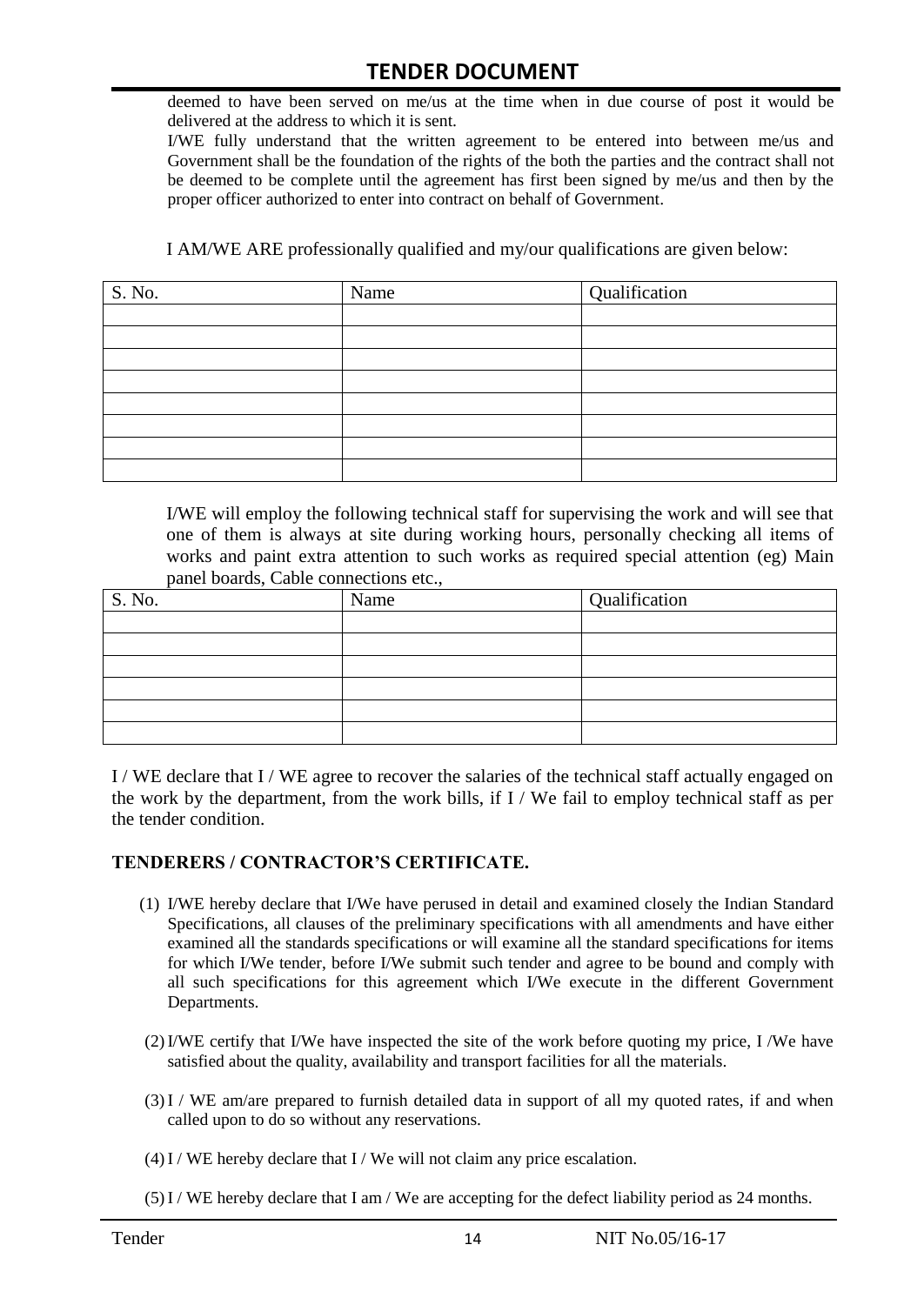deemed to have been served on me/us at the time when in due course of post it would be delivered at the address to which it is sent.

I/WE fully understand that the written agreement to be entered into between me/us and Government shall be the foundation of the rights of the both the parties and the contract shall not be deemed to be complete until the agreement has first been signed by me/us and then by the proper officer authorized to enter into contract on behalf of Government.

I AM/WE ARE professionally qualified and my/our qualifications are given below:

| S. No. | Name | Qualification |
|---|---|---|
| | | |
| | | |
| | | |
| | | |
| | | |
| | | |
| | | |
| | | |

I/WE will employ the following technical staff for supervising the work and will see that one of them is always at site during working hours, personally checking all items of works and paint extra attention to such works as required special attention (eg) Main panel boards, Cable connections etc.,

| S. No. | Name | Qualification |
|---|---|---|
| | | |
| | | |
| | | |
| | | |
| | | |
| | | |

I / WE declare that I / WE agree to recover the salaries of the technical staff actually engaged on the work by the department, from the work bills, if I / We fail to employ technical staff as per the tender condition.

**TENDERERS / CONTRACTOR'S CERTIFICATE.**

(1) I/WE hereby declare that I/We have perused in detail and examined closely the Indian Standard Specifications, all clauses of the preliminary specifications with all amendments and have either examined all the standards specifications or will examine all the standard specifications for items for which I/We tender, before I/We submit such tender and agree to be bound and comply with all such specifications for this agreement which I/We execute in the different Government Departments.

(2) I/WE certify that I/We have inspected the site of the work before quoting my price, I /We have satisfied about the quality, availability and transport facilities for all the materials.

(3) I / WE am/are prepared to furnish detailed data in support of all my quoted rates, if and when called upon to do so without any reservations.

(4) I / WE hereby declare that I / We will not claim any price escalation.

(5) I / WE hereby declare that I am / We are accepting for the defect liability period as 24 months.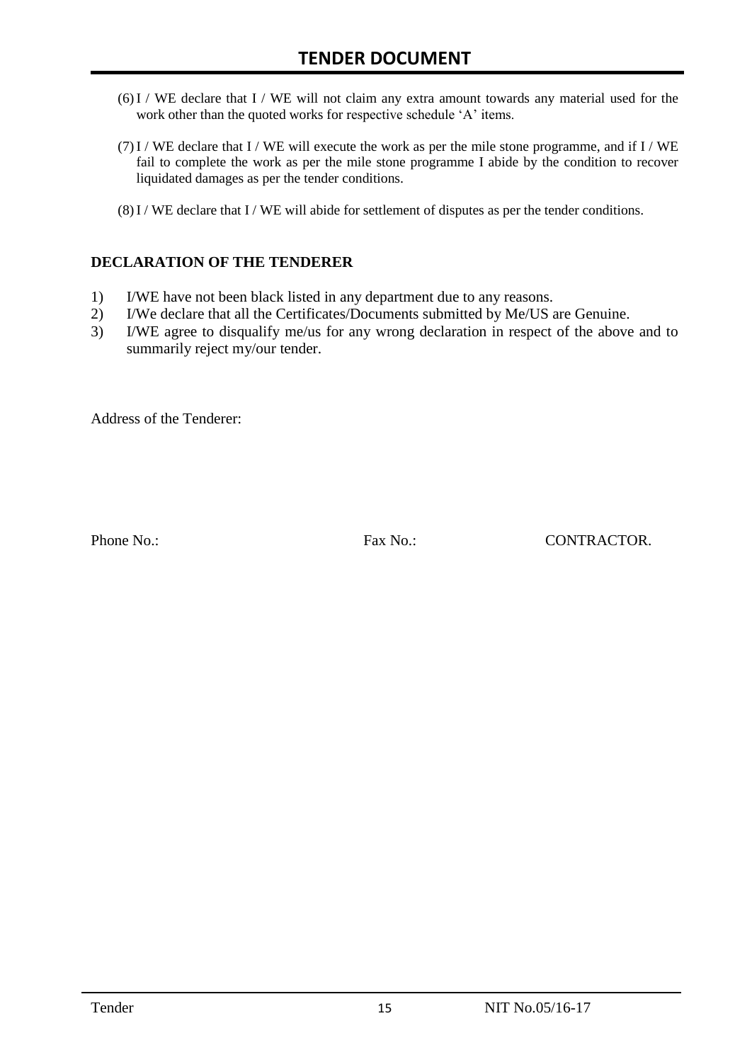(6) I / WE declare that I / WE will not claim any extra amount towards any material used for the work other than the quoted works for respective schedule 'A' items.

(7) I / WE declare that I / WE will execute the work as per the mile stone programme, and if I / WE fail to complete the work as per the mile stone programme I abide by the condition to recover liquidated damages as per the tender conditions.

(8) I / WE declare that I / WE will abide for settlement of disputes as per the tender conditions.

**DECLARATION OF THE TENDERER**

1) I/WE have not been black listed in any department due to any reasons.
2) I/We declare that all the Certificates/Documents submitted by Me/US are Genuine.
3) I/WE agree to disqualify me/us for any wrong declaration in respect of the above and to summarily reject my/our tender.

Address of the Tenderer:

Phone No.: Fax No.: CONTRACTOR.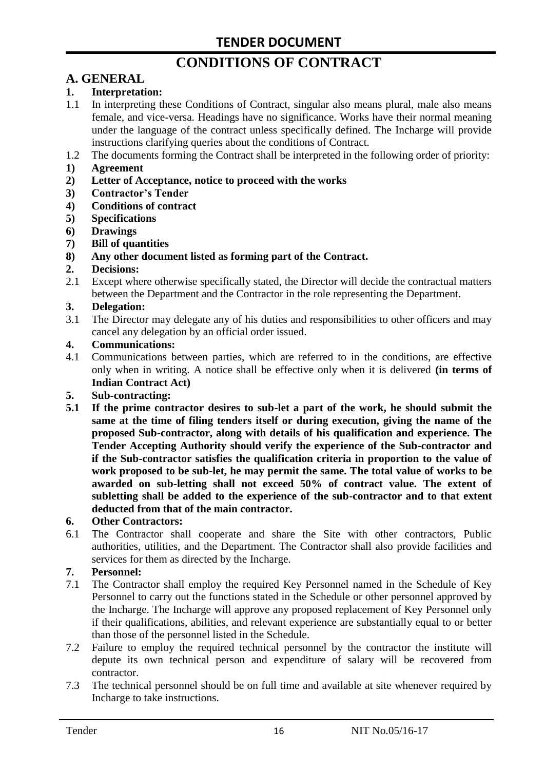# CONDITIONS OF CONTRACT

## A. GENERAL

**1. Interpretation:**

1.1 In interpreting these Conditions of Contract, singular also means plural, male also means female, and vice-versa. Headings have no significance. Works have their normal meaning under the language of the contract unless specifically defined. The Incharge will provide instructions clarifying queries about the conditions of Contract.

1.2 The documents forming the Contract shall be interpreted in the following order of priority:

**1) Agreement**

**2) Letter of Acceptance, notice to proceed with the works**

**3) Contractor's Tender**

**4) Conditions of contract**

**5) Specifications**

**6) Drawings**

**7) Bill of quantities**

**8) Any other document listed as forming part of the Contract.**

**2. Decisions:**

2.1 Except where otherwise specifically stated, the Director will decide the contractual matters between the Department and the Contractor in the role representing the Department.

**3. Delegation:**

3.1 The Director may delegate any of his duties and responsibilities to other officers and may cancel any delegation by an official order issued.

**4. Communications:**

4.1 Communications between parties, which are referred to in the conditions, are effective only when in writing. A notice shall be effective only when it is delivered **(in terms of Indian Contract Act)**

**5. Sub-contracting:**

**5.1 If the prime contractor desires to sub-let a part of the work, he should submit the same at the time of filing tenders itself or during execution, giving the name of the proposed Sub-contractor, along with details of his qualification and experience. The Tender Accepting Authority should verify the experience of the Sub-contractor and if the Sub-contractor satisfies the qualification criteria in proportion to the value of work proposed to be sub-let, he may permit the same. The total value of works to be awarded on sub-letting shall not exceed 50% of contract value. The extent of subletting shall be added to the experience of the sub-contractor and to that extent deducted from that of the main contractor.**

**6. Other Contractors:**

6.1 The Contractor shall cooperate and share the Site with other contractors, Public authorities, utilities, and the Department. The Contractor shall also provide facilities and services for them as directed by the Incharge.

**7. Personnel:**

7.1 The Contractor shall employ the required Key Personnel named in the Schedule of Key Personnel to carry out the functions stated in the Schedule or other personnel approved by the Incharge. The Incharge will approve any proposed replacement of Key Personnel only if their qualifications, abilities, and relevant experience are substantially equal to or better than those of the personnel listed in the Schedule.

7.2 Failure to employ the required technical personnel by the contractor the institute will depute its own technical person and expenditure of salary will be recovered from contractor.

7.3 The technical personnel should be on full time and available at site whenever required by Incharge to take instructions.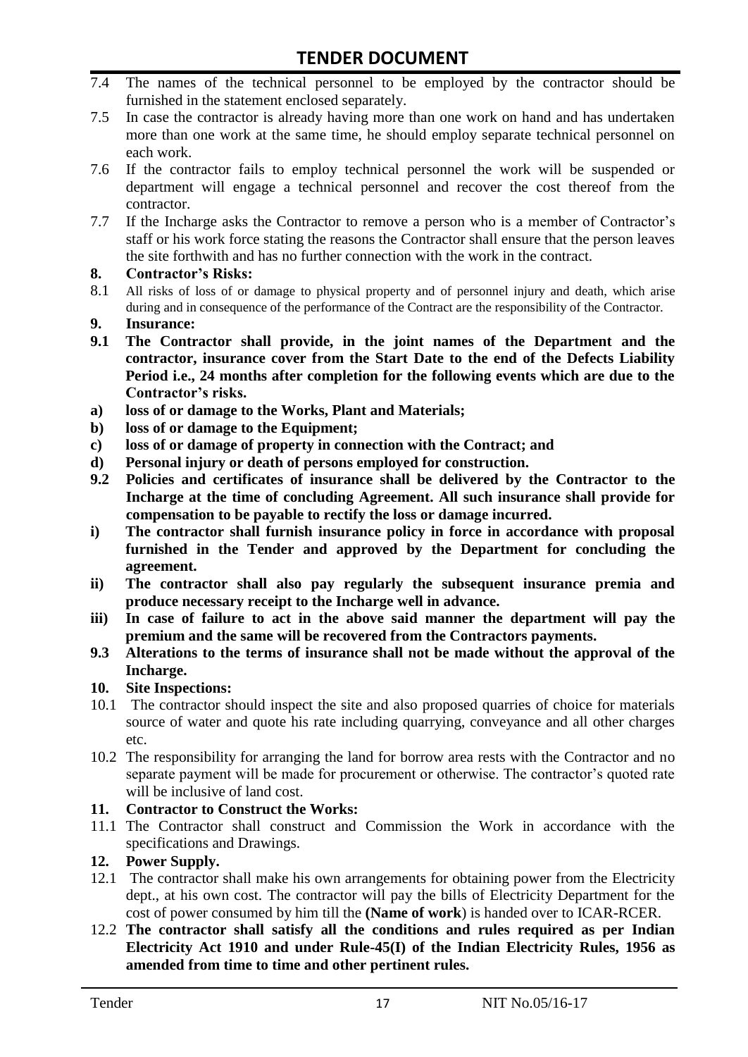7.4 The names of the technical personnel to be employed by the contractor should be furnished in the statement enclosed separately.

7.5 In case the contractor is already having more than one work on hand and has undertaken more than one work at the same time, he should employ separate technical personnel on each work.

7.6 If the contractor fails to employ technical personnel the work will be suspended or department will engage a technical personnel and recover the cost thereof from the contractor.

7.7 If the Incharge asks the Contractor to remove a person who is a member of Contractor's staff or his work force stating the reasons the Contractor shall ensure that the person leaves the site forthwith and has no further connection with the work in the contract.

**8. Contractor's Risks:**

8.1 All risks of loss of or damage to physical property and of personnel injury and death, which arise during and in consequence of the performance of the Contract are the responsibility of the Contractor.

**9. Insurance:**

**9.1 The Contractor shall provide, in the joint names of the Department and the contractor, insurance cover from the Start Date to the end of the Defects Liability Period i.e., 24 months after completion for the following events which are due to the Contractor's risks.**

**a) loss of or damage to the Works, Plant and Materials;**

**b) loss of or damage to the Equipment;**

**c) loss of or damage of property in connection with the Contract; and**

**d) Personal injury or death of persons employed for construction.**

**9.2 Policies and certificates of insurance shall be delivered by the Contractor to the Incharge at the time of concluding Agreement. All such insurance shall provide for compensation to be payable to rectify the loss or damage incurred.**

**i) The contractor shall furnish insurance policy in force in accordance with proposal furnished in the Tender and approved by the Department for concluding the agreement.**

**ii) The contractor shall also pay regularly the subsequent insurance premia and produce necessary receipt to the Incharge well in advance.**

**iii) In case of failure to act in the above said manner the department will pay the premium and the same will be recovered from the Contractors payments.**

**9.3 Alterations to the terms of insurance shall not be made without the approval of the Incharge.**

**10. Site Inspections:**

10.1 The contractor should inspect the site and also proposed quarries of choice for materials source of water and quote his rate including quarrying, conveyance and all other charges etc.

10.2 The responsibility for arranging the land for borrow area rests with the Contractor and no separate payment will be made for procurement or otherwise. The contractor's quoted rate will be inclusive of land cost.

**11. Contractor to Construct the Works:**

11.1 The Contractor shall construct and Commission the Work in accordance with the specifications and Drawings.

**12. Power Supply.**

12.1 The contractor shall make his own arrangements for obtaining power from the Electricity dept., at his own cost. The contractor will pay the bills of Electricity Department for the cost of power consumed by him till the **(Name of work)** is handed over to ICAR-RCER.

12.2 **The contractor shall satisfy all the conditions and rules required as per Indian Electricity Act 1910 and under Rule-45(I) of the Indian Electricity Rules, 1956 as amended from time to time and other pertinent rules.**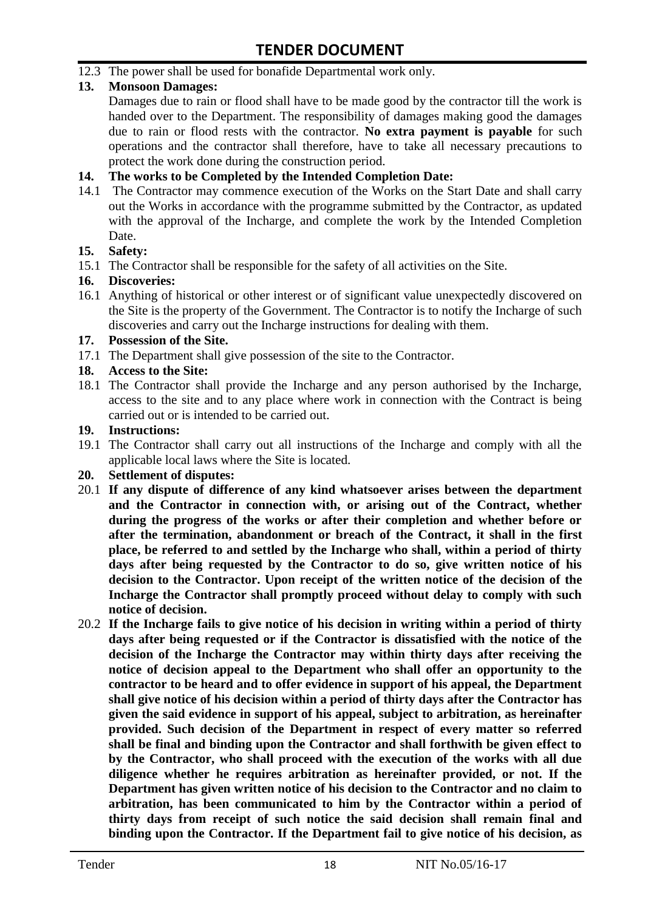12.3 The power shall be used for bonafide Departmental work only.

**13. Monsoon Damages:**

Damages due to rain or flood shall have to be made good by the contractor till the work is handed over to the Department. The responsibility of damages making good the damages due to rain or flood rests with the contractor. **No extra payment is payable** for such operations and the contractor shall therefore, have to take all necessary precautions to protect the work done during the construction period.

**14. The works to be Completed by the Intended Completion Date:**

14.1 The Contractor may commence execution of the Works on the Start Date and shall carry out the Works in accordance with the programme submitted by the Contractor, as updated with the approval of the Incharge, and complete the work by the Intended Completion Date.

**15. Safety:**

15.1 The Contractor shall be responsible for the safety of all activities on the Site.

**16. Discoveries:**

16.1 Anything of historical or other interest or of significant value unexpectedly discovered on the Site is the property of the Government. The Contractor is to notify the Incharge of such discoveries and carry out the Incharge instructions for dealing with them.

**17. Possession of the Site.**

17.1 The Department shall give possession of the site to the Contractor.

**18. Access to the Site:**

18.1 The Contractor shall provide the Incharge and any person authorised by the Incharge, access to the site and to any place where work in connection with the Contract is being carried out or is intended to be carried out.

**19. Instructions:**

19.1 The Contractor shall carry out all instructions of the Incharge and comply with all the applicable local laws where the Site is located.

**20. Settlement of disputes:**

20.1 **If any dispute of difference of any kind whatsoever arises between the department and the Contractor in connection with, or arising out of the Contract, whether during the progress of the works or after their completion and whether before or after the termination, abandonment or breach of the Contract, it shall in the first place, be referred to and settled by the Incharge who shall, within a period of thirty days after being requested by the Contractor to do so, give written notice of his decision to the Contractor. Upon receipt of the written notice of the decision of the Incharge the Contractor shall promptly proceed without delay to comply with such notice of decision.**

20.2 **If the Incharge fails to give notice of his decision in writing within a period of thirty days after being requested or if the Contractor is dissatisfied with the notice of the decision of the Incharge the Contractor may within thirty days after receiving the notice of decision appeal to the Department who shall offer an opportunity to the contractor to be heard and to offer evidence in support of his appeal, the Department shall give notice of his decision within a period of thirty days after the Contractor has given the said evidence in support of his appeal, subject to arbitration, as hereinafter provided. Such decision of the Department in respect of every matter so referred shall be final and binding upon the Contractor and shall forthwith be given effect to by the Contractor, who shall proceed with the execution of the works with all due diligence whether he requires arbitration as hereinafter provided, or not. If the Department has given written notice of his decision to the Contractor and no claim to arbitration, has been communicated to him by the Contractor within a period of thirty days from receipt of such notice the said decision shall remain final and binding upon the Contractor. If the Department fail to give notice of his decision, as**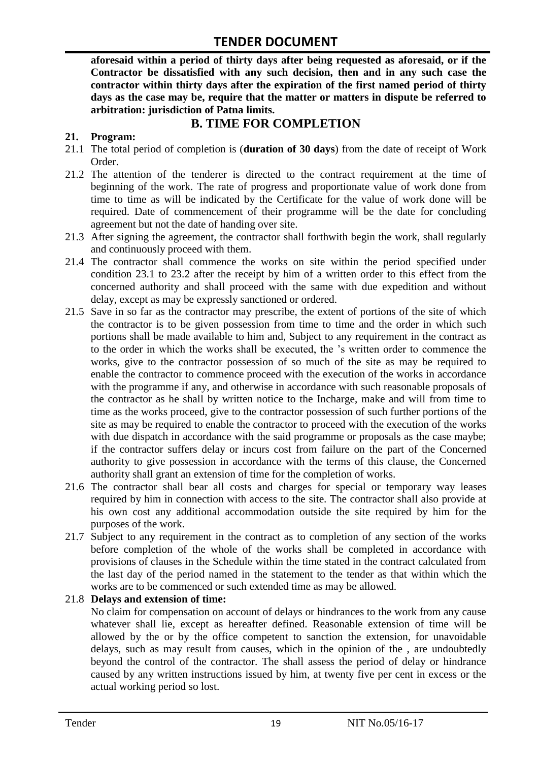**aforesaid within a period of thirty days after being requested as aforesaid, or if the Contractor be dissatisfied with any such decision, then and in any such case the contractor within thirty days after the expiration of the first named period of thirty days as the case may be, require that the matter or matters in dispute be referred to arbitration: jurisdiction of Patna limits.**

## B. TIME FOR COMPLETION

**21. Program:**

21.1 The total period of completion is (**duration of 30 days**) from the date of receipt of Work Order.

21.2 The attention of the tenderer is directed to the contract requirement at the time of beginning of the work. The rate of progress and proportionate value of work done from time to time as will be indicated by the Certificate for the value of work done will be required. Date of commencement of their programme will be the date for concluding agreement but not the date of handing over site.

21.3 After signing the agreement, the contractor shall forthwith begin the work, shall regularly and continuously proceed with them.

21.4 The contractor shall commence the works on site within the period specified under condition 23.1 to 23.2 after the receipt by him of a written order to this effect from the concerned authority and shall proceed with the same with due expedition and without delay, except as may be expressly sanctioned or ordered.

21.5 Save in so far as the contractor may prescribe, the extent of portions of the site of which the contractor is to be given possession from time to time and the order in which such portions shall be made available to him and, Subject to any requirement in the contract as to the order in which the works shall be executed, the 's written order to commence the works, give to the contractor possession of so much of the site as may be required to enable the contractor to commence proceed with the execution of the works in accordance with the programme if any, and otherwise in accordance with such reasonable proposals of the contractor as he shall by written notice to the Incharge, make and will from time to time as the works proceed, give to the contractor possession of such further portions of the site as may be required to enable the contractor to proceed with the execution of the works with due dispatch in accordance with the said programme or proposals as the case maybe; if the contractor suffers delay or incurs cost from failure on the part of the Concerned authority to give possession in accordance with the terms of this clause, the Concerned authority shall grant an extension of time for the completion of works.

21.6 The contractor shall bear all costs and charges for special or temporary way leases required by him in connection with access to the site. The contractor shall also provide at his own cost any additional accommodation outside the site required by him for the purposes of the work.

21.7 Subject to any requirement in the contract as to completion of any section of the works before completion of the whole of the works shall be completed in accordance with provisions of clauses in the Schedule within the time stated in the contract calculated from the last day of the period named in the statement to the tender as that within which the works are to be commenced or such extended time as may be allowed.

21.8 **Delays and extension of time:**

No claim for compensation on account of delays or hindrances to the work from any cause whatever shall lie, except as hereafter defined. Reasonable extension of time will be allowed by the or by the office competent to sanction the extension, for unavoidable delays, such as may result from causes, which in the opinion of the , are undoubtedly beyond the control of the contractor. The shall assess the period of delay or hindrance caused by any written instructions issued by him, at twenty five per cent in excess or the actual working period so lost.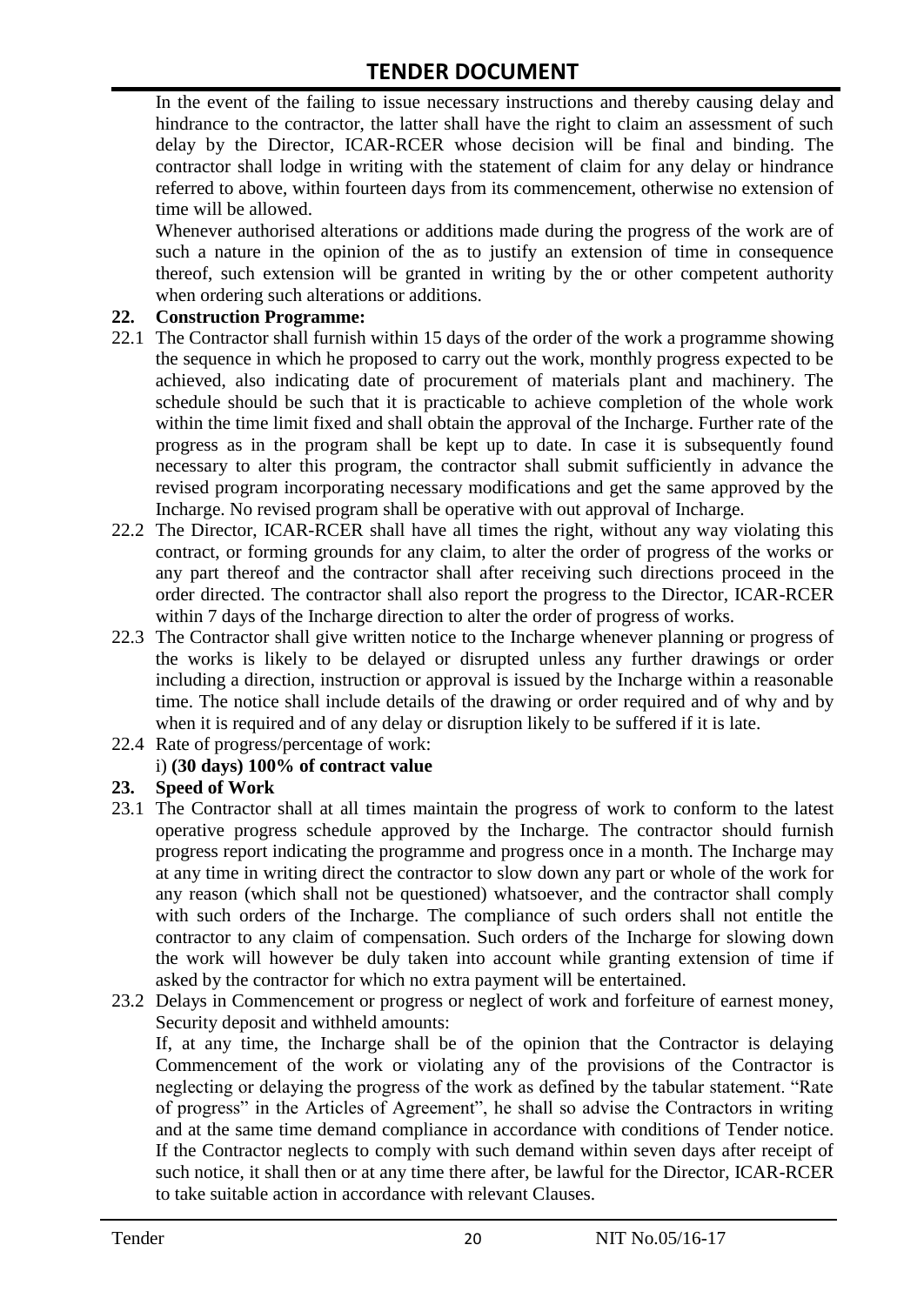In the event of the failing to issue necessary instructions and thereby causing delay and hindrance to the contractor, the latter shall have the right to claim an assessment of such delay by the Director, ICAR-RCER whose decision will be final and binding. The contractor shall lodge in writing with the statement of claim for any delay or hindrance referred to above, within fourteen days from its commencement, otherwise no extension of time will be allowed.

Whenever authorised alterations or additions made during the progress of the work are of such a nature in the opinion of the as to justify an extension of time in consequence thereof, such extension will be granted in writing by the or other competent authority when ordering such alterations or additions.

**22. Construction Programme:**

22.1 The Contractor shall furnish within 15 days of the order of the work a programme showing the sequence in which he proposed to carry out the work, monthly progress expected to be achieved, also indicating date of procurement of materials plant and machinery. The schedule should be such that it is practicable to achieve completion of the whole work within the time limit fixed and shall obtain the approval of the Incharge. Further rate of the progress as in the program shall be kept up to date. In case it is subsequently found necessary to alter this program, the contractor shall submit sufficiently in advance the revised program incorporating necessary modifications and get the same approved by the Incharge. No revised program shall be operative with out approval of Incharge.

22.2 The Director, ICAR-RCER shall have all times the right, without any way violating this contract, or forming grounds for any claim, to alter the order of progress of the works or any part thereof and the contractor shall after receiving such directions proceed in the order directed. The contractor shall also report the progress to the Director, ICAR-RCER within 7 days of the Incharge direction to alter the order of progress of works.

22.3 The Contractor shall give written notice to the Incharge whenever planning or progress of the works is likely to be delayed or disrupted unless any further drawings or order including a direction, instruction or approval is issued by the Incharge within a reasonable time. The notice shall include details of the drawing or order required and of why and by when it is required and of any delay or disruption likely to be suffered if it is late.

22.4 Rate of progress/percentage of work:

i) **(30 days) 100% of contract value**

**23. Speed of Work**

23.1 The Contractor shall at all times maintain the progress of work to conform to the latest operative progress schedule approved by the Incharge. The contractor should furnish progress report indicating the programme and progress once in a month. The Incharge may at any time in writing direct the contractor to slow down any part or whole of the work for any reason (which shall not be questioned) whatsoever, and the contractor shall comply with such orders of the Incharge. The compliance of such orders shall not entitle the contractor to any claim of compensation. Such orders of the Incharge for slowing down the work will however be duly taken into account while granting extension of time if asked by the contractor for which no extra payment will be entertained.

23.2 Delays in Commencement or progress or neglect of work and forfeiture of earnest money, Security deposit and withheld amounts:

If, at any time, the Incharge shall be of the opinion that the Contractor is delaying Commencement of the work or violating any of the provisions of the Contractor is neglecting or delaying the progress of the work as defined by the tabular statement. "Rate of progress" in the Articles of Agreement", he shall so advise the Contractors in writing and at the same time demand compliance in accordance with conditions of Tender notice. If the Contractor neglects to comply with such demand within seven days after receipt of such notice, it shall then or at any time there after, be lawful for the Director, ICAR-RCER to take suitable action in accordance with relevant Clauses.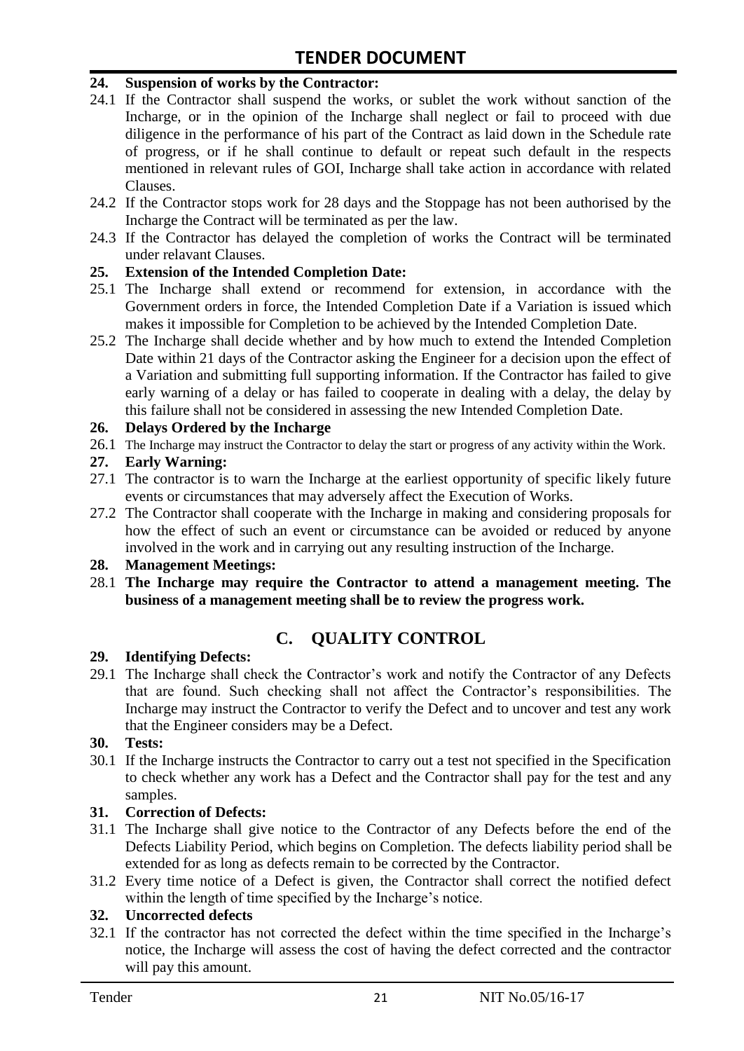**24. Suspension of works by the Contractor:**

24.1 If the Contractor shall suspend the works, or sublet the work without sanction of the Incharge, or in the opinion of the Incharge shall neglect or fail to proceed with due diligence in the performance of his part of the Contract as laid down in the Schedule rate of progress, or if he shall continue to default or repeat such default in the respects mentioned in relevant rules of GOI, Incharge shall take action in accordance with related Clauses.

24.2 If the Contractor stops work for 28 days and the Stoppage has not been authorised by the Incharge the Contract will be terminated as per the law.

24.3 If the Contractor has delayed the completion of works the Contract will be terminated under relavant Clauses.

**25. Extension of the Intended Completion Date:**

25.1 The Incharge shall extend or recommend for extension, in accordance with the Government orders in force, the Intended Completion Date if a Variation is issued which makes it impossible for Completion to be achieved by the Intended Completion Date.

25.2 The Incharge shall decide whether and by how much to extend the Intended Completion Date within 21 days of the Contractor asking the Engineer for a decision upon the effect of a Variation and submitting full supporting information. If the Contractor has failed to give early warning of a delay or has failed to cooperate in dealing with a delay, the delay by this failure shall not be considered in assessing the new Intended Completion Date.

**26. Delays Ordered by the Incharge**

26.1 The Incharge may instruct the Contractor to delay the start or progress of any activity within the Work.

**27. Early Warning:**

27.1 The contractor is to warn the Incharge at the earliest opportunity of specific likely future events or circumstances that may adversely affect the Execution of Works.

27.2 The Contractor shall cooperate with the Incharge in making and considering proposals for how the effect of such an event or circumstance can be avoided or reduced by anyone involved in the work and in carrying out any resulting instruction of the Incharge.

**28. Management Meetings:**

28.1 **The Incharge may require the Contractor to attend a management meeting. The business of a management meeting shall be to review the progress work.**

## C. QUALITY CONTROL

**29. Identifying Defects:**

29.1 The Incharge shall check the Contractor's work and notify the Contractor of any Defects that are found. Such checking shall not affect the Contractor's responsibilities. The Incharge may instruct the Contractor to verify the Defect and to uncover and test any work that the Engineer considers may be a Defect.

**30. Tests:**

30.1 If the Incharge instructs the Contractor to carry out a test not specified in the Specification to check whether any work has a Defect and the Contractor shall pay for the test and any samples.

**31. Correction of Defects:**

31.1 The Incharge shall give notice to the Contractor of any Defects before the end of the Defects Liability Period, which begins on Completion. The defects liability period shall be extended for as long as defects remain to be corrected by the Contractor.

31.2 Every time notice of a Defect is given, the Contractor shall correct the notified defect within the length of time specified by the Incharge's notice.

**32. Uncorrected defects**

32.1 If the contractor has not corrected the defect within the time specified in the Incharge's notice, the Incharge will assess the cost of having the defect corrected and the contractor will pay this amount.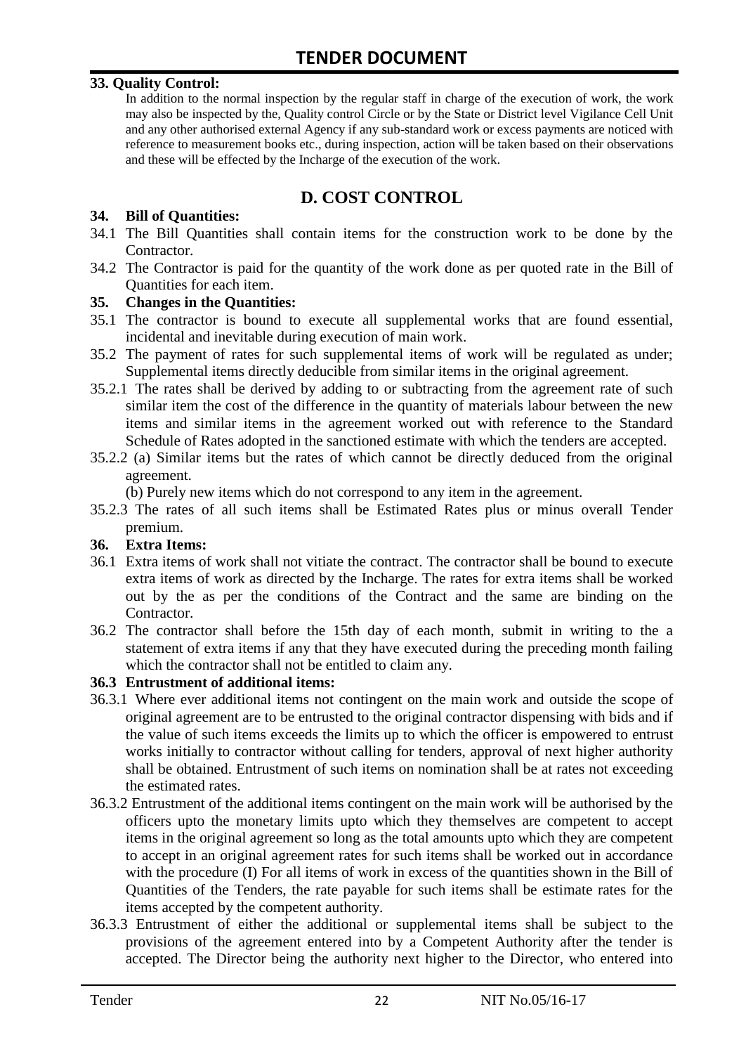**33. Quality Control:**

In addition to the normal inspection by the regular staff in charge of the execution of work, the work may also be inspected by the, Quality control Circle or by the State or District level Vigilance Cell Unit and any other authorised external Agency if any sub-standard work or excess payments are noticed with reference to measurement books etc., during inspection, action will be taken based on their observations and these will be effected by the Incharge of the execution of the work.

## D. COST CONTROL

**34. Bill of Quantities:**

34.1 The Bill Quantities shall contain items for the construction work to be done by the Contractor.

34.2 The Contractor is paid for the quantity of the work done as per quoted rate in the Bill of Quantities for each item.

**35. Changes in the Quantities:**

35.1 The contractor is bound to execute all supplemental works that are found essential, incidental and inevitable during execution of main work.

35.2 The payment of rates for such supplemental items of work will be regulated as under; Supplemental items directly deducible from similar items in the original agreement.

35.2.1 The rates shall be derived by adding to or subtracting from the agreement rate of such similar item the cost of the difference in the quantity of materials labour between the new items and similar items in the agreement worked out with reference to the Standard Schedule of Rates adopted in the sanctioned estimate with which the tenders are accepted.

35.2.2 (a) Similar items but the rates of which cannot be directly deduced from the original agreement.

(b) Purely new items which do not correspond to any item in the agreement.

35.2.3 The rates of all such items shall be Estimated Rates plus or minus overall Tender premium.

**36. Extra Items:**

36.1 Extra items of work shall not vitiate the contract. The contractor shall be bound to execute extra items of work as directed by the Incharge. The rates for extra items shall be worked out by the as per the conditions of the Contract and the same are binding on the Contractor.

36.2 The contractor shall before the 15th day of each month, submit in writing to the a statement of extra items if any that they have executed during the preceding month failing which the contractor shall not be entitled to claim any.

**36.3 Entrustment of additional items:**

36.3.1 Where ever additional items not contingent on the main work and outside the scope of original agreement are to be entrusted to the original contractor dispensing with bids and if the value of such items exceeds the limits up to which the officer is empowered to entrust works initially to contractor without calling for tenders, approval of next higher authority shall be obtained. Entrustment of such items on nomination shall be at rates not exceeding the estimated rates.

36.3.2 Entrustment of the additional items contingent on the main work will be authorised by the officers upto the monetary limits upto which they themselves are competent to accept items in the original agreement so long as the total amounts upto which they are competent to accept in an original agreement rates for such items shall be worked out in accordance with the procedure (I) For all items of work in excess of the quantities shown in the Bill of Quantities of the Tenders, the rate payable for such items shall be estimate rates for the items accepted by the competent authority.

36.3.3 Entrustment of either the additional or supplemental items shall be subject to the provisions of the agreement entered into by a Competent Authority after the tender is accepted. The Director being the authority next higher to the Director, who entered into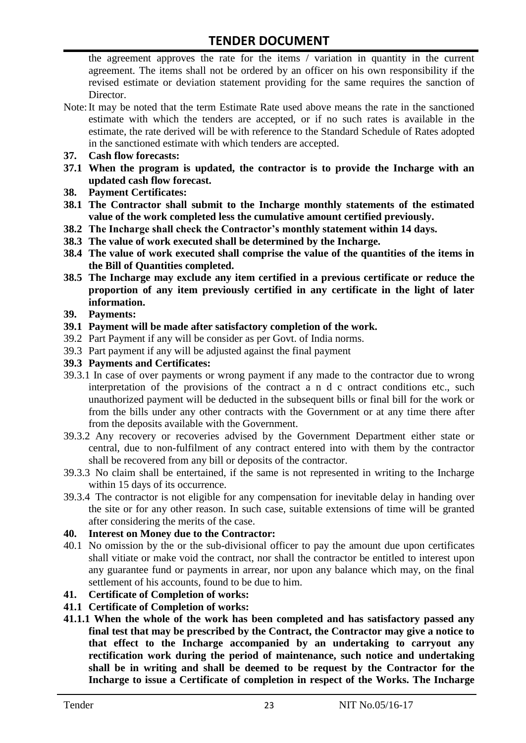the agreement approves the rate for the items / variation in quantity in the current agreement. The items shall not be ordered by an officer on his own responsibility if the revised estimate or deviation statement providing for the same requires the sanction of Director.

Note: It may be noted that the term Estimate Rate used above means the rate in the sanctioned estimate with which the tenders are accepted, or if no such rates is available in the estimate, the rate derived will be with reference to the Standard Schedule of Rates adopted in the sanctioned estimate with which tenders are accepted.

**37. Cash flow forecasts:**

**37.1 When the program is updated, the contractor is to provide the Incharge with an updated cash flow forecast.**

**38. Payment Certificates:**

**38.1 The Contractor shall submit to the Incharge monthly statements of the estimated value of the work completed less the cumulative amount certified previously.**

**38.2 The Incharge shall check the Contractor's monthly statement within 14 days.**

**38.3 The value of work executed shall be determined by the Incharge.**

**38.4 The value of work executed shall comprise the value of the quantities of the items in the Bill of Quantities completed.**

**38.5 The Incharge may exclude any item certified in a previous certificate or reduce the proportion of any item previously certified in any certificate in the light of later information.**

**39. Payments:**

**39.1 Payment will be made after satisfactory completion of the work.**

39.2 Part Payment if any will be consider as per Govt. of India norms.

39.3 Part payment if any will be adjusted against the final payment

**39.3 Payments and Certificates:**

39.3.1 In case of over payments or wrong payment if any made to the contractor due to wrong interpretation of the provisions of the contract a n d c ontract conditions etc., such unauthorized payment will be deducted in the subsequent bills or final bill for the work or from the bills under any other contracts with the Government or at any time there after from the deposits available with the Government.

39.3.2 Any recovery or recoveries advised by the Government Department either state or central, due to non-fulfilment of any contract entered into with them by the contractor shall be recovered from any bill or deposits of the contractor.

39.3.3 No claim shall be entertained, if the same is not represented in writing to the Incharge within 15 days of its occurrence.

39.3.4 The contractor is not eligible for any compensation for inevitable delay in handing over the site or for any other reason. In such case, suitable extensions of time will be granted after considering the merits of the case.

**40. Interest on Money due to the Contractor:**

40.1 No omission by the or the sub-divisional officer to pay the amount due upon certificates shall vitiate or make void the contract, nor shall the contractor be entitled to interest upon any guarantee fund or payments in arrear, nor upon any balance which may, on the final settlement of his accounts, found to be due to him.

**41. Certificate of Completion of works:**

**41.1 Certificate of Completion of works:**

**41.1.1 When the whole of the work has been completed and has satisfactory passed any final test that may be prescribed by the Contract, the Contractor may give a notice to that effect to the Incharge accompanied by an undertaking to carryout any rectification work during the period of maintenance, such notice and undertaking shall be in writing and shall be deemed to be request by the Contractor for the Incharge to issue a Certificate of completion in respect of the Works. The Incharge**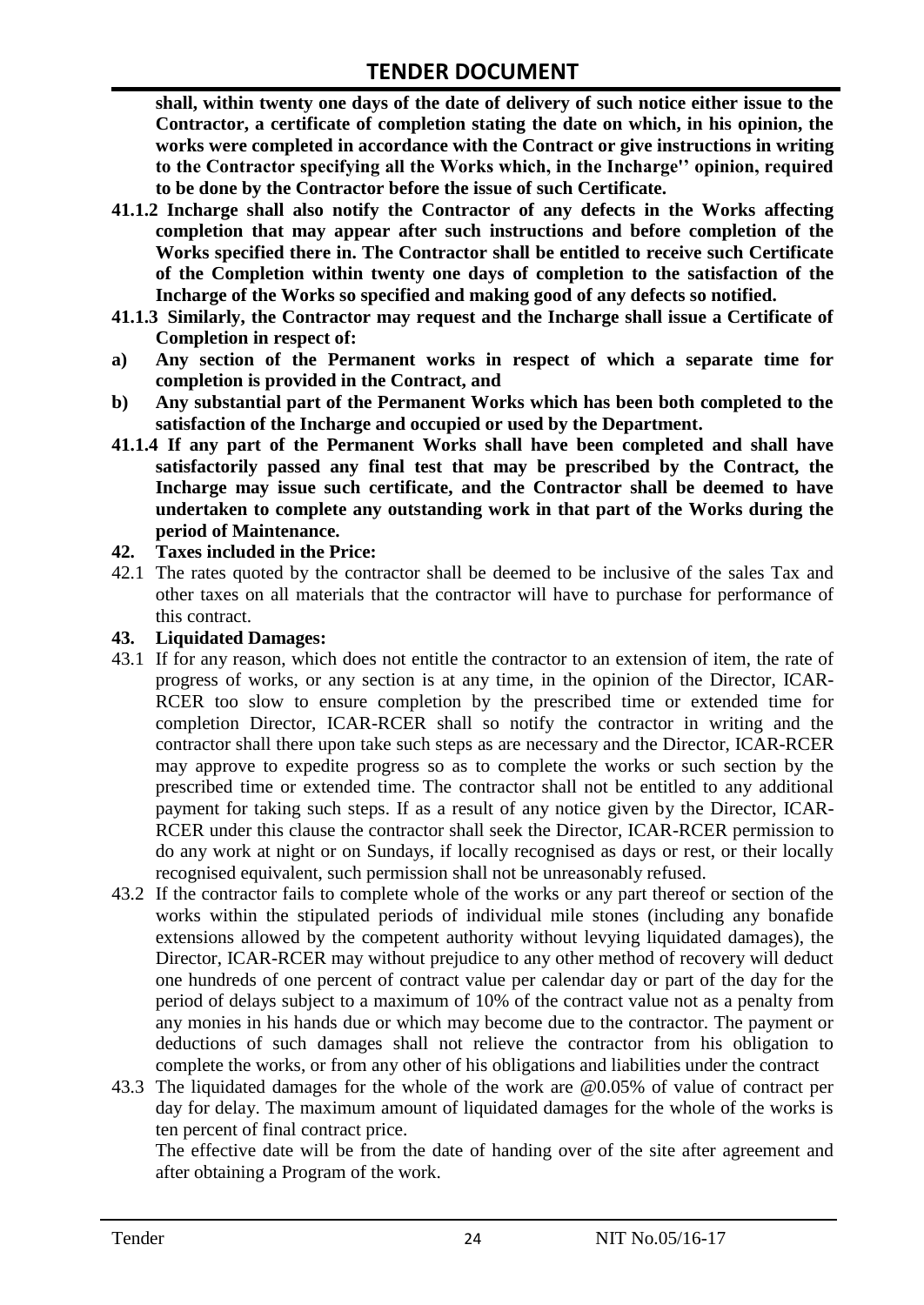**shall, within twenty one days of the date of delivery of such notice either issue to the Contractor, a certificate of completion stating the date on which, in his opinion, the works were completed in accordance with the Contract or give instructions in writing to the Contractor specifying all the Works which, in the Incharge'' opinion, required to be done by the Contractor before the issue of such Certificate.**

**41.1.2 Incharge shall also notify the Contractor of any defects in the Works affecting completion that may appear after such instructions and before completion of the Works specified there in. The Contractor shall be entitled to receive such Certificate of the Completion within twenty one days of completion to the satisfaction of the Incharge of the Works so specified and making good of any defects so notified.**

**41.1.3 Similarly, the Contractor may request and the Incharge shall issue a Certificate of Completion in respect of:**

**a) Any section of the Permanent works in respect of which a separate time for completion is provided in the Contract, and**

**b) Any substantial part of the Permanent Works which has been both completed to the satisfaction of the Incharge and occupied or used by the Department.**

**41.1.4 If any part of the Permanent Works shall have been completed and shall have satisfactorily passed any final test that may be prescribed by the Contract, the Incharge may issue such certificate, and the Contractor shall be deemed to have undertaken to complete any outstanding work in that part of the Works during the period of Maintenance.**

**42. Taxes included in the Price:**

42.1 The rates quoted by the contractor shall be deemed to be inclusive of the sales Tax and other taxes on all materials that the contractor will have to purchase for performance of this contract.

**43. Liquidated Damages:**

43.1 If for any reason, which does not entitle the contractor to an extension of item, the rate of progress of works, or any section is at any time, in the opinion of the Director, ICAR-RCER too slow to ensure completion by the prescribed time or extended time for completion Director, ICAR-RCER shall so notify the contractor in writing and the contractor shall there upon take such steps as are necessary and the Director, ICAR-RCER may approve to expedite progress so as to complete the works or such section by the prescribed time or extended time. The contractor shall not be entitled to any additional payment for taking such steps. If as a result of any notice given by the Director, ICAR-RCER under this clause the contractor shall seek the Director, ICAR-RCER permission to do any work at night or on Sundays, if locally recognised as days or rest, or their locally recognised equivalent, such permission shall not be unreasonably refused.

43.2 If the contractor fails to complete whole of the works or any part thereof or section of the works within the stipulated periods of individual mile stones (including any bonafide extensions allowed by the competent authority without levying liquidated damages), the Director, ICAR-RCER may without prejudice to any other method of recovery will deduct one hundreds of one percent of contract value per calendar day or part of the day for the period of delays subject to a maximum of 10% of the contract value not as a penalty from any monies in his hands due or which may become due to the contractor. The payment or deductions of such damages shall not relieve the contractor from his obligation to complete the works, or from any other of his obligations and liabilities under the contract

43.3 The liquidated damages for the whole of the work are @0.05% of value of contract per day for delay. The maximum amount of liquidated damages for the whole of the works is ten percent of final contract price.

The effective date will be from the date of handing over of the site after agreement and after obtaining a Program of the work.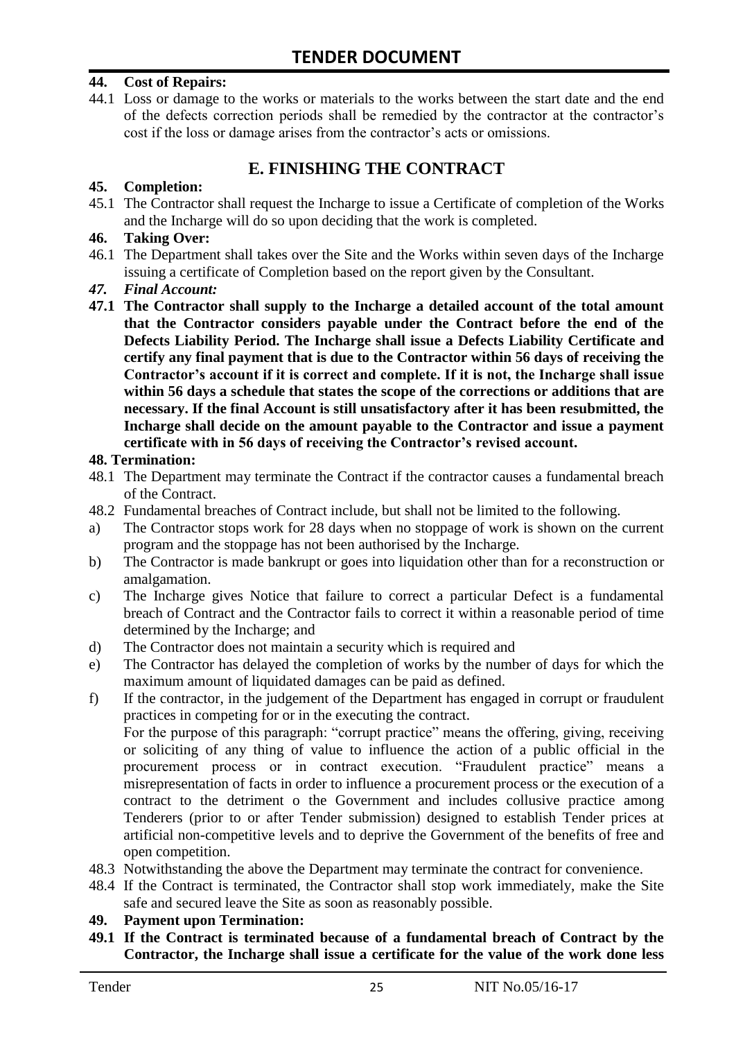# TENDER DOCUMENT

**44. Cost of Repairs:**

44.1 Loss or damage to the works or materials to the works between the start date and the end of the defects correction periods shall be remedied by the contractor at the contractor's cost if the loss or damage arises from the contractor's acts or omissions.

## E. FINISHING THE CONTRACT

**45. Completion:**

45.1 The Contractor shall request the Incharge to issue a Certificate of completion of the Works and the Incharge will do so upon deciding that the work is completed.

**46. Taking Over:**

46.1 The Department shall takes over the Site and the Works within seven days of the Incharge issuing a certificate of Completion based on the report given by the Consultant.

***47. Final Account:***

**47.1 The Contractor shall supply to the Incharge a detailed account of the total amount that the Contractor considers payable under the Contract before the end of the Defects Liability Period. The Incharge shall issue a Defects Liability Certificate and certify any final payment that is due to the Contractor within 56 days of receiving the Contractor's account if it is correct and complete. If it is not, the Incharge shall issue within 56 days a schedule that states the scope of the corrections or additions that are necessary. If the final Account is still unsatisfactory after it has been resubmitted, the Incharge shall decide on the amount payable to the Contractor and issue a payment certificate with in 56 days of receiving the Contractor's revised account.**

**48. Termination:**

48.1 The Department may terminate the Contract if the contractor causes a fundamental breach of the Contract.

48.2 Fundamental breaches of Contract include, but shall not be limited to the following.

a) The Contractor stops work for 28 days when no stoppage of work is shown on the current program and the stoppage has not been authorised by the Incharge.

b) The Contractor is made bankrupt or goes into liquidation other than for a reconstruction or amalgamation.

c) The Incharge gives Notice that failure to correct a particular Defect is a fundamental breach of Contract and the Contractor fails to correct it within a reasonable period of time determined by the Incharge; and

d) The Contractor does not maintain a security which is required and

e) The Contractor has delayed the completion of works by the number of days for which the maximum amount of liquidated damages can be paid as defined.

f) If the contractor, in the judgement of the Department has engaged in corrupt or fraudulent practices in competing for or in the executing the contract.

For the purpose of this paragraph: "corrupt practice" means the offering, giving, receiving or soliciting of any thing of value to influence the action of a public official in the procurement process or in contract execution. "Fraudulent practice" means a misrepresentation of facts in order to influence a procurement process or the execution of a contract to the detriment o the Government and includes collusive practice among Tenderers (prior to or after Tender submission) designed to establish Tender prices at artificial non-competitive levels and to deprive the Government of the benefits of free and open competition.

48.3 Notwithstanding the above the Department may terminate the contract for convenience.

48.4 If the Contract is terminated, the Contractor shall stop work immediately, make the Site safe and secured leave the Site as soon as reasonably possible.

**49. Payment upon Termination:**

**49.1 If the Contract is terminated because of a fundamental breach of Contract by the Contractor, the Incharge shall issue a certificate for the value of the work done less**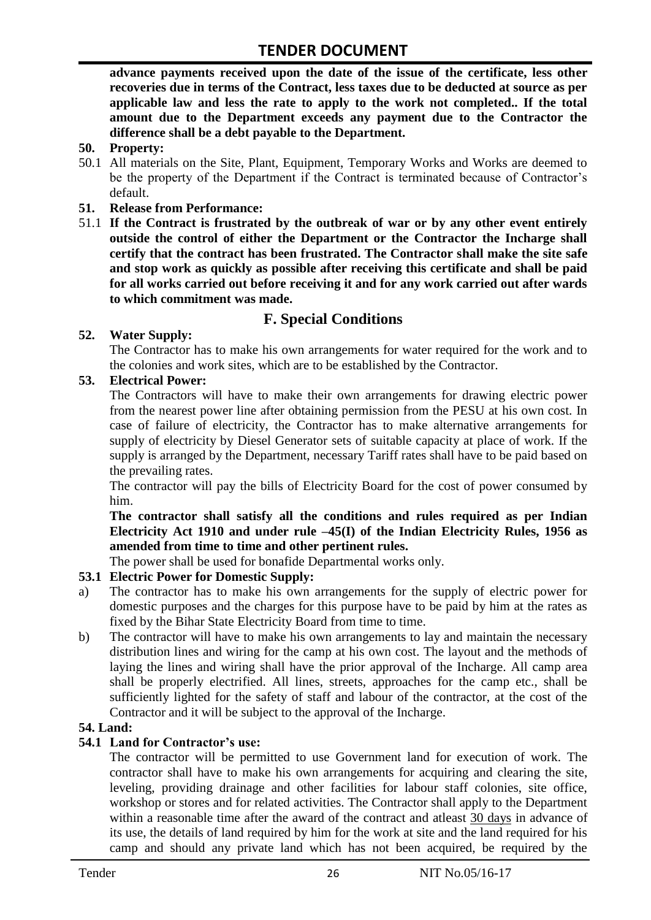**advance payments received upon the date of the issue of the certificate, less other recoveries due in terms of the Contract, less taxes due to be deducted at source as per applicable law and less the rate to apply to the work not completed.. If the total amount due to the Department exceeds any payment due to the Contractor the difference shall be a debt payable to the Department.**

**50. Property:**

50.1 All materials on the Site, Plant, Equipment, Temporary Works and Works are deemed to be the property of the Department if the Contract is terminated because of Contractor's default.

**51. Release from Performance:**

51.1 **If the Contract is frustrated by the outbreak of war or by any other event entirely outside the control of either the Department or the Contractor the Incharge shall certify that the contract has been frustrated. The Contractor shall make the site safe and stop work as quickly as possible after receiving this certificate and shall be paid for all works carried out before receiving it and for any work carried out after wards to which commitment was made.**

## F. Special Conditions

**52. Water Supply:**

The Contractor has to make his own arrangements for water required for the work and to the colonies and work sites, which are to be established by the Contractor.

**53. Electrical Power:**

The Contractors will have to make their own arrangements for drawing electric power from the nearest power line after obtaining permission from the PESU at his own cost. In case of failure of electricity, the Contractor has to make alternative arrangements for supply of electricity by Diesel Generator sets of suitable capacity at place of work. If the supply is arranged by the Department, necessary Tariff rates shall have to be paid based on the prevailing rates.

The contractor will pay the bills of Electricity Board for the cost of power consumed by him.

**The contractor shall satisfy all the conditions and rules required as per Indian Electricity Act 1910 and under rule –45(I) of the Indian Electricity Rules, 1956 as amended from time to time and other pertinent rules.**

The power shall be used for bonafide Departmental works only.

**53.1 Electric Power for Domestic Supply:**

a) The contractor has to make his own arrangements for the supply of electric power for domestic purposes and the charges for this purpose have to be paid by him at the rates as fixed by the Bihar State Electricity Board from time to time.

b) The contractor will have to make his own arrangements to lay and maintain the necessary distribution lines and wiring for the camp at his own cost. The layout and the methods of laying the lines and wiring shall have the prior approval of the Incharge. All camp area shall be properly electrified. All lines, streets, approaches for the camp etc., shall be sufficiently lighted for the safety of staff and labour of the contractor, at the cost of the Contractor and it will be subject to the approval of the Incharge.

**54. Land:**

**54.1 Land for Contractor's use:**

The contractor will be permitted to use Government land for execution of work. The contractor shall have to make his own arrangements for acquiring and clearing the site, leveling, providing drainage and other facilities for labour staff colonies, site office, workshop or stores and for related activities. The Contractor shall apply to the Department within a reasonable time after the award of the contract and atleast <u>30 days</u> in advance of its use, the details of land required by him for the work at site and the land required for his camp and should any private land which has not been acquired, be required by the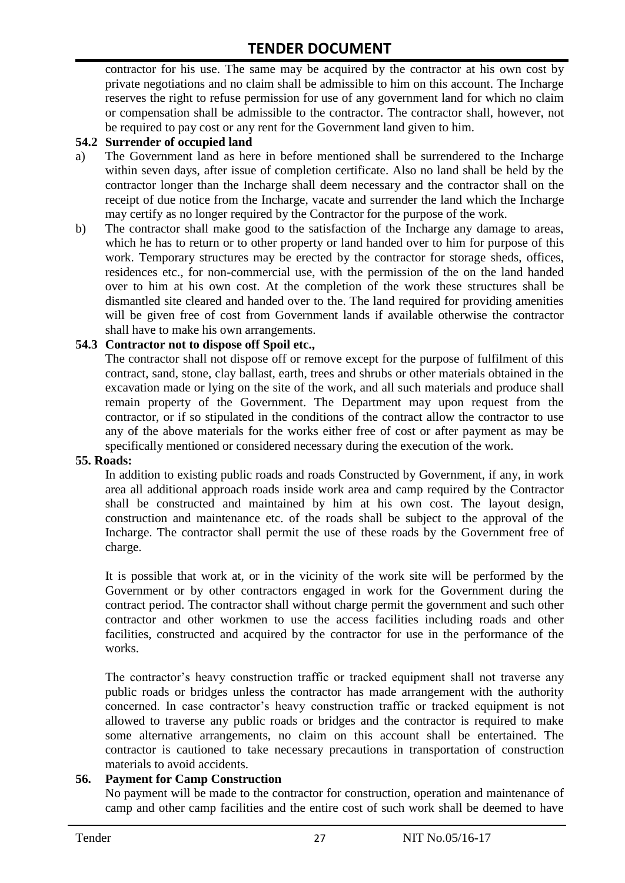contractor for his use. The same may be acquired by the contractor at his own cost by private negotiations and no claim shall be admissible to him on this account. The Incharge reserves the right to refuse permission for use of any government land for which no claim or compensation shall be admissible to the contractor. The contractor shall, however, not be required to pay cost or any rent for the Government land given to him.

**54.2 Surrender of occupied land**

a) The Government land as here in before mentioned shall be surrendered to the Incharge within seven days, after issue of completion certificate. Also no land shall be held by the contractor longer than the Incharge shall deem necessary and the contractor shall on the receipt of due notice from the Incharge, vacate and surrender the land which the Incharge may certify as no longer required by the Contractor for the purpose of the work.

b) The contractor shall make good to the satisfaction of the Incharge any damage to areas, which he has to return or to other property or land handed over to him for purpose of this work. Temporary structures may be erected by the contractor for storage sheds, offices, residences etc., for non-commercial use, with the permission of the on the land handed over to him at his own cost. At the completion of the work these structures shall be dismantled site cleared and handed over to the. The land required for providing amenities will be given free of cost from Government lands if available otherwise the contractor shall have to make his own arrangements.

**54.3 Contractor not to dispose off Spoil etc.,**

The contractor shall not dispose off or remove except for the purpose of fulfilment of this contract, sand, stone, clay ballast, earth, trees and shrubs or other materials obtained in the excavation made or lying on the site of the work, and all such materials and produce shall remain property of the Government. The Department may upon request from the contractor, or if so stipulated in the conditions of the contract allow the contractor to use any of the above materials for the works either free of cost or after payment as may be specifically mentioned or considered necessary during the execution of the work.

**55. Roads:**

In addition to existing public roads and roads Constructed by Government, if any, in work area all additional approach roads inside work area and camp required by the Contractor shall be constructed and maintained by him at his own cost. The layout design, construction and maintenance etc. of the roads shall be subject to the approval of the Incharge. The contractor shall permit the use of these roads by the Government free of charge.

It is possible that work at, or in the vicinity of the work site will be performed by the Government or by other contractors engaged in work for the Government during the contract period. The contractor shall without charge permit the government and such other contractor and other workmen to use the access facilities including roads and other facilities, constructed and acquired by the contractor for use in the performance of the works.

The contractor's heavy construction traffic or tracked equipment shall not traverse any public roads or bridges unless the contractor has made arrangement with the authority concerned. In case contractor's heavy construction traffic or tracked equipment is not allowed to traverse any public roads or bridges and the contractor is required to make some alternative arrangements, no claim on this account shall be entertained. The contractor is cautioned to take necessary precautions in transportation of construction materials to avoid accidents.

**56. Payment for Camp Construction**

No payment will be made to the contractor for construction, operation and maintenance of camp and other camp facilities and the entire cost of such work shall be deemed to have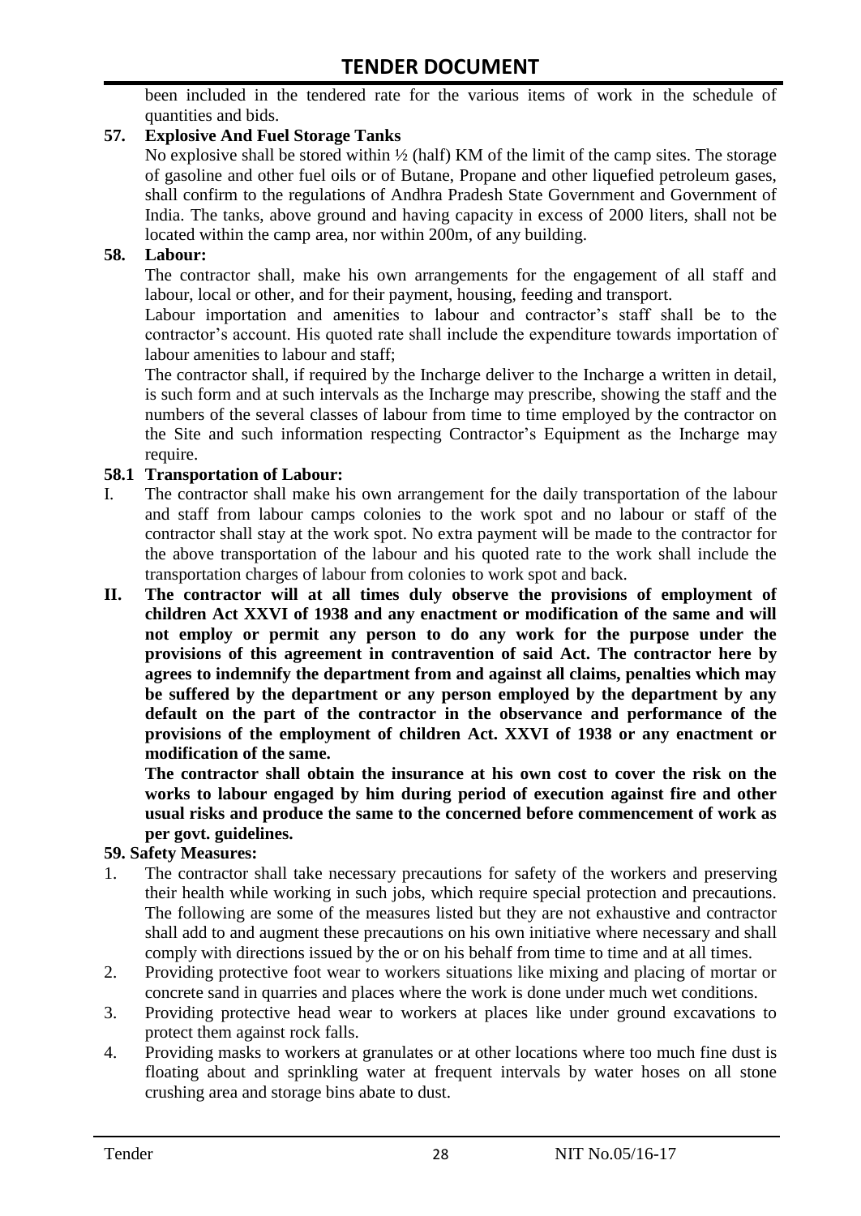been included in the tendered rate for the various items of work in the schedule of quantities and bids.

**57. Explosive And Fuel Storage Tanks**

No explosive shall be stored within ½ (half) KM of the limit of the camp sites. The storage of gasoline and other fuel oils or of Butane, Propane and other liquefied petroleum gases, shall confirm to the regulations of Andhra Pradesh State Government and Government of India. The tanks, above ground and having capacity in excess of 2000 liters, shall not be located within the camp area, nor within 200m, of any building.

**58. Labour:**

The contractor shall, make his own arrangements for the engagement of all staff and labour, local or other, and for their payment, housing, feeding and transport.

Labour importation and amenities to labour and contractor's staff shall be to the contractor's account. His quoted rate shall include the expenditure towards importation of labour amenities to labour and staff;

The contractor shall, if required by the Incharge deliver to the Incharge a written in detail, is such form and at such intervals as the Incharge may prescribe, showing the staff and the numbers of the several classes of labour from time to time employed by the contractor on the Site and such information respecting Contractor's Equipment as the Incharge may require.

**58.1 Transportation of Labour:**

I. The contractor shall make his own arrangement for the daily transportation of the labour and staff from labour camps colonies to the work spot and no labour or staff of the contractor shall stay at the work spot. No extra payment will be made to the contractor for the above transportation of the labour and his quoted rate to the work shall include the transportation charges of labour from colonies to work spot and back.

II. **The contractor will at all times duly observe the provisions of employment of children Act XXVI of 1938 and any enactment or modification of the same and will not employ or permit any person to do any work for the purpose under the provisions of this agreement in contravention of said Act. The contractor here by agrees to indemnify the department from and against all claims, penalties which may be suffered by the department or any person employed by the department by any default on the part of the contractor in the observance and performance of the provisions of the employment of children Act. XXVI of 1938 or any enactment or modification of the same.**

**The contractor shall obtain the insurance at his own cost to cover the risk on the works to labour engaged by him during period of execution against fire and other usual risks and produce the same to the concerned before commencement of work as per govt. guidelines.**

**59. Safety Measures:**

1. The contractor shall take necessary precautions for safety of the workers and preserving their health while working in such jobs, which require special protection and precautions. The following are some of the measures listed but they are not exhaustive and contractor shall add to and augment these precautions on his own initiative where necessary and shall comply with directions issued by the or on his behalf from time to time and at all times.
2. Providing protective foot wear to workers situations like mixing and placing of mortar or concrete sand in quarries and places where the work is done under much wet conditions.
3. Providing protective head wear to workers at places like under ground excavations to protect them against rock falls.
4. Providing masks to workers at granulates or at other locations where too much fine dust is floating about and sprinkling water at frequent intervals by water hoses on all stone crushing area and storage bins abate to dust.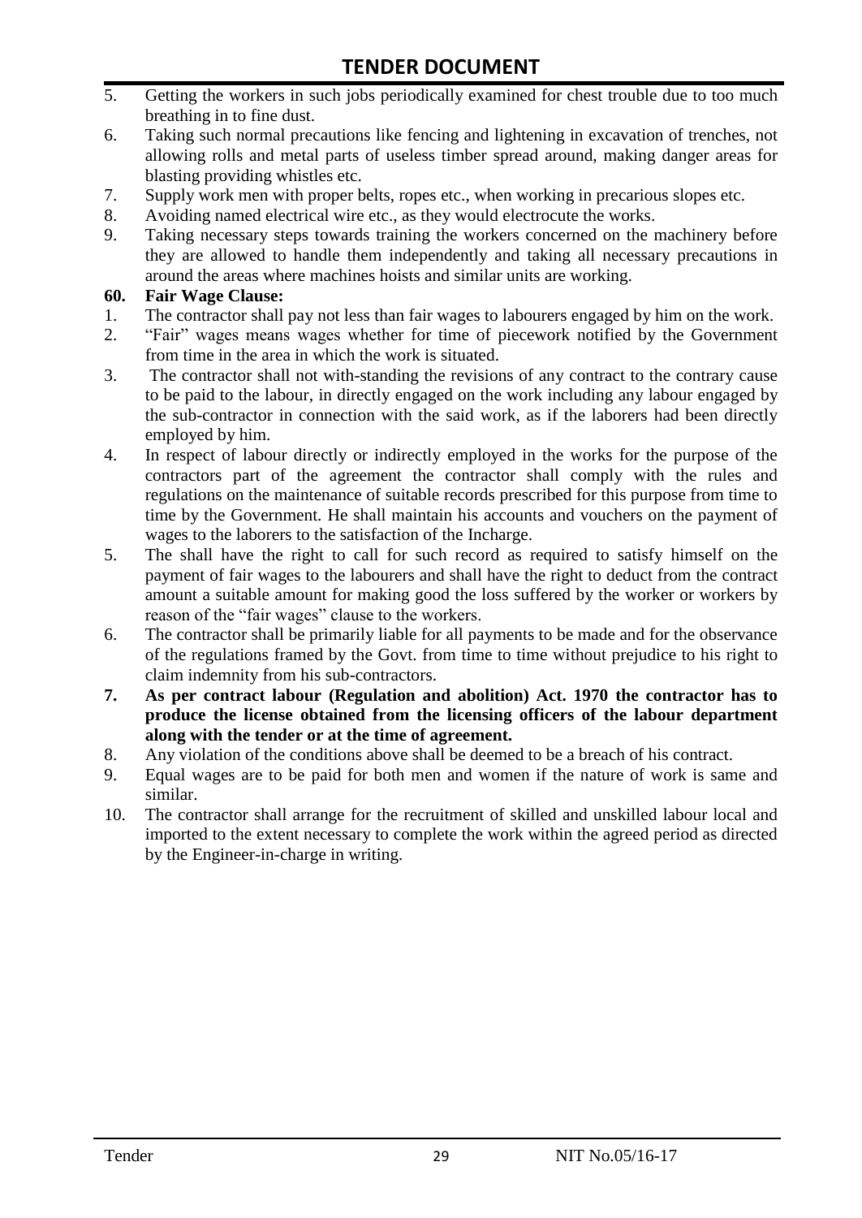5. Getting the workers in such jobs periodically examined for chest trouble due to too much breathing in to fine dust.
6. Taking such normal precautions like fencing and lightening in excavation of trenches, not allowing rolls and metal parts of useless timber spread around, making danger areas for blasting providing whistles etc.
7. Supply work men with proper belts, ropes etc., when working in precarious slopes etc.
8. Avoiding named electrical wire etc., as they would electrocute the works.
9. Taking necessary steps towards training the workers concerned on the machinery before they are allowed to handle them independently and taking all necessary precautions in around the areas where machines hoists and similar units are working.

**60. Fair Wage Clause:**

1. The contractor shall pay not less than fair wages to labourers engaged by him on the work.
2. "Fair" wages means wages whether for time of piecework notified by the Government from time in the area in which the work is situated.
3. The contractor shall not with-standing the revisions of any contract to the contrary cause to be paid to the labour, in directly engaged on the work including any labour engaged by the sub-contractor in connection with the said work, as if the laborers had been directly employed by him.
4. In respect of labour directly or indirectly employed in the works for the purpose of the contractors part of the agreement the contractor shall comply with the rules and regulations on the maintenance of suitable records prescribed for this purpose from time to time by the Government. He shall maintain his accounts and vouchers on the payment of wages to the laborers to the satisfaction of the Incharge.
5. The shall have the right to call for such record as required to satisfy himself on the payment of fair wages to the labourers and shall have the right to deduct from the contract amount a suitable amount for making good the loss suffered by the worker or workers by reason of the "fair wages" clause to the workers.
6. The contractor shall be primarily liable for all payments to be made and for the observance of the regulations framed by the Govt. from time to time without prejudice to his right to claim indemnity from his sub-contractors.
7. **As per contract labour (Regulation and abolition) Act. 1970 the contractor has to produce the license obtained from the licensing officers of the labour department along with the tender or at the time of agreement.**
8. Any violation of the conditions above shall be deemed to be a breach of his contract.
9. Equal wages are to be paid for both men and women if the nature of work is same and similar.
10. The contractor shall arrange for the recruitment of skilled and unskilled labour local and imported to the extent necessary to complete the work within the agreed period as directed by the Engineer-in-charge in writing.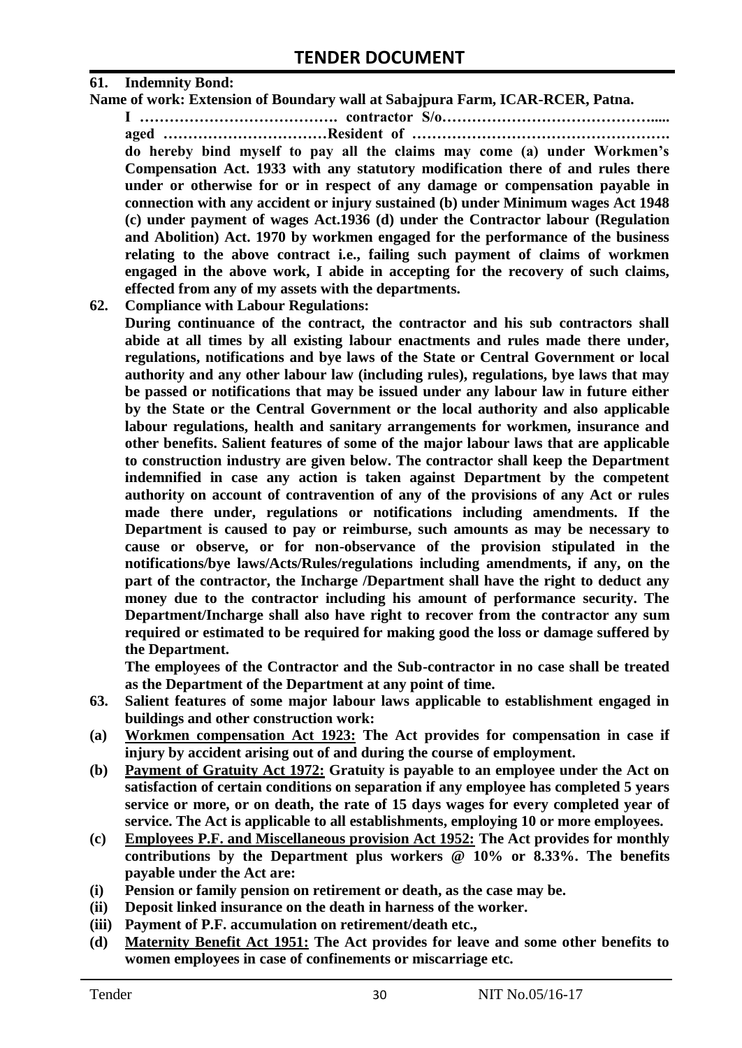**61. Indemnity Bond:**

**Name of work: Extension of Boundary wall at Sabajpura Farm, ICAR-RCER, Patna.**

**I …………………………………. contractor S/o……………………………………..... aged ……………………………Resident of ……………………………………………. do hereby bind myself to pay all the claims may come (a) under Workmen's Compensation Act. 1933 with any statutory modification there of and rules there under or otherwise for or in respect of any damage or compensation payable in connection with any accident or injury sustained (b) under Minimum wages Act 1948 (c) under payment of wages Act.1936 (d) under the Contractor labour (Regulation and Abolition) Act. 1970 by workmen engaged for the performance of the business relating to the above contract i.e., failing such payment of claims of workmen engaged in the above work, I abide in accepting for the recovery of such claims, effected from any of my assets with the departments.**

**62. Compliance with Labour Regulations:**

**During continuance of the contract, the contractor and his sub contractors shall abide at all times by all existing labour enactments and rules made there under, regulations, notifications and bye laws of the State or Central Government or local authority and any other labour law (including rules), regulations, bye laws that may be passed or notifications that may be issued under any labour law in future either by the State or the Central Government or the local authority and also applicable labour regulations, health and sanitary arrangements for workmen, insurance and other benefits. Salient features of some of the major labour laws that are applicable to construction industry are given below. The contractor shall keep the Department indemnified in case any action is taken against Department by the competent authority on account of contravention of any of the provisions of any Act or rules made there under, regulations or notifications including amendments. If the Department is caused to pay or reimburse, such amounts as may be necessary to cause or observe, or for non-observance of the provision stipulated in the notifications/bye laws/Acts/Rules/regulations including amendments, if any, on the part of the contractor, the Incharge /Department shall have the right to deduct any money due to the contractor including his amount of performance security. The Department/Incharge shall also have right to recover from the contractor any sum required or estimated to be required for making good the loss or damage suffered by the Department.**

**The employees of the Contractor and the Sub-contractor in no case shall be treated as the Department of the Department at any point of time.**

**63. Salient features of some major labour laws applicable to establishment engaged in buildings and other construction work:**

**(a) <u>Workmen compensation Act 1923:</u> The Act provides for compensation in case if injury by accident arising out of and during the course of employment.**

**(b) <u>Payment of Gratuity Act 1972:</u> Gratuity is payable to an employee under the Act on satisfaction of certain conditions on separation if any employee has completed 5 years service or more, or on death, the rate of 15 days wages for every completed year of service. The Act is applicable to all establishments, employing 10 or more employees.**

**(c) <u>Employees P.F. and Miscellaneous provision Act 1952:</u> The Act provides for monthly contributions by the Department plus workers @ 10% or 8.33%. The benefits payable under the Act are:**

**(i) Pension or family pension on retirement or death, as the case may be.**

**(ii) Deposit linked insurance on the death in harness of the worker.**

**(iii) Payment of P.F. accumulation on retirement/death etc.,**

**(d) <u>Maternity Benefit Act 1951:</u> The Act provides for leave and some other benefits to women employees in case of confinements or miscarriage etc.**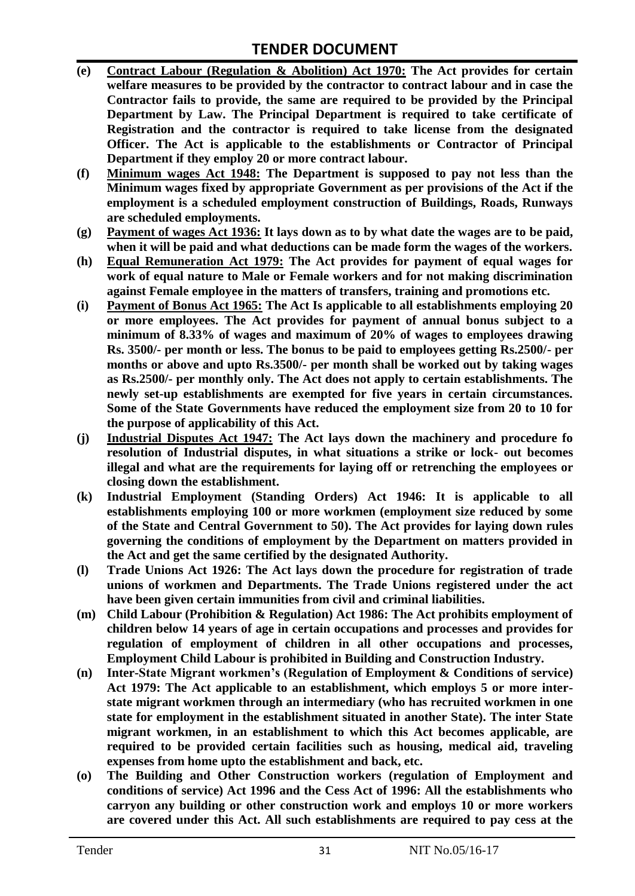- **(e)** **<u>Contract Labour (Regulation & Abolition) Act 1970:</u> The Act provides for certain welfare measures to be provided by the contractor to contract labour and in case the Contractor fails to provide, the same are required to be provided by the Principal Department by Law. The Principal Department is required to take certificate of Registration and the contractor is required to take license from the designated Officer. The Act is applicable to the establishments or Contractor of Principal Department if they employ 20 or more contract labour.**
- **(f)** **<u>Minimum wages Act 1948:</u> The Department is supposed to pay not less than the Minimum wages fixed by appropriate Government as per provisions of the Act if the employment is a scheduled employment construction of Buildings, Roads, Runways are scheduled employments.**
- **(g)** **<u>Payment of wages Act 1936:</u> It lays down as to by what date the wages are to be paid, when it will be paid and what deductions can be made form the wages of the workers.**
- **(h)** **<u>Equal Remuneration Act 1979:</u> The Act provides for payment of equal wages for work of equal nature to Male or Female workers and for not making discrimination against Female employee in the matters of transfers, training and promotions etc.**
- **(i)** **<u>Payment of Bonus Act 1965:</u> The Act Is applicable to all establishments employing 20 or more employees. The Act provides for payment of annual bonus subject to a minimum of 8.33% of wages and maximum of 20% of wages to employees drawing Rs. 3500/- per month or less. The bonus to be paid to employees getting Rs.2500/- per months or above and upto Rs.3500/- per month shall be worked out by taking wages as Rs.2500/- per monthly only. The Act does not apply to certain establishments. The newly set-up establishments are exempted for five years in certain circumstances. Some of the State Governments have reduced the employment size from 20 to 10 for the purpose of applicability of this Act.**
- **(j)** **<u>Industrial Disputes Act 1947:</u> The Act lays down the machinery and procedure fo resolution of Industrial disputes, in what situations a strike or lock- out becomes illegal and what are the requirements for laying off or retrenching the employees or closing down the establishment.**
- **(k)** **Industrial Employment (Standing Orders) Act 1946: It is applicable to all establishments employing 100 or more workmen (employment size reduced by some of the State and Central Government to 50). The Act provides for laying down rules governing the conditions of employment by the Department on matters provided in the Act and get the same certified by the designated Authority.**
- **(l)** **Trade Unions Act 1926: The Act lays down the procedure for registration of trade unions of workmen and Departments. The Trade Unions registered under the act have been given certain immunities from civil and criminal liabilities.**
- **(m)** **Child Labour (Prohibition & Regulation) Act 1986: The Act prohibits employment of children below 14 years of age in certain occupations and processes and provides for regulation of employment of children in all other occupations and processes, Employment Child Labour is prohibited in Building and Construction Industry.**
- **(n)** **Inter-State Migrant workmen's (Regulation of Employment & Conditions of service) Act 1979: The Act applicable to an establishment, which employs 5 or more inter-state migrant workmen through an intermediary (who has recruited workmen in one state for employment in the establishment situated in another State). The inter State migrant workmen, in an establishment to which this Act becomes applicable, are required to be provided certain facilities such as housing, medical aid, traveling expenses from home upto the establishment and back, etc.**
- **(o)** **The Building and Other Construction workers (regulation of Employment and conditions of service) Act 1996 and the Cess Act of 1996: All the establishments who carryon any building or other construction work and employs 10 or more workers are covered under this Act. All such establishments are required to pay cess at the**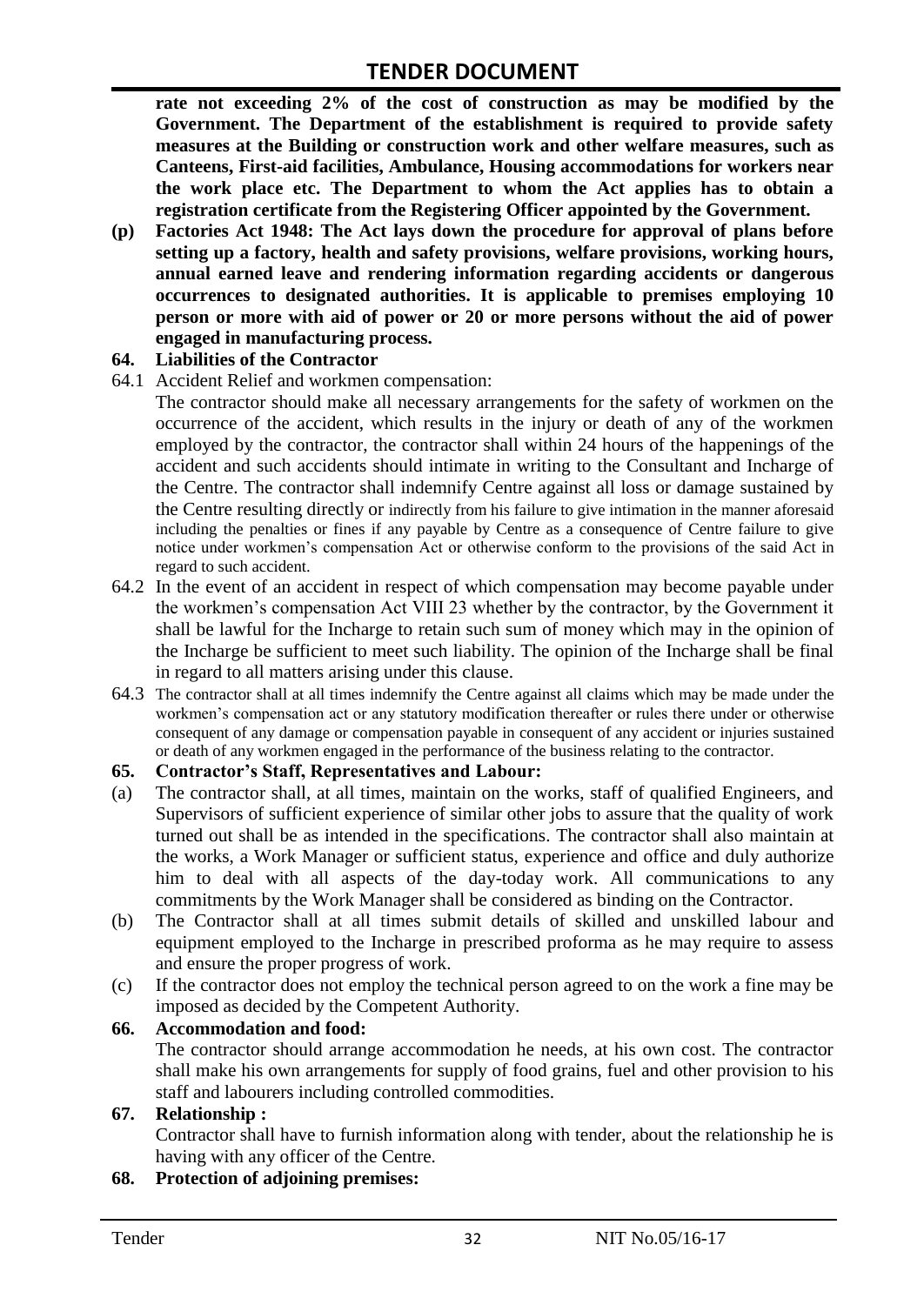**rate not exceeding 2% of the cost of construction as may be modified by the Government. The Department of the establishment is required to provide safety measures at the Building or construction work and other welfare measures, such as Canteens, First-aid facilities, Ambulance, Housing accommodations for workers near the work place etc. The Department to whom the Act applies has to obtain a registration certificate from the Registering Officer appointed by the Government.**

**(p) Factories Act 1948: The Act lays down the procedure for approval of plans before setting up a factory, health and safety provisions, welfare provisions, working hours, annual earned leave and rendering information regarding accidents or dangerous occurrences to designated authorities. It is applicable to premises employing 10 person or more with aid of power or 20 or more persons without the aid of power engaged in manufacturing process.**

**64. Liabilities of the Contractor**

64.1 Accident Relief and workmen compensation:

The contractor should make all necessary arrangements for the safety of workmen on the occurrence of the accident, which results in the injury or death of any of the workmen employed by the contractor, the contractor shall within 24 hours of the happenings of the accident and such accidents should intimate in writing to the Consultant and Incharge of the Centre. The contractor shall indemnify Centre against all loss or damage sustained by the Centre resulting directly or indirectly from his failure to give intimation in the manner aforesaid including the penalties or fines if any payable by Centre as a consequence of Centre failure to give notice under workmen's compensation Act or otherwise conform to the provisions of the said Act in regard to such accident.

64.2 In the event of an accident in respect of which compensation may become payable under the workmen's compensation Act VIII 23 whether by the contractor, by the Government it shall be lawful for the Incharge to retain such sum of money which may in the opinion of the Incharge be sufficient to meet such liability. The opinion of the Incharge shall be final in regard to all matters arising under this clause.

64.3 The contractor shall at all times indemnify the Centre against all claims which may be made under the workmen's compensation act or any statutory modification thereafter or rules there under or otherwise consequent of any damage or compensation payable in consequent of any accident or injuries sustained or death of any workmen engaged in the performance of the business relating to the contractor.

**65. Contractor's Staff, Representatives and Labour:**

(a) The contractor shall, at all times, maintain on the works, staff of qualified Engineers, and Supervisors of sufficient experience of similar other jobs to assure that the quality of work turned out shall be as intended in the specifications. The contractor shall also maintain at the works, a Work Manager or sufficient status, experience and office and duly authorize him to deal with all aspects of the day-today work. All communications to any commitments by the Work Manager shall be considered as binding on the Contractor.

(b) The Contractor shall at all times submit details of skilled and unskilled labour and equipment employed to the Incharge in prescribed proforma as he may require to assess and ensure the proper progress of work.

(c) If the contractor does not employ the technical person agreed to on the work a fine may be imposed as decided by the Competent Authority.

**66. Accommodation and food:**

The contractor should arrange accommodation he needs, at his own cost. The contractor shall make his own arrangements for supply of food grains, fuel and other provision to his staff and labourers including controlled commodities.

**67. Relationship :**

Contractor shall have to furnish information along with tender, about the relationship he is having with any officer of the Centre.

**68. Protection of adjoining premises:**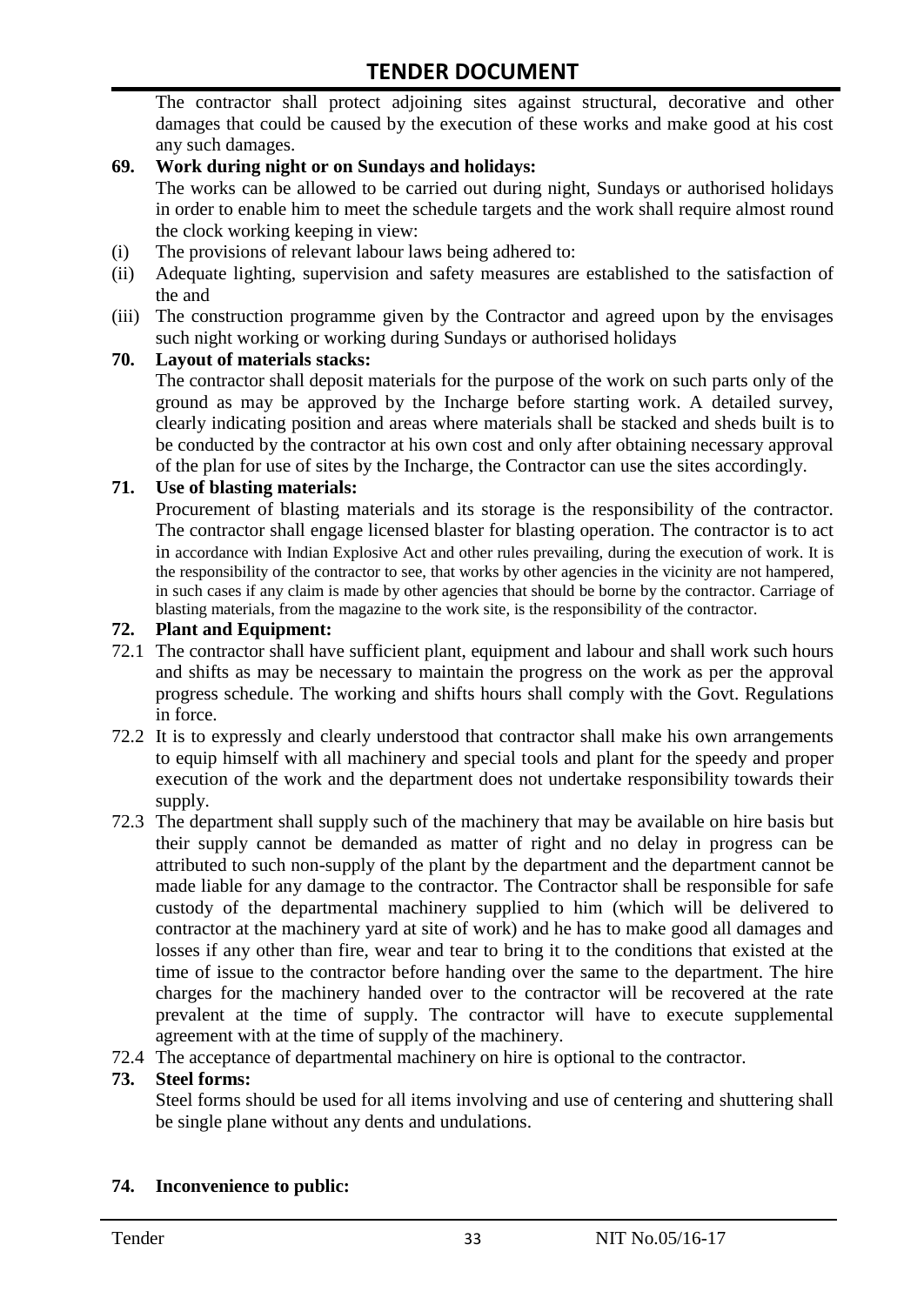The contractor shall protect adjoining sites against structural, decorative and other damages that could be caused by the execution of these works and make good at his cost any such damages.

**69. Work during night or on Sundays and holidays:**

The works can be allowed to be carried out during night, Sundays or authorised holidays in order to enable him to meet the schedule targets and the work shall require almost round the clock working keeping in view:

(i) The provisions of relevant labour laws being adhered to:

(ii) Adequate lighting, supervision and safety measures are established to the satisfaction of the and

(iii) The construction programme given by the Contractor and agreed upon by the envisages such night working or working during Sundays or authorised holidays

**70. Layout of materials stacks:**

The contractor shall deposit materials for the purpose of the work on such parts only of the ground as may be approved by the Incharge before starting work. A detailed survey, clearly indicating position and areas where materials shall be stacked and sheds built is to be conducted by the contractor at his own cost and only after obtaining necessary approval of the plan for use of sites by the Incharge, the Contractor can use the sites accordingly.

**71. Use of blasting materials:**

Procurement of blasting materials and its storage is the responsibility of the contractor. The contractor shall engage licensed blaster for blasting operation. The contractor is to act in accordance with Indian Explosive Act and other rules prevailing, during the execution of work. It is the responsibility of the contractor to see, that works by other agencies in the vicinity are not hampered, in such cases if any claim is made by other agencies that should be borne by the contractor. Carriage of blasting materials, from the magazine to the work site, is the responsibility of the contractor.

**72. Plant and Equipment:**

72.1 The contractor shall have sufficient plant, equipment and labour and shall work such hours and shifts as may be necessary to maintain the progress on the work as per the approval progress schedule. The working and shifts hours shall comply with the Govt. Regulations in force.

72.2 It is to expressly and clearly understood that contractor shall make his own arrangements to equip himself with all machinery and special tools and plant for the speedy and proper execution of the work and the department does not undertake responsibility towards their supply.

72.3 The department shall supply such of the machinery that may be available on hire basis but their supply cannot be demanded as matter of right and no delay in progress can be attributed to such non-supply of the plant by the department and the department cannot be made liable for any damage to the contractor. The Contractor shall be responsible for safe custody of the departmental machinery supplied to him (which will be delivered to contractor at the machinery yard at site of work) and he has to make good all damages and losses if any other than fire, wear and tear to bring it to the conditions that existed at the time of issue to the contractor before handing over the same to the department. The hire charges for the machinery handed over to the contractor will be recovered at the rate prevalent at the time of supply. The contractor will have to execute supplemental agreement with at the time of supply of the machinery.

72.4 The acceptance of departmental machinery on hire is optional to the contractor.

**73. Steel forms:**

Steel forms should be used for all items involving and use of centering and shuttering shall be single plane without any dents and undulations.

**74. Inconvenience to public:**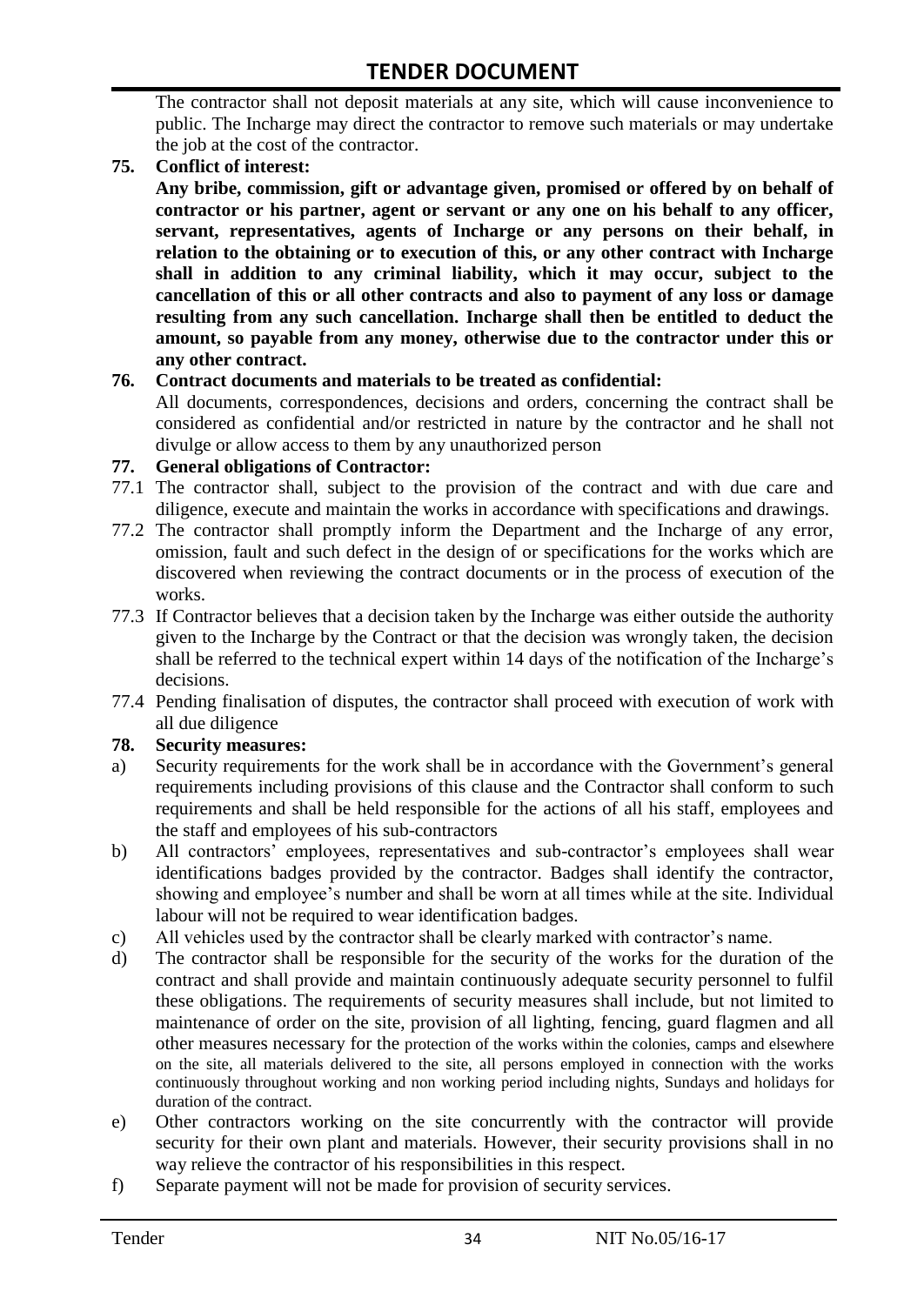The contractor shall not deposit materials at any site, which will cause inconvenience to public. The Incharge may direct the contractor to remove such materials or may undertake the job at the cost of the contractor.

**75. Conflict of interest:**

**Any bribe, commission, gift or advantage given, promised or offered by on behalf of contractor or his partner, agent or servant or any one on his behalf to any officer, servant, representatives, agents of Incharge or any persons on their behalf, in relation to the obtaining or to execution of this, or any other contract with Incharge shall in addition to any criminal liability, which it may occur, subject to the cancellation of this or all other contracts and also to payment of any loss or damage resulting from any such cancellation. Incharge shall then be entitled to deduct the amount, so payable from any money, otherwise due to the contractor under this or any other contract.**

**76. Contract documents and materials to be treated as confidential:**

All documents, correspondences, decisions and orders, concerning the contract shall be considered as confidential and/or restricted in nature by the contractor and he shall not divulge or allow access to them by any unauthorized person

**77. General obligations of Contractor:**

77.1 The contractor shall, subject to the provision of the contract and with due care and diligence, execute and maintain the works in accordance with specifications and drawings.

77.2 The contractor shall promptly inform the Department and the Incharge of any error, omission, fault and such defect in the design of or specifications for the works which are discovered when reviewing the contract documents or in the process of execution of the works.

77.3 If Contractor believes that a decision taken by the Incharge was either outside the authority given to the Incharge by the Contract or that the decision was wrongly taken, the decision shall be referred to the technical expert within 14 days of the notification of the Incharge's decisions.

77.4 Pending finalisation of disputes, the contractor shall proceed with execution of work with all due diligence

**78. Security measures:**

a) Security requirements for the work shall be in accordance with the Government's general requirements including provisions of this clause and the Contractor shall conform to such requirements and shall be held responsible for the actions of all his staff, employees and the staff and employees of his sub-contractors

b) All contractors' employees, representatives and sub-contractor's employees shall wear identifications badges provided by the contractor. Badges shall identify the contractor, showing and employee's number and shall be worn at all times while at the site. Individual labour will not be required to wear identification badges.

c) All vehicles used by the contractor shall be clearly marked with contractor's name.

d) The contractor shall be responsible for the security of the works for the duration of the contract and shall provide and maintain continuously adequate security personnel to fulfil these obligations. The requirements of security measures shall include, but not limited to maintenance of order on the site, provision of all lighting, fencing, guard flagmen and all other measures necessary for the protection of the works within the colonies, camps and elsewhere on the site, all materials delivered to the site, all persons employed in connection with the works continuously throughout working and non working period including nights, Sundays and holidays for duration of the contract.

e) Other contractors working on the site concurrently with the contractor will provide security for their own plant and materials. However, their security provisions shall in no way relieve the contractor of his responsibilities in this respect.

f) Separate payment will not be made for provision of security services.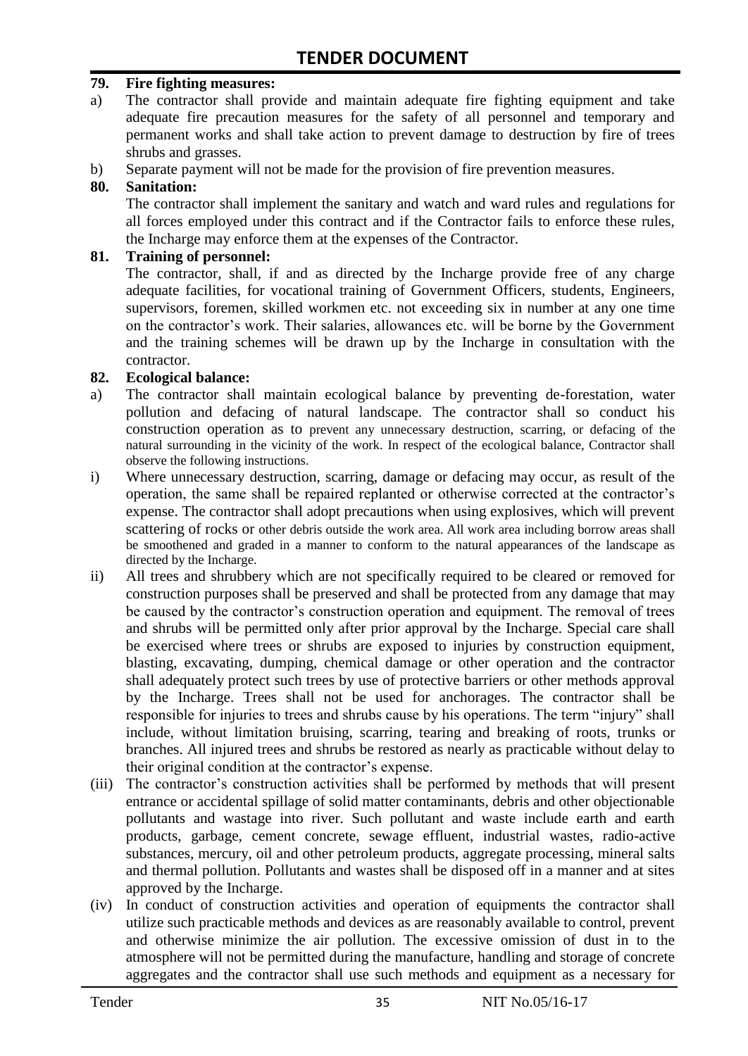**79. Fire fighting measures:**

a) The contractor shall provide and maintain adequate fire fighting equipment and take adequate fire precaution measures for the safety of all personnel and temporary and permanent works and shall take action to prevent damage to destruction by fire of trees shrubs and grasses.

b) Separate payment will not be made for the provision of fire prevention measures.

**80. Sanitation:**

The contractor shall implement the sanitary and watch and ward rules and regulations for all forces employed under this contract and if the Contractor fails to enforce these rules, the Incharge may enforce them at the expenses of the Contractor.

**81. Training of personnel:**

The contractor, shall, if and as directed by the Incharge provide free of any charge adequate facilities, for vocational training of Government Officers, students, Engineers, supervisors, foremen, skilled workmen etc. not exceeding six in number at any one time on the contractor's work. Their salaries, allowances etc. will be borne by the Government and the training schemes will be drawn up by the Incharge in consultation with the contractor.

**82. Ecological balance:**

a) The contractor shall maintain ecological balance by preventing de-forestation, water pollution and defacing of natural landscape. The contractor shall so conduct his construction operation as to prevent any unnecessary destruction, scarring, or defacing of the natural surrounding in the vicinity of the work. In respect of the ecological balance, Contractor shall observe the following instructions.

i) Where unnecessary destruction, scarring, damage or defacing may occur, as result of the operation, the same shall be repaired replanted or otherwise corrected at the contractor's expense. The contractor shall adopt precautions when using explosives, which will prevent scattering of rocks or other debris outside the work area. All work area including borrow areas shall be smoothened and graded in a manner to conform to the natural appearances of the landscape as directed by the Incharge.

ii) All trees and shrubbery which are not specifically required to be cleared or removed for construction purposes shall be preserved and shall be protected from any damage that may be caused by the contractor's construction operation and equipment. The removal of trees and shrubs will be permitted only after prior approval by the Incharge. Special care shall be exercised where trees or shrubs are exposed to injuries by construction equipment, blasting, excavating, dumping, chemical damage or other operation and the contractor shall adequately protect such trees by use of protective barriers or other methods approval by the Incharge. Trees shall not be used for anchorages. The contractor shall be responsible for injuries to trees and shrubs cause by his operations. The term "injury" shall include, without limitation bruising, scarring, tearing and breaking of roots, trunks or branches. All injured trees and shrubs be restored as nearly as practicable without delay to their original condition at the contractor's expense.

(iii) The contractor's construction activities shall be performed by methods that will present entrance or accidental spillage of solid matter contaminants, debris and other objectionable pollutants and wastage into river. Such pollutant and waste include earth and earth products, garbage, cement concrete, sewage effluent, industrial wastes, radio-active substances, mercury, oil and other petroleum products, aggregate processing, mineral salts and thermal pollution. Pollutants and wastes shall be disposed off in a manner and at sites approved by the Incharge.

(iv) In conduct of construction activities and operation of equipments the contractor shall utilize such practicable methods and devices as are reasonably available to control, prevent and otherwise minimize the air pollution. The excessive omission of dust in to the atmosphere will not be permitted during the manufacture, handling and storage of concrete aggregates and the contractor shall use such methods and equipment as a necessary for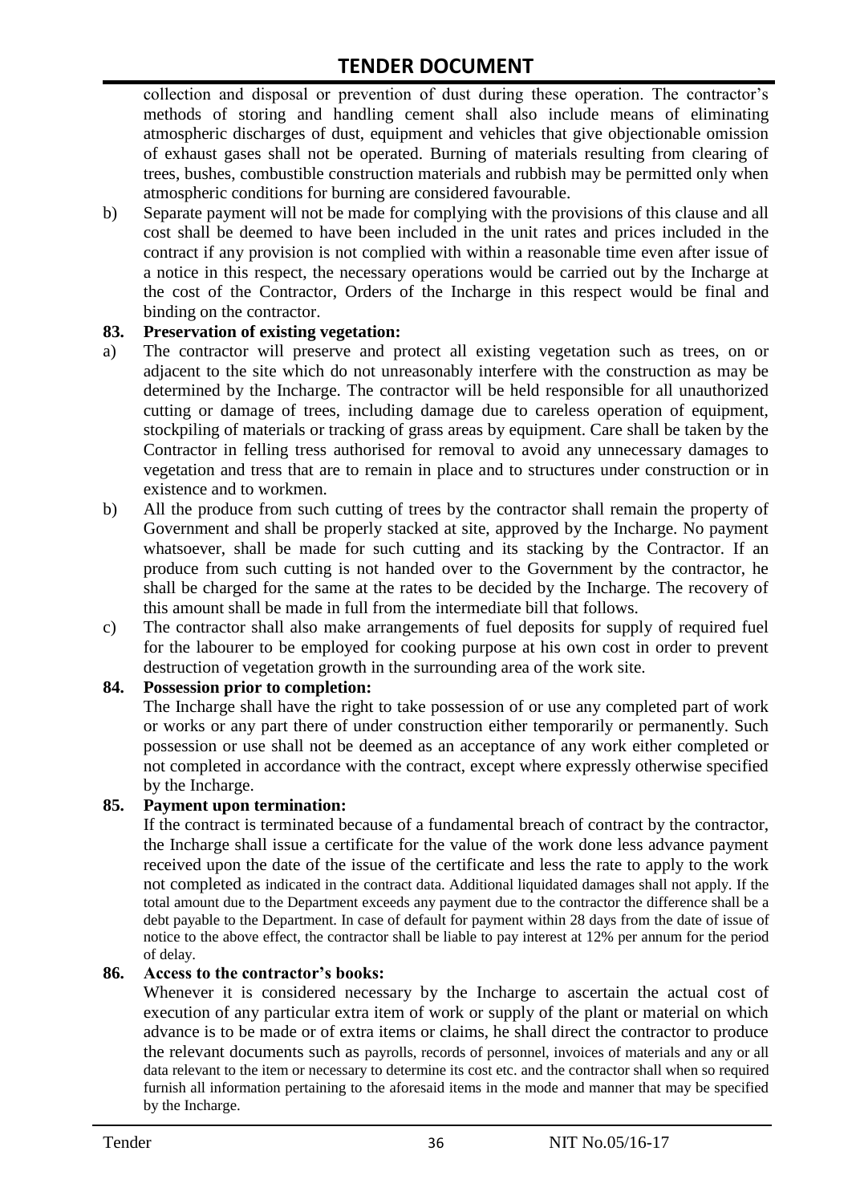collection and disposal or prevention of dust during these operation. The contractor's methods of storing and handling cement shall also include means of eliminating atmospheric discharges of dust, equipment and vehicles that give objectionable omission of exhaust gases shall not be operated. Burning of materials resulting from clearing of trees, bushes, combustible construction materials and rubbish may be permitted only when atmospheric conditions for burning are considered favourable.

b) Separate payment will not be made for complying with the provisions of this clause and all cost shall be deemed to have been included in the unit rates and prices included in the contract if any provision is not complied with within a reasonable time even after issue of a notice in this respect, the necessary operations would be carried out by the Incharge at the cost of the Contractor, Orders of the Incharge in this respect would be final and binding on the contractor.

**83. Preservation of existing vegetation:**

a) The contractor will preserve and protect all existing vegetation such as trees, on or adjacent to the site which do not unreasonably interfere with the construction as may be determined by the Incharge. The contractor will be held responsible for all unauthorized cutting or damage of trees, including damage due to careless operation of equipment, stockpiling of materials or tracking of grass areas by equipment. Care shall be taken by the Contractor in felling tress authorised for removal to avoid any unnecessary damages to vegetation and tress that are to remain in place and to structures under construction or in existence and to workmen.

b) All the produce from such cutting of trees by the contractor shall remain the property of Government and shall be properly stacked at site, approved by the Incharge. No payment whatsoever, shall be made for such cutting and its stacking by the Contractor. If an produce from such cutting is not handed over to the Government by the contractor, he shall be charged for the same at the rates to be decided by the Incharge. The recovery of this amount shall be made in full from the intermediate bill that follows.

c) The contractor shall also make arrangements of fuel deposits for supply of required fuel for the labourer to be employed for cooking purpose at his own cost in order to prevent destruction of vegetation growth in the surrounding area of the work site.

**84. Possession prior to completion:**

The Incharge shall have the right to take possession of or use any completed part of work or works or any part there of under construction either temporarily or permanently. Such possession or use shall not be deemed as an acceptance of any work either completed or not completed in accordance with the contract, except where expressly otherwise specified by the Incharge.

**85. Payment upon termination:**

If the contract is terminated because of a fundamental breach of contract by the contractor, the Incharge shall issue a certificate for the value of the work done less advance payment received upon the date of the issue of the certificate and less the rate to apply to the work not completed as indicated in the contract data. Additional liquidated damages shall not apply. If the total amount due to the Department exceeds any payment due to the contractor the difference shall be a debt payable to the Department. In case of default for payment within 28 days from the date of issue of notice to the above effect, the contractor shall be liable to pay interest at 12% per annum for the period of delay.

**86. Access to the contractor's books:**

Whenever it is considered necessary by the Incharge to ascertain the actual cost of execution of any particular extra item of work or supply of the plant or material on which advance is to be made or of extra items or claims, he shall direct the contractor to produce the relevant documents such as payrolls, records of personnel, invoices of materials and any or all data relevant to the item or necessary to determine its cost etc. and the contractor shall when so required furnish all information pertaining to the aforesaid items in the mode and manner that may be specified by the Incharge.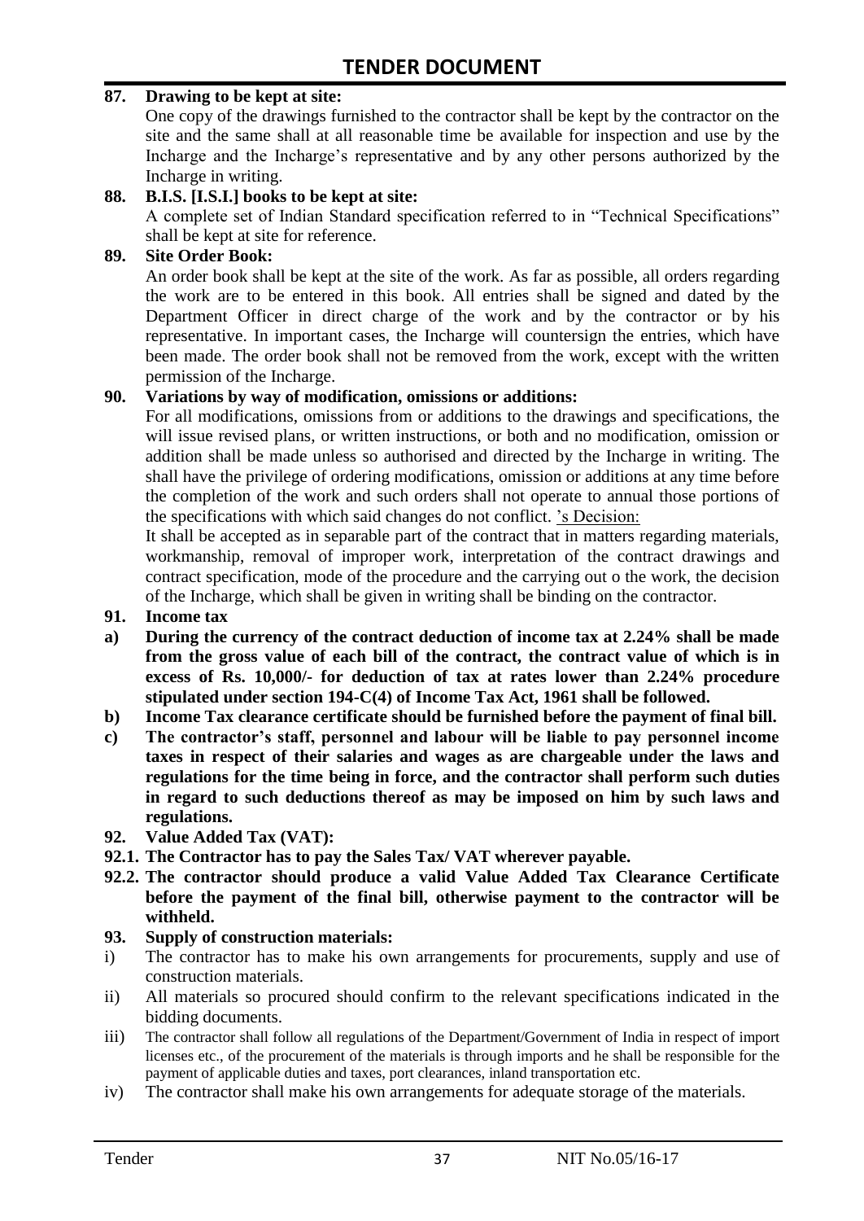**87. Drawing to be kept at site:**

One copy of the drawings furnished to the contractor shall be kept by the contractor on the site and the same shall at all reasonable time be available for inspection and use by the Incharge and the Incharge's representative and by any other persons authorized by the Incharge in writing.

**88. B.I.S. [I.S.I.] books to be kept at site:**

A complete set of Indian Standard specification referred to in "Technical Specifications" shall be kept at site for reference.

**89. Site Order Book:**

An order book shall be kept at the site of the work. As far as possible, all orders regarding the work are to be entered in this book. All entries shall be signed and dated by the Department Officer in direct charge of the work and by the contractor or by his representative. In important cases, the Incharge will countersign the entries, which have been made. The order book shall not be removed from the work, except with the written permission of the Incharge.

**90. Variations by way of modification, omissions or additions:**

For all modifications, omissions from or additions to the drawings and specifications, the will issue revised plans, or written instructions, or both and no modification, omission or addition shall be made unless so authorised and directed by the Incharge in writing. The shall have the privilege of ordering modifications, omission or additions at any time before the completion of the work and such orders shall not operate to annual those portions of the specifications with which said changes do not conflict. 's Decision:

It shall be accepted as in separable part of the contract that in matters regarding materials, workmanship, removal of improper work, interpretation of the contract drawings and contract specification, mode of the procedure and the carrying out o the work, the decision of the Incharge, which shall be given in writing shall be binding on the contractor.

**91. Income tax**

**a) During the currency of the contract deduction of income tax at 2.24% shall be made from the gross value of each bill of the contract, the contract value of which is in excess of Rs. 10,000/- for deduction of tax at rates lower than 2.24% procedure stipulated under section 194-C(4) of Income Tax Act, 1961 shall be followed.**

**b) Income Tax clearance certificate should be furnished before the payment of final bill.**

**c) The contractor's staff, personnel and labour will be liable to pay personnel income taxes in respect of their salaries and wages as are chargeable under the laws and regulations for the time being in force, and the contractor shall perform such duties in regard to such deductions thereof as may be imposed on him by such laws and regulations.**

**92. Value Added Tax (VAT):**

**92.1. The Contractor has to pay the Sales Tax/ VAT wherever payable.**

**92.2. The contractor should produce a valid Value Added Tax Clearance Certificate before the payment of the final bill, otherwise payment to the contractor will be withheld.**

**93. Supply of construction materials:**

i) The contractor has to make his own arrangements for procurements, supply and use of construction materials.

ii) All materials so procured should confirm to the relevant specifications indicated in the bidding documents.

iii) The contractor shall follow all regulations of the Department/Government of India in respect of import licenses etc., of the procurement of the materials is through imports and he shall be responsible for the payment of applicable duties and taxes, port clearances, inland transportation etc.

iv) The contractor shall make his own arrangements for adequate storage of the materials.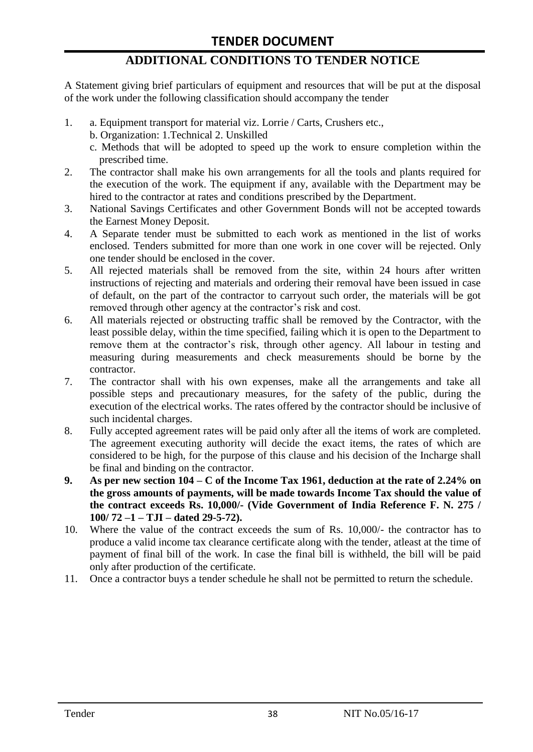## ADDITIONAL CONDITIONS TO TENDER NOTICE

A Statement giving brief particulars of equipment and resources that will be put at the disposal of the work under the following classification should accompany the tender

1. a. Equipment transport for material viz. Lorrie / Carts, Crushers etc.,
   b. Organization: 1.Technical 2. Unskilled
   c. Methods that will be adopted to speed up the work to ensure completion within the prescribed time.
2. The contractor shall make his own arrangements for all the tools and plants required for the execution of the work. The equipment if any, available with the Department may be hired to the contractor at rates and conditions prescribed by the Department.
3. National Savings Certificates and other Government Bonds will not be accepted towards the Earnest Money Deposit.
4. A Separate tender must be submitted to each work as mentioned in the list of works enclosed. Tenders submitted for more than one work in one cover will be rejected. Only one tender should be enclosed in the cover.
5. All rejected materials shall be removed from the site, within 24 hours after written instructions of rejecting and materials and ordering their removal have been issued in case of default, on the part of the contractor to carryout such order, the materials will be got removed through other agency at the contractor's risk and cost.
6. All materials rejected or obstructing traffic shall be removed by the Contractor, with the least possible delay, within the time specified, failing which it is open to the Department to remove them at the contractor's risk, through other agency. All labour in testing and measuring during measurements and check measurements should be borne by the contractor.
7. The contractor shall with his own expenses, make all the arrangements and take all possible steps and precautionary measures, for the safety of the public, during the execution of the electrical works. The rates offered by the contractor should be inclusive of such incidental charges.
8. Fully accepted agreement rates will be paid only after all the items of work are completed. The agreement executing authority will decide the exact items, the rates of which are considered to be high, for the purpose of this clause and his decision of the Incharge shall be final and binding on the contractor.
9. **As per new section 104 – C of the Income Tax 1961, deduction at the rate of 2.24% on the gross amounts of payments, will be made towards Income Tax should the value of the contract exceeds Rs. 10,000/- (Vide Government of India Reference F. N. 275 / 100/ 72 –1 – TJI – dated 29-5-72).**
10. Where the value of the contract exceeds the sum of Rs. 10,000/- the contractor has to produce a valid income tax clearance certificate along with the tender, atleast at the time of payment of final bill of the work. In case the final bill is withheld, the bill will be paid only after production of the certificate.
11. Once a contractor buys a tender schedule he shall not be permitted to return the schedule.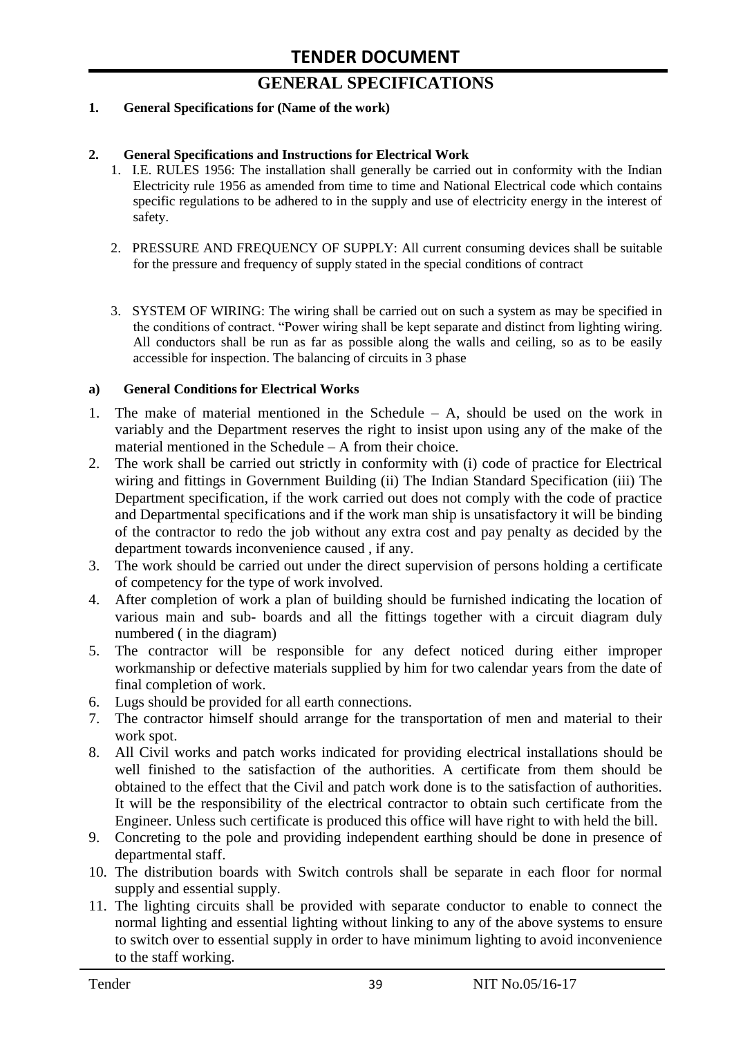# TENDER DOCUMENT

## GENERAL SPECIFICATIONS

**1. General Specifications for (Name of the work)**

**2. General Specifications and Instructions for Electrical Work**

1. I.E. RULES 1956: The installation shall generally be carried out in conformity with the Indian Electricity rule 1956 as amended from time to time and National Electrical code which contains specific regulations to be adhered to in the supply and use of electricity energy in the interest of safety.
2. PRESSURE AND FREQUENCY OF SUPPLY: All current consuming devices shall be suitable for the pressure and frequency of supply stated in the special conditions of contract
3. SYSTEM OF WIRING: The wiring shall be carried out on such a system as may be specified in the conditions of contract. "Power wiring shall be kept separate and distinct from lighting wiring. All conductors shall be run as far as possible along the walls and ceiling, so as to be easily accessible for inspection. The balancing of circuits in 3 phase

**a) General Conditions for Electrical Works**

1. The make of material mentioned in the Schedule – A, should be used on the work in variably and the Department reserves the right to insist upon using any of the make of the material mentioned in the Schedule – A from their choice.
2. The work shall be carried out strictly in conformity with (i) code of practice for Electrical wiring and fittings in Government Building (ii) The Indian Standard Specification (iii) The Department specification, if the work carried out does not comply with the code of practice and Departmental specifications and if the work man ship is unsatisfactory it will be binding of the contractor to redo the job without any extra cost and pay penalty as decided by the department towards inconvenience caused , if any.
3. The work should be carried out under the direct supervision of persons holding a certificate of competency for the type of work involved.
4. After completion of work a plan of building should be furnished indicating the location of various main and sub- boards and all the fittings together with a circuit diagram duly numbered ( in the diagram)
5. The contractor will be responsible for any defect noticed during either improper workmanship or defective materials supplied by him for two calendar years from the date of final completion of work.
6. Lugs should be provided for all earth connections.
7. The contractor himself should arrange for the transportation of men and material to their work spot.
8. All Civil works and patch works indicated for providing electrical installations should be well finished to the satisfaction of the authorities. A certificate from them should be obtained to the effect that the Civil and patch work done is to the satisfaction of authorities. It will be the responsibility of the electrical contractor to obtain such certificate from the Engineer. Unless such certificate is produced this office will have right to with held the bill.
9. Concreting to the pole and providing independent earthing should be done in presence of departmental staff.
10. The distribution boards with Switch controls shall be separate in each floor for normal supply and essential supply.
11. The lighting circuits shall be provided with separate conductor to enable to connect the normal lighting and essential lighting without linking to any of the above systems to ensure to switch over to essential supply in order to have minimum lighting to avoid inconvenience to the staff working.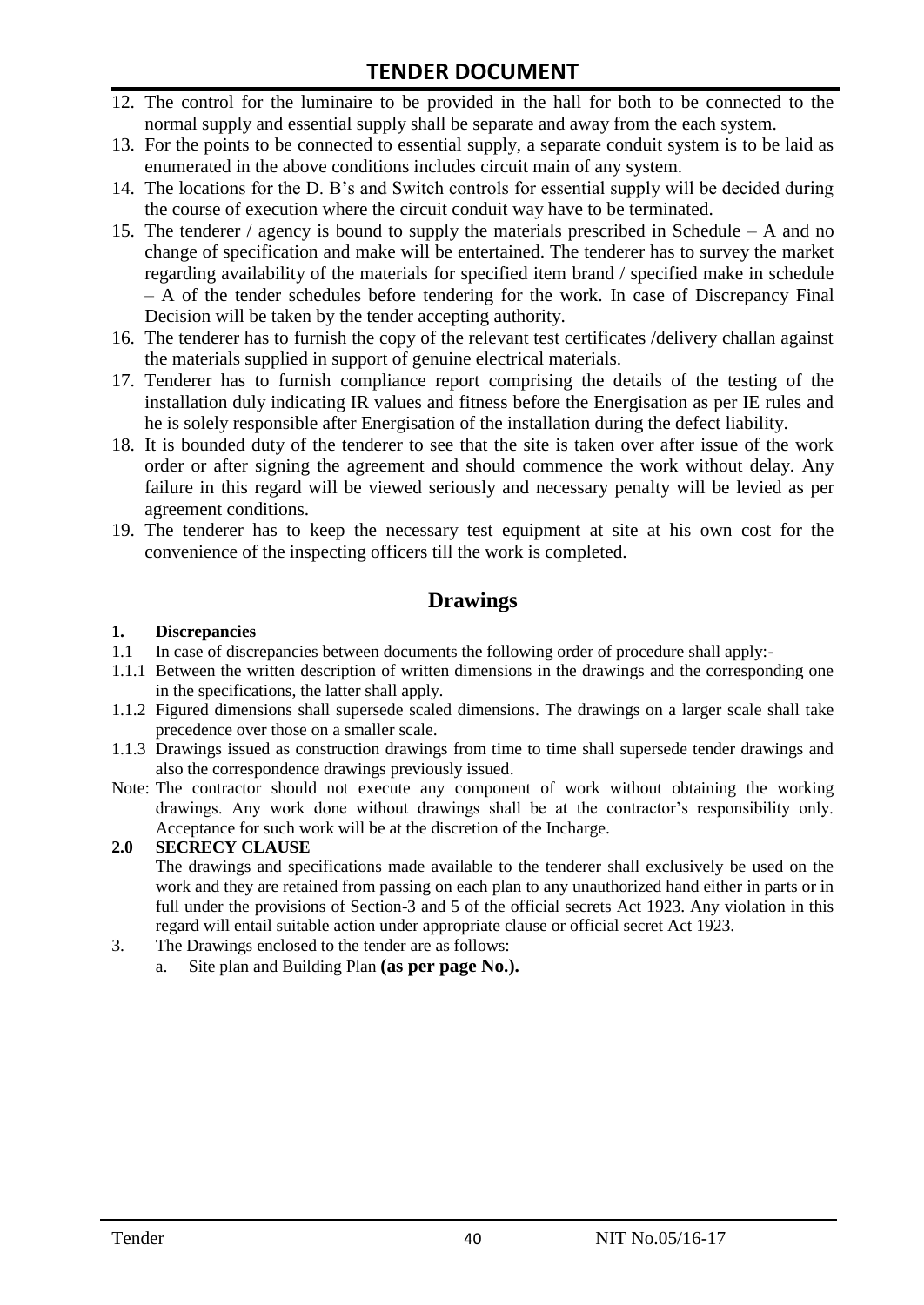12. The control for the luminaire to be provided in the hall for both to be connected to the normal supply and essential supply shall be separate and away from the each system.
13. For the points to be connected to essential supply, a separate conduit system is to be laid as enumerated in the above conditions includes circuit main of any system.
14. The locations for the D. B's and Switch controls for essential supply will be decided during the course of execution where the circuit conduit way have to be terminated.
15. The tenderer / agency is bound to supply the materials prescribed in Schedule – A and no change of specification and make will be entertained. The tenderer has to survey the market regarding availability of the materials for specified item brand / specified make in schedule – A of the tender schedules before tendering for the work. In case of Discrepancy Final Decision will be taken by the tender accepting authority.
16. The tenderer has to furnish the copy of the relevant test certificates /delivery challan against the materials supplied in support of genuine electrical materials.
17. Tenderer has to furnish compliance report comprising the details of the testing of the installation duly indicating IR values and fitness before the Energisation as per IE rules and he is solely responsible after Energisation of the installation during the defect liability.
18. It is bounded duty of the tenderer to see that the site is taken over after issue of the work order or after signing the agreement and should commence the work without delay. Any failure in this regard will be viewed seriously and necessary penalty will be levied as per agreement conditions.
19. The tenderer has to keep the necessary test equipment at site at his own cost for the convenience of the inspecting officers till the work is completed.

## Drawings

**1. Discrepancies**

1.1 In case of discrepancies between documents the following order of procedure shall apply:-

1.1.1 Between the written description of written dimensions in the drawings and the corresponding one in the specifications, the latter shall apply.

1.1.2 Figured dimensions shall supersede scaled dimensions. The drawings on a larger scale shall take precedence over those on a smaller scale.

1.1.3 Drawings issued as construction drawings from time to time shall supersede tender drawings and also the correspondence drawings previously issued.

Note: The contractor should not execute any component of work without obtaining the working drawings. Any work done without drawings shall be at the contractor's responsibility only. Acceptance for such work will be at the discretion of the Incharge.

**2.0 SECRECY CLAUSE**

The drawings and specifications made available to the tenderer shall exclusively be used on the work and they are retained from passing on each plan to any unauthorized hand either in parts or in full under the provisions of Section-3 and 5 of the official secrets Act 1923. Any violation in this regard will entail suitable action under appropriate clause or official secret Act 1923.

3. The Drawings enclosed to the tender are as follows:
   a. Site plan and Building Plan **(as per page No.).**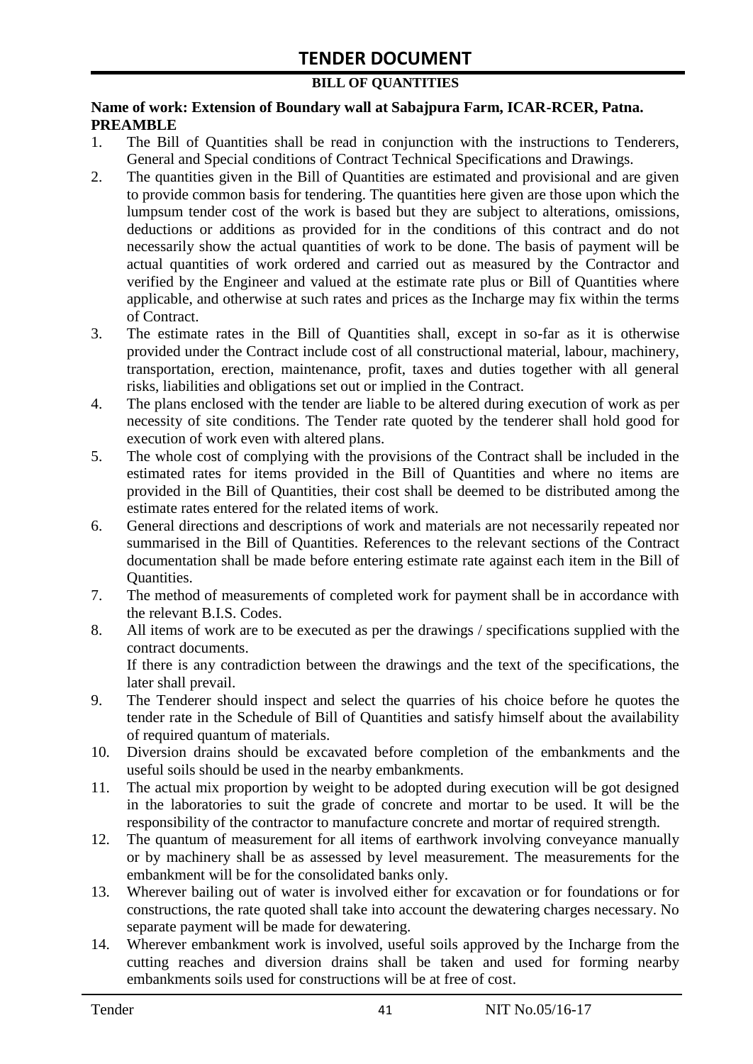# TENDER DOCUMENT

## BILL OF QUANTITIES

**Name of work: Extension of Boundary wall at Sabajpura Farm, ICAR-RCER, Patna.**
**PREAMBLE**

1. The Bill of Quantities shall be read in conjunction with the instructions to Tenderers, General and Special conditions of Contract Technical Specifications and Drawings.
2. The quantities given in the Bill of Quantities are estimated and provisional and are given to provide common basis for tendering. The quantities here given are those upon which the lumpsum tender cost of the work is based but they are subject to alterations, omissions, deductions or additions as provided for in the conditions of this contract and do not necessarily show the actual quantities of work to be done. The basis of payment will be actual quantities of work ordered and carried out as measured by the Contractor and verified by the Engineer and valued at the estimate rate plus or Bill of Quantities where applicable, and otherwise at such rates and prices as the Incharge may fix within the terms of Contract.
3. The estimate rates in the Bill of Quantities shall, except in so-far as it is otherwise provided under the Contract include cost of all constructional material, labour, machinery, transportation, erection, maintenance, profit, taxes and duties together with all general risks, liabilities and obligations set out or implied in the Contract.
4. The plans enclosed with the tender are liable to be altered during execution of work as per necessity of site conditions. The Tender rate quoted by the tenderer shall hold good for execution of work even with altered plans.
5. The whole cost of complying with the provisions of the Contract shall be included in the estimated rates for items provided in the Bill of Quantities and where no items are provided in the Bill of Quantities, their cost shall be deemed to be distributed among the estimate rates entered for the related items of work.
6. General directions and descriptions of work and materials are not necessarily repeated nor summarised in the Bill of Quantities. References to the relevant sections of the Contract documentation shall be made before entering estimate rate against each item in the Bill of Quantities.
7. The method of measurements of completed work for payment shall be in accordance with the relevant B.I.S. Codes.
8. All items of work are to be executed as per the drawings / specifications supplied with the contract documents.
   If there is any contradiction between the drawings and the text of the specifications, the later shall prevail.
9. The Tenderer should inspect and select the quarries of his choice before he quotes the tender rate in the Schedule of Bill of Quantities and satisfy himself about the availability of required quantum of materials.
10. Diversion drains should be excavated before completion of the embankments and the useful soils should be used in the nearby embankments.
11. The actual mix proportion by weight to be adopted during execution will be got designed in the laboratories to suit the grade of concrete and mortar to be used. It will be the responsibility of the contractor to manufacture concrete and mortar of required strength.
12. The quantum of measurement for all items of earthwork involving conveyance manually or by machinery shall be as assessed by level measurement. The measurements for the embankment will be for the consolidated banks only.
13. Wherever bailing out of water is involved either for excavation or for foundations or for constructions, the rate quoted shall take into account the dewatering charges necessary. No separate payment will be made for dewatering.
14. Wherever embankment work is involved, useful soils approved by the Incharge from the cutting reaches and diversion drains shall be taken and used for forming nearby embankments soils used for constructions will be at free of cost.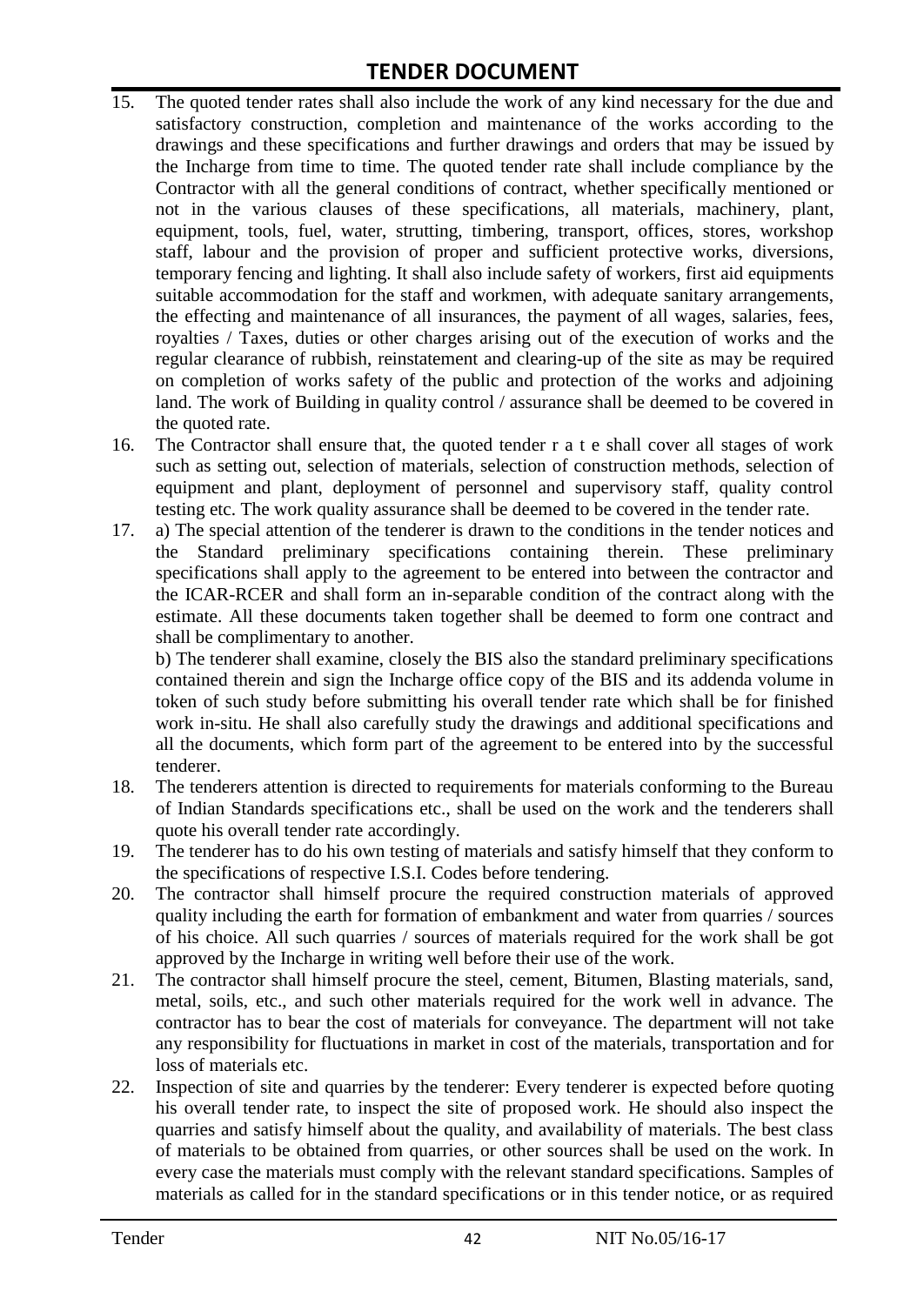15. The quoted tender rates shall also include the work of any kind necessary for the due and satisfactory construction, completion and maintenance of the works according to the drawings and these specifications and further drawings and orders that may be issued by the Incharge from time to time. The quoted tender rate shall include compliance by the Contractor with all the general conditions of contract, whether specifically mentioned or not in the various clauses of these specifications, all materials, machinery, plant, equipment, tools, fuel, water, strutting, timbering, transport, offices, stores, workshop staff, labour and the provision of proper and sufficient protective works, diversions, temporary fencing and lighting. It shall also include safety of workers, first aid equipments suitable accommodation for the staff and workmen, with adequate sanitary arrangements, the effecting and maintenance of all insurances, the payment of all wages, salaries, fees, royalties / Taxes, duties or other charges arising out of the execution of works and the regular clearance of rubbish, reinstatement and clearing-up of the site as may be required on completion of works safety of the public and protection of the works and adjoining land. The work of Building in quality control / assurance shall be deemed to be covered in the quoted rate.
16. The Contractor shall ensure that, the quoted tender r a t e shall cover all stages of work such as setting out, selection of materials, selection of construction methods, selection of equipment and plant, deployment of personnel and supervisory staff, quality control testing etc. The work quality assurance shall be deemed to be covered in the tender rate.
17. a) The special attention of the tenderer is drawn to the conditions in the tender notices and the Standard preliminary specifications containing therein. These preliminary specifications shall apply to the agreement to be entered into between the contractor and the ICAR-RCER and shall form an in-separable condition of the contract along with the estimate. All these documents taken together shall be deemed to form one contract and shall be complimentary to another.

    b) The tenderer shall examine, closely the BIS also the standard preliminary specifications contained therein and sign the Incharge office copy of the BIS and its addenda volume in token of such study before submitting his overall tender rate which shall be for finished work in-situ. He shall also carefully study the drawings and additional specifications and all the documents, which form part of the agreement to be entered into by the successful tenderer.
18. The tenderers attention is directed to requirements for materials conforming to the Bureau of Indian Standards specifications etc., shall be used on the work and the tenderers shall quote his overall tender rate accordingly.
19. The tenderer has to do his own testing of materials and satisfy himself that they conform to the specifications of respective I.S.I. Codes before tendering.
20. The contractor shall himself procure the required construction materials of approved quality including the earth for formation of embankment and water from quarries / sources of his choice. All such quarries / sources of materials required for the work shall be got approved by the Incharge in writing well before their use of the work.
21. The contractor shall himself procure the steel, cement, Bitumen, Blasting materials, sand, metal, soils, etc., and such other materials required for the work well in advance. The contractor has to bear the cost of materials for conveyance. The department will not take any responsibility for fluctuations in market in cost of the materials, transportation and for loss of materials etc.
22. Inspection of site and quarries by the tenderer: Every tenderer is expected before quoting his overall tender rate, to inspect the site of proposed work. He should also inspect the quarries and satisfy himself about the quality, and availability of materials. The best class of materials to be obtained from quarries, or other sources shall be used on the work. In every case the materials must comply with the relevant standard specifications. Samples of materials as called for in the standard specifications or in this tender notice, or as required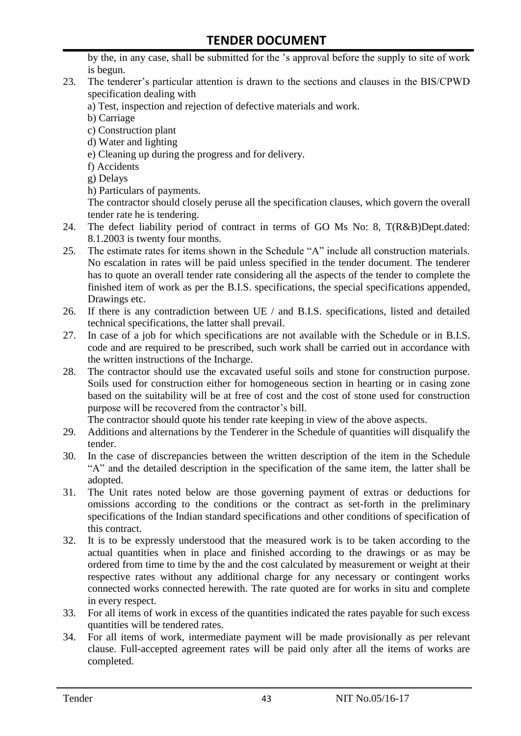by the, in any case, shall be submitted for the 's approval before the supply to site of work is begun.

23. The tenderer's particular attention is drawn to the sections and clauses in the BIS/CPWD specification dealing with
    a) Test, inspection and rejection of defective materials and work.
    b) Carriage
    c) Construction plant
    d) Water and lighting
    e) Cleaning up during the progress and for delivery.
    f) Accidents
    g) Delays
    h) Particulars of payments.

    The contractor should closely peruse all the specification clauses, which govern the overall tender rate he is tendering.
24. The defect liability period of contract in terms of GO Ms No: 8, T(R&B)Dept.dated: 8.1.2003 is twenty four months.
25. The estimate rates for items shown in the Schedule "A" include all construction materials. No escalation in rates will be paid unless specified in the tender document. The tenderer has to quote an overall tender rate considering all the aspects of the tender to complete the finished item of work as per the B.I.S. specifications, the special specifications appended, Drawings etc.
26. If there is any contradiction between UE / and B.I.S. specifications, listed and detailed technical specifications, the latter shall prevail.
27. In case of a job for which specifications are not available with the Schedule or in B.I.S. code and are required to be prescribed, such work shall be carried out in accordance with the written instructions of the Incharge.
28. The contractor should use the excavated useful soils and stone for construction purpose. Soils used for construction either for homogeneous section in hearting or in casing zone based on the suitability will be at free of cost and the cost of stone used for construction purpose will be recovered from the contractor's bill.

    The contractor should quote his tender rate keeping in view of the above aspects.
29. Additions and alternations by the Tenderer in the Schedule of quantities will disqualify the tender.
30. In the case of discrepancies between the written description of the item in the Schedule "A" and the detailed description in the specification of the same item, the latter shall be adopted.
31. The Unit rates noted below are those governing payment of extras or deductions for omissions according to the conditions or the contract as set-forth in the preliminary specifications of the Indian standard specifications and other conditions of specification of this contract.
32. It is to be expressly understood that the measured work is to be taken according to the actual quantities when in place and finished according to the drawings or as may be ordered from time to time by the and the cost calculated by measurement or weight at their respective rates without any additional charge for any necessary or contingent works connected works connected herewith. The rate quoted are for works in situ and complete in every respect.
33. For all items of work in excess of the quantities indicated the rates payable for such excess quantities will be tendered rates.
34. For all items of work, intermediate payment will be made provisionally as per relevant clause. Full-accepted agreement rates will be paid only after all the items of works are completed.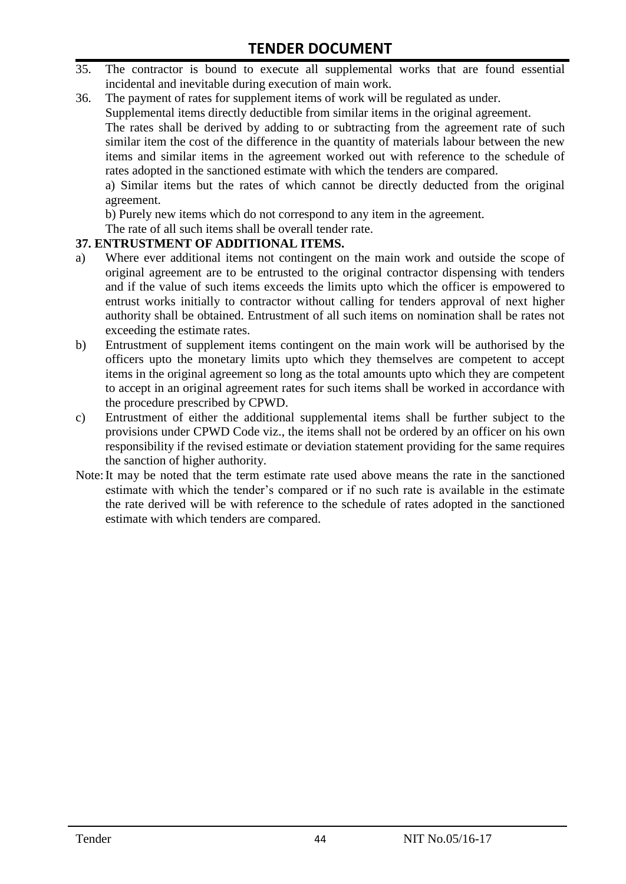35. The contractor is bound to execute all supplemental works that are found essential incidental and inevitable during execution of main work.
36. The payment of rates for supplement items of work will be regulated as under.

    Supplemental items directly deductible from similar items in the original agreement.

    The rates shall be derived by adding to or subtracting from the agreement rate of such similar item the cost of the difference in the quantity of materials labour between the new items and similar items in the agreement worked out with reference to the schedule of rates adopted in the sanctioned estimate with which the tenders are compared.

    a) Similar items but the rates of which cannot be directly deducted from the original agreement.

    b) Purely new items which do not correspond to any item in the agreement.

    The rate of all such items shall be overall tender rate.

**37. ENTRUSTMENT OF ADDITIONAL ITEMS.**

a) Where ever additional items not contingent on the main work and outside the scope of original agreement are to be entrusted to the original contractor dispensing with tenders and if the value of such items exceeds the limits upto which the officer is empowered to entrust works initially to contractor without calling for tenders approval of next higher authority shall be obtained. Entrustment of all such items on nomination shall be rates not exceeding the estimate rates.

b) Entrustment of supplement items contingent on the main work will be authorised by the officers upto the monetary limits upto which they themselves are competent to accept items in the original agreement so long as the total amounts upto which they are competent to accept in an original agreement rates for such items shall be worked in accordance with the procedure prescribed by CPWD.

c) Entrustment of either the additional supplemental items shall be further subject to the provisions under CPWD Code viz., the items shall not be ordered by an officer on his own responsibility if the revised estimate or deviation statement providing for the same requires the sanction of higher authority.

Note: It may be noted that the term estimate rate used above means the rate in the sanctioned estimate with which the tender's compared or if no such rate is available in the estimate the rate derived will be with reference to the schedule of rates adopted in the sanctioned estimate with which tenders are compared.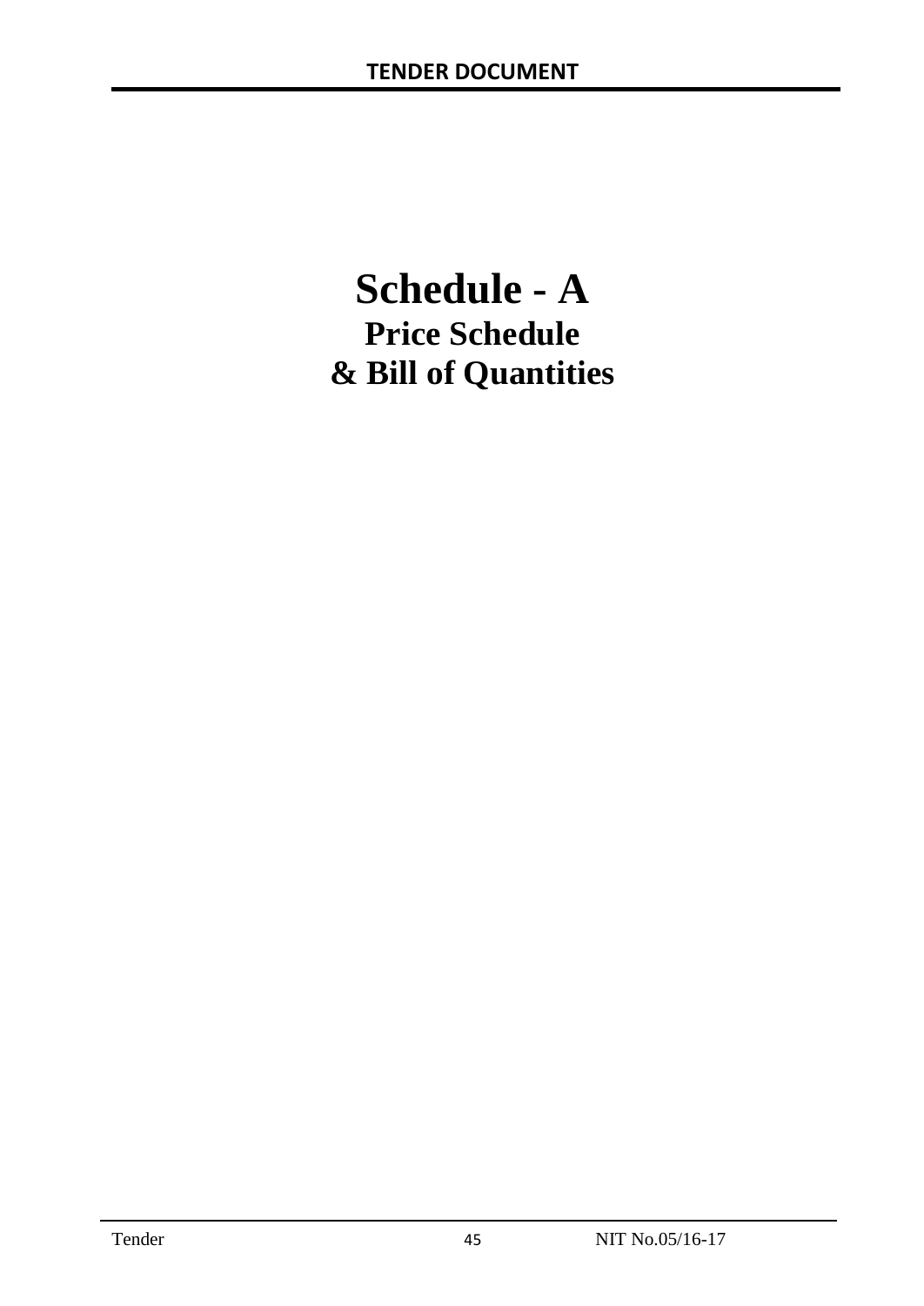# Schedule - A

## Price Schedule

## & Bill of Quantities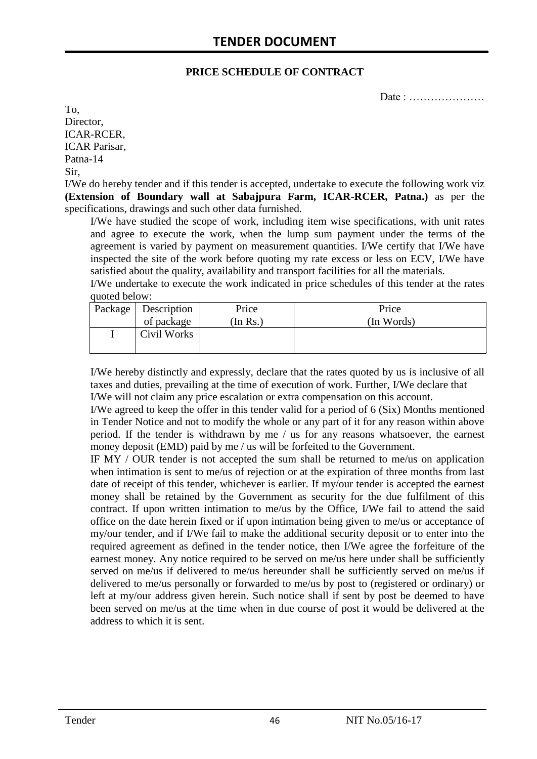## PRICE SCHEDULE OF CONTRACT

Date : …………………

To,
Director,
ICAR-RCER,
ICAR Parisar,
Patna-14
Sir,

I/We do hereby tender and if this tender is accepted, undertake to execute the following work viz **(Extension of Boundary wall at Sabajpura Farm, ICAR-RCER, Patna.)** as per the specifications, drawings and such other data furnished.

I/We have studied the scope of work, including item wise specifications, with unit rates and agree to execute the work, when the lump sum payment under the terms of the agreement is varied by payment on measurement quantities. I/We certify that I/We have inspected the site of the work before quoting my rate excess or less on ECV, I/We have satisfied about the quality, availability and transport facilities for all the materials.

I/We undertake to execute the work indicated in price schedules of this tender at the rates quoted below:

| Package | Description of package | Price (In Rs.) | Price (In Words) |
|---|---|---|---|
| I | Civil Works | | |

I/We hereby distinctly and expressly, declare that the rates quoted by us is inclusive of all taxes and duties, prevailing at the time of execution of work. Further, I/We declare that I/We will not claim any price escalation or extra compensation on this account.

I/We agreed to keep the offer in this tender valid for a period of 6 (Six) Months mentioned in Tender Notice and not to modify the whole or any part of it for any reason within above period. If the tender is withdrawn by me / us for any reasons whatsoever, the earnest money deposit (EMD) paid by me / us will be forfeited to the Government.

IF MY / OUR tender is not accepted the sum shall be returned to me/us on application when intimation is sent to me/us of rejection or at the expiration of three months from last date of receipt of this tender, whichever is earlier. If my/our tender is accepted the earnest money shall be retained by the Government as security for the due fulfilment of this contract. If upon written intimation to me/us by the Office, I/We fail to attend the said office on the date herein fixed or if upon intimation being given to me/us or acceptance of my/our tender, and if I/We fail to make the additional security deposit or to enter into the required agreement as defined in the tender notice, then I/We agree the forfeiture of the earnest money. Any notice required to be served on me/us here under shall be sufficiently served on me/us if delivered to me/us hereunder shall be sufficiently served on me/us if delivered to me/us personally or forwarded to me/us by post to (registered or ordinary) or left at my/our address given herein. Such notice shall if sent by post be deemed to have been served on me/us at the time when in due course of post it would be delivered at the address to which it is sent.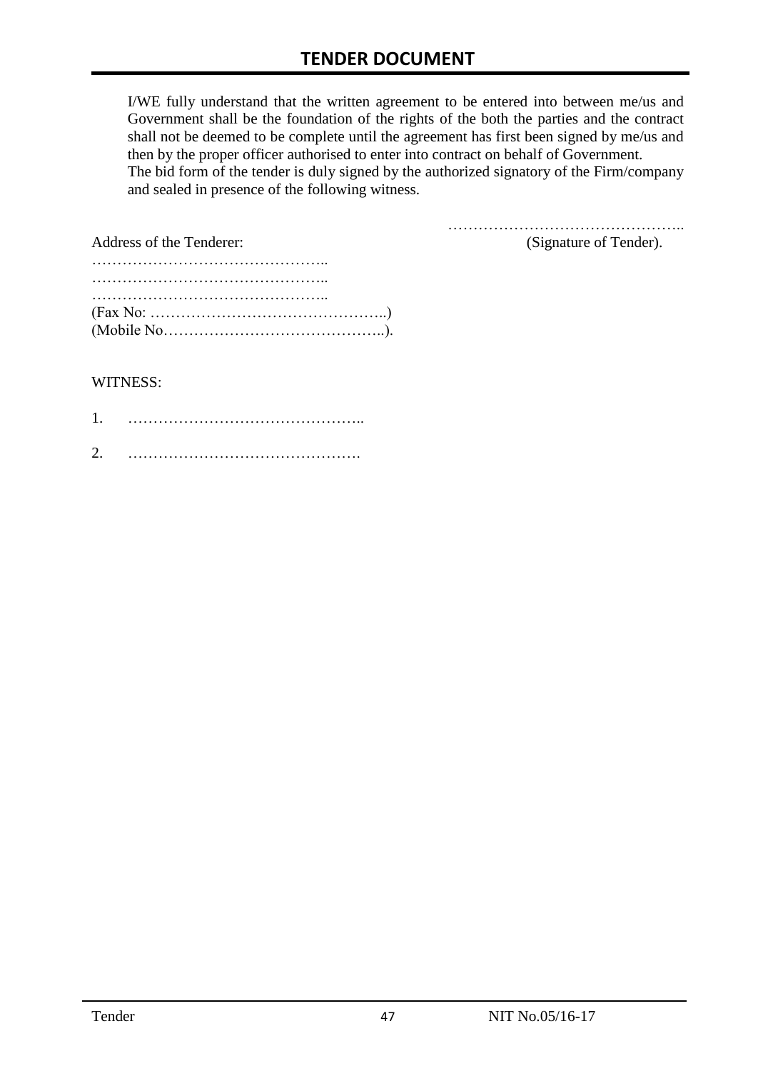I/WE fully understand that the written agreement to be entered into between me/us and Government shall be the foundation of the rights of the both the parties and the contract shall not be deemed to be complete until the agreement has first been signed by me/us and then by the proper officer authorised to enter into contract on behalf of Government.
The bid form of the tender is duly signed by the authorized signatory of the Firm/company and sealed in presence of the following witness.

………………………………………..
(Signature of Tender).

Address of the Tenderer:

………………………………………..
………………………………………..
………………………………………..
(Fax No: ………………………………………..)
(Mobile No……………………………………..).

WITNESS:

1. ………………………………………..

2. ……………………………………….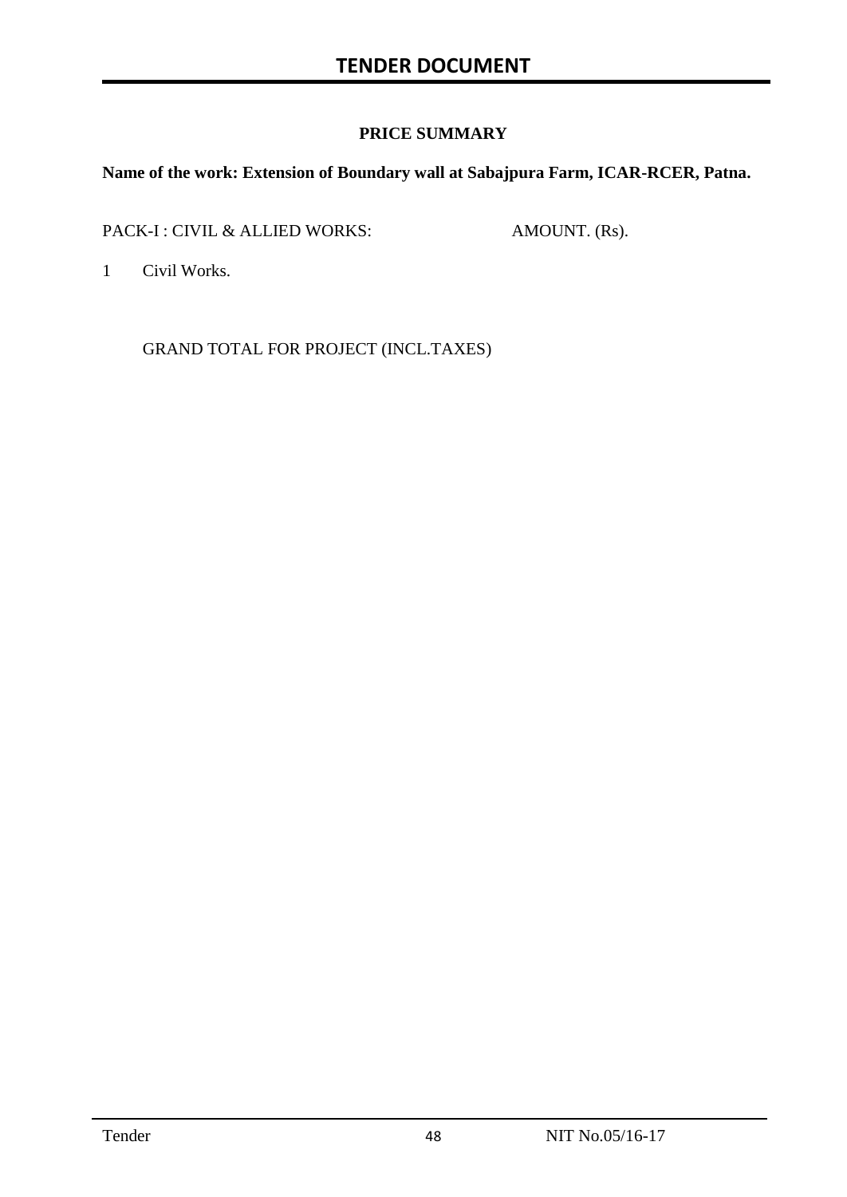**PRICE SUMMARY**

**Name of the work: Extension of Boundary wall at Sabajpura Farm, ICAR-RCER, Patna.**

| PACK-I : CIVIL & ALLIED WORKS: | | AMOUNT. (Rs). |
|---|---|---|
| 1 | Civil Works. | |
| | GRAND TOTAL FOR PROJECT (INCL.TAXES) | |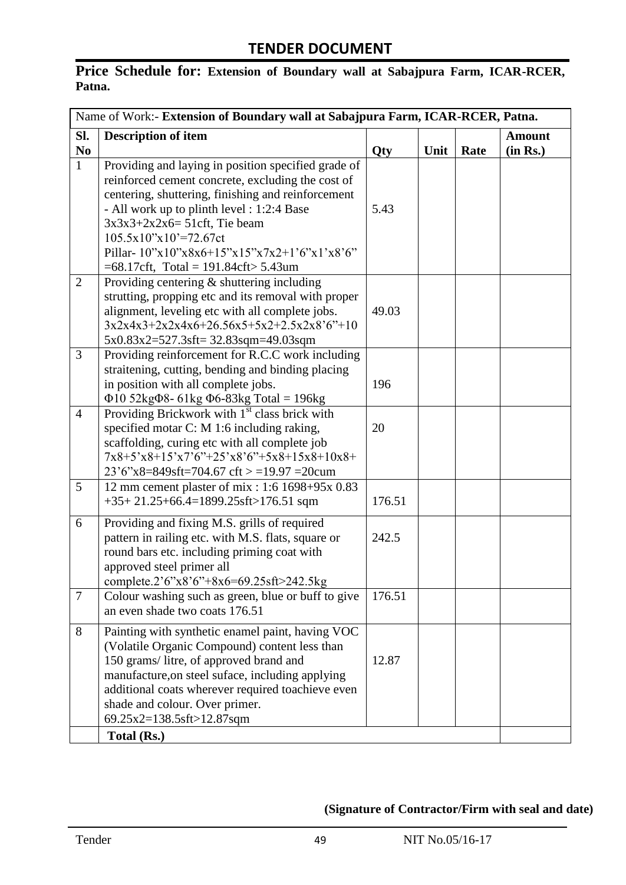## TENDER DOCUMENT

**Price Schedule for: Extension of Boundary wall at Sabajpura Farm, ICAR-RCER, Patna.**

| Name of Work:- **Extension of Boundary wall at Sabajpura Farm, ICAR-RCER, Patna.** | | | | | |
|---|---|---|---|---|---|
| **Sl. No** | **Description of item** | **Qty** | **Unit** | **Rate** | **Amount (in Rs.)** |
| 1 | Providing and laying in position specified grade of reinforced cement concrete, excluding the cost of centering, shuttering, finishing and reinforcement - All work up to plinth level : 1:2:4 Base 3x3x3+2x2x6= 51cft, Tie beam 105.5x10"x10'=72.67ct Pillar- 10"x10"x8x6+15"x15"x7x2+1'6"x1'x8'6" =68.17cft, Total = 191.84cft> 5.43um | 5.43 | | | |
| 2 | Providing centering & shuttering including strutting, propping etc and its removal with proper alignment, leveling etc with all complete jobs. 3x2x4x3+2x2x4x6+26.56x5+5x2+2.5x2x8'6"+10 5x0.83x2=527.3sft= 32.83sqm=49.03sqm | 49.03 | | | |
| 3 | Providing reinforcement for R.C.C work including straitening, cutting, bending and binding placing in position with all complete jobs. Φ10 52kgΦ8- 61kg Φ6-83kg Total = 196kg | 196 | | | |
| 4 | Providing Brickwork with 1st class brick with specified motar C: M 1:6 including raking, scaffolding, curing etc with all complete job 7x8+5'x8+15'x7'6"+25'x8'6"+5x8+15x8+10x8+ 23'6"x8=849sft=704.67 cft > =19.97 =20cum | 20 | | | |
| 5 | 12 mm cement plaster of mix : 1:6 1698+95x 0.83 +35+ 21.25+66.4=1899.25sft>176.51 sqm | 176.51 | | | |
| 6 | Providing and fixing M.S. grills of required pattern in railing etc. with M.S. flats, square or round bars etc. including priming coat with approved steel primer all complete.2'6"x8'6"+8x6=69.25sft>242.5kg | 242.5 | | | |
| 7 | Colour washing such as green, blue or buff to give an even shade two coats 176.51 | 176.51 | | | |
| 8 | Painting with synthetic enamel paint, having VOC (Volatile Organic Compound) content less than 150 grams/ litre, of approved brand and manufacture,on steel suface, including applying additional coats wherever required toachieve even shade and colour. Over primer. 69.25x2=138.5sft>12.87sqm | 12.87 | | | |
| | **Total (Rs.)** | | | | |

**(Signature of Contractor/Firm with seal and date)**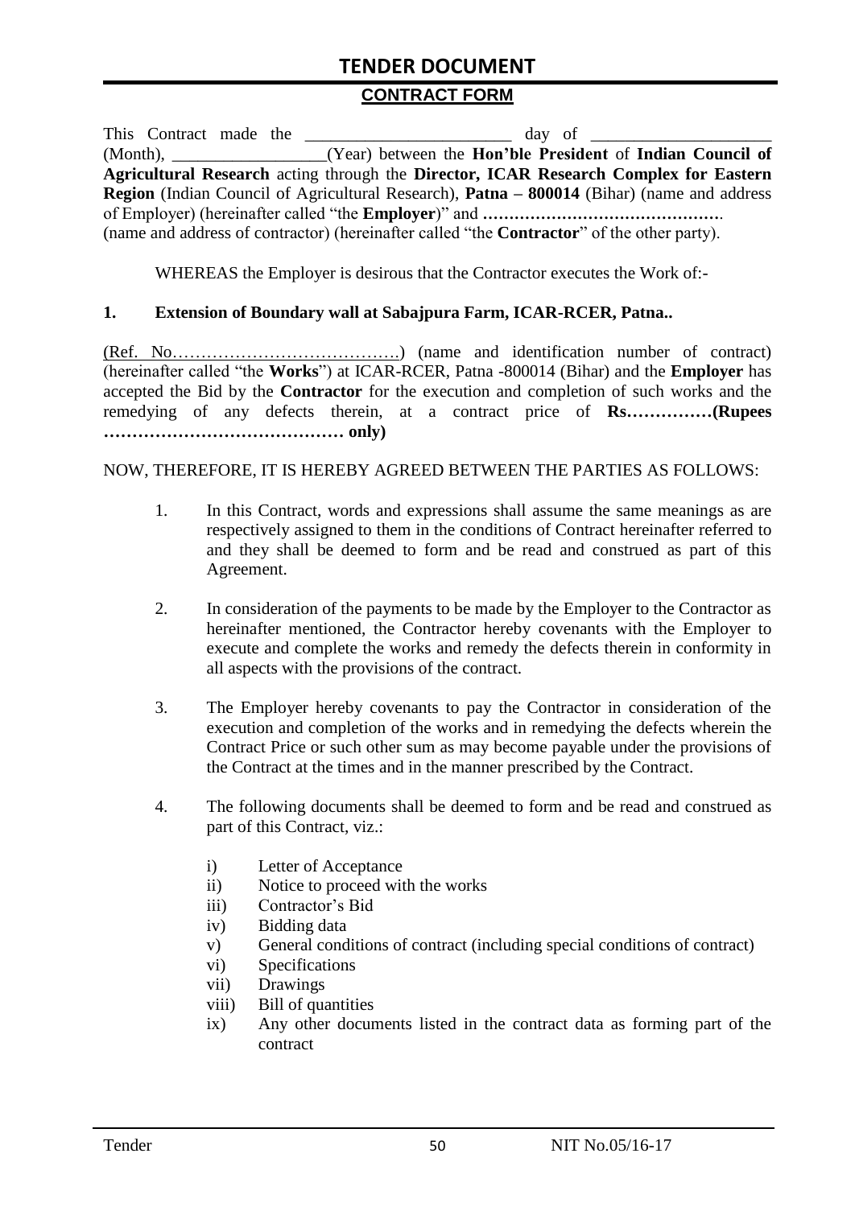# TENDER DOCUMENT

## CONTRACT FORM

This Contract made the ________________________ day of ____________________ (Month), _________________(Year) between the **Hon'ble President** of **Indian Council of Agricultural Research** acting through the **Director, ICAR Research Complex for Eastern Region** (Indian Council of Agricultural Research), **Patna – 800014** (Bihar) (name and address of Employer) (hereinafter called "the **Employer**)" and **………………………………………**. (name and address of contractor) (hereinafter called "the **Contractor**" of the other party).

WHEREAS the Employer is desirous that the Contractor executes the Work of:-

**1. Extension of Boundary wall at Sabajpura Farm, ICAR-RCER, Patna..**

(Ref. No………………………………….) (name and identification number of contract) (hereinafter called "the **Works**") at ICAR-RCER, Patna -800014 (Bihar) and the **Employer** has accepted the Bid by the **Contractor** for the execution and completion of such works and the remedying of any defects therein, at a contract price of **Rs……………(Rupees …………………………………… only)**

NOW, THEREFORE, IT IS HEREBY AGREED BETWEEN THE PARTIES AS FOLLOWS:

1. In this Contract, words and expressions shall assume the same meanings as are respectively assigned to them in the conditions of Contract hereinafter referred to and they shall be deemed to form and be read and construed as part of this Agreement.

2. In consideration of the payments to be made by the Employer to the Contractor as hereinafter mentioned, the Contractor hereby covenants with the Employer to execute and complete the works and remedy the defects therein in conformity in all aspects with the provisions of the contract.

3. The Employer hereby covenants to pay the Contractor in consideration of the execution and completion of the works and in remedying the defects wherein the Contract Price or such other sum as may become payable under the provisions of the Contract at the times and in the manner prescribed by the Contract.

4. The following documents shall be deemed to form and be read and construed as part of this Contract, viz.:

   i) Letter of Acceptance
   ii) Notice to proceed with the works
   iii) Contractor's Bid
   iv) Bidding data
   v) General conditions of contract (including special conditions of contract)
   vi) Specifications
   vii) Drawings
   viii) Bill of quantities
   ix) Any other documents listed in the contract data as forming part of the contract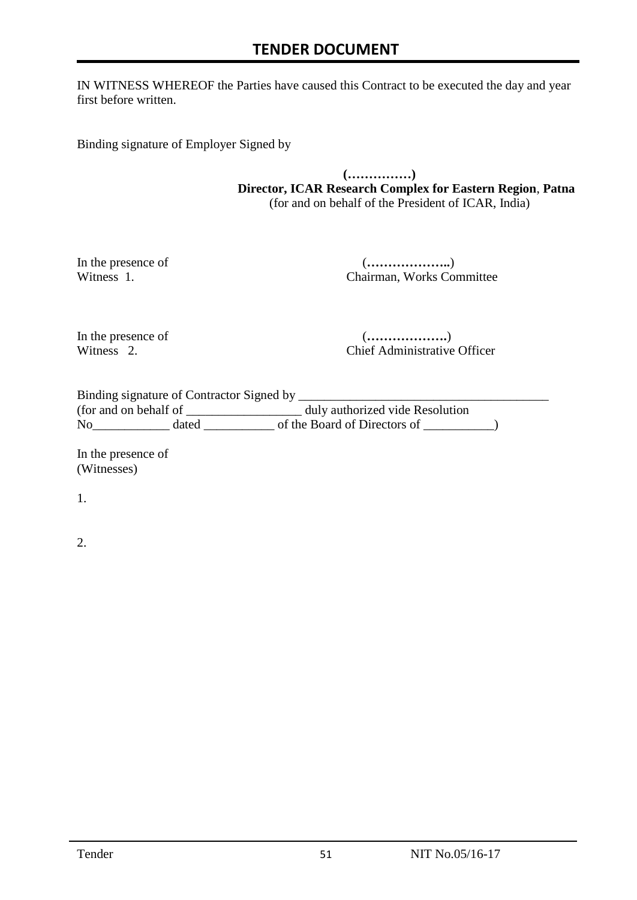IN WITNESS WHEREOF the Parties have caused this Contract to be executed the day and year first before written.

Binding signature of Employer Signed by

**(……………)**
**Director, ICAR Research Complex for Eastern Region**, **Patna**
(for and on behalf of the President of ICAR, India)

In the presence of
Witness 1.

(**………………..**)
Chairman, Works Committee

In the presence of
Witness 2.

(**……………….**)
Chief Administrative Officer

Binding signature of Contractor Signed by ______________________________________
(for and on behalf of _________________ duly authorized vide Resolution
No____________ dated ___________ of the Board of Directors of ___________)

In the presence of
(Witnesses)

1.

2.